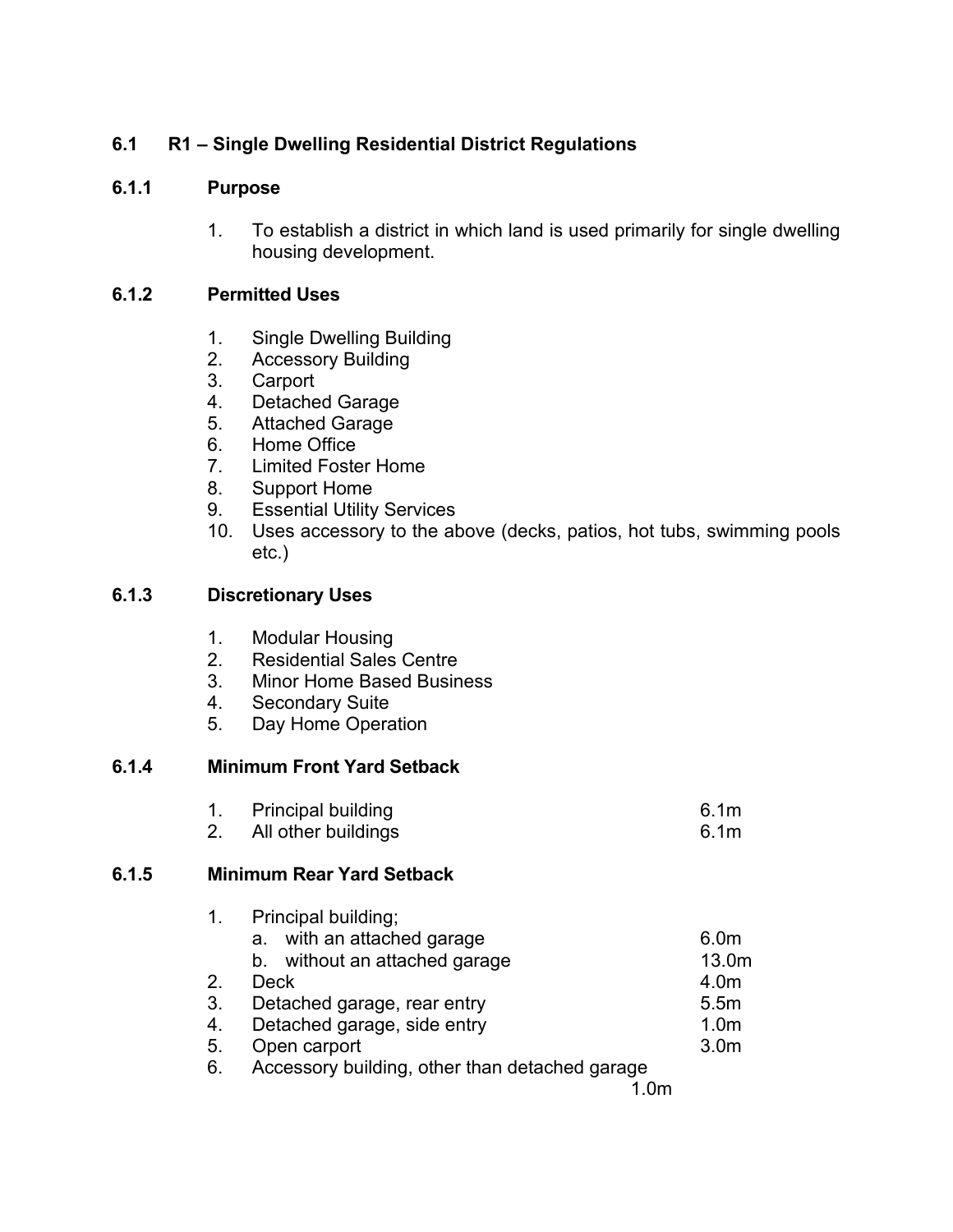## 6.1 R1 – Single Dwelling Residential District Regulations

### 6.1.1 Purpose

1. To establish a district in which land is used primarily for single dwelling housing development.

### 6.1.2 Permitted Uses

1. Single Dwelling Building
2. Accessory Building
3. Carport
4. Detached Garage
5. Attached Garage
6. Home Office
7. Limited Foster Home
8. Support Home
9. Essential Utility Services
10. Uses accessory to the above (decks, patios, hot tubs, swimming pools etc.)

### 6.1.3 Discretionary Uses

1. Modular Housing
2. Residential Sales Centre
3. Minor Home Based Business
4. Secondary Suite
5. Day Home Operation

### 6.1.4 Minimum Front Yard Setback

| | | |
|---|---|---|
| 1. | Principal building | 6.1m |
| 2. | All other buildings | 6.1m |

### 6.1.5 Minimum Rear Yard Setback

| | | |
|---|---|---|
| 1. | Principal building; | |
| | a. with an attached garage | 6.0m |
| | b. without an attached garage | 13.0m |
| 2. | Deck | 4.0m |
| 3. | Detached garage, rear entry | 5.5m |
| 4. | Detached garage, side entry | 1.0m |
| 5. | Open carport | 3.0m |
| 6. | Accessory building, other than detached garage | 1.0m |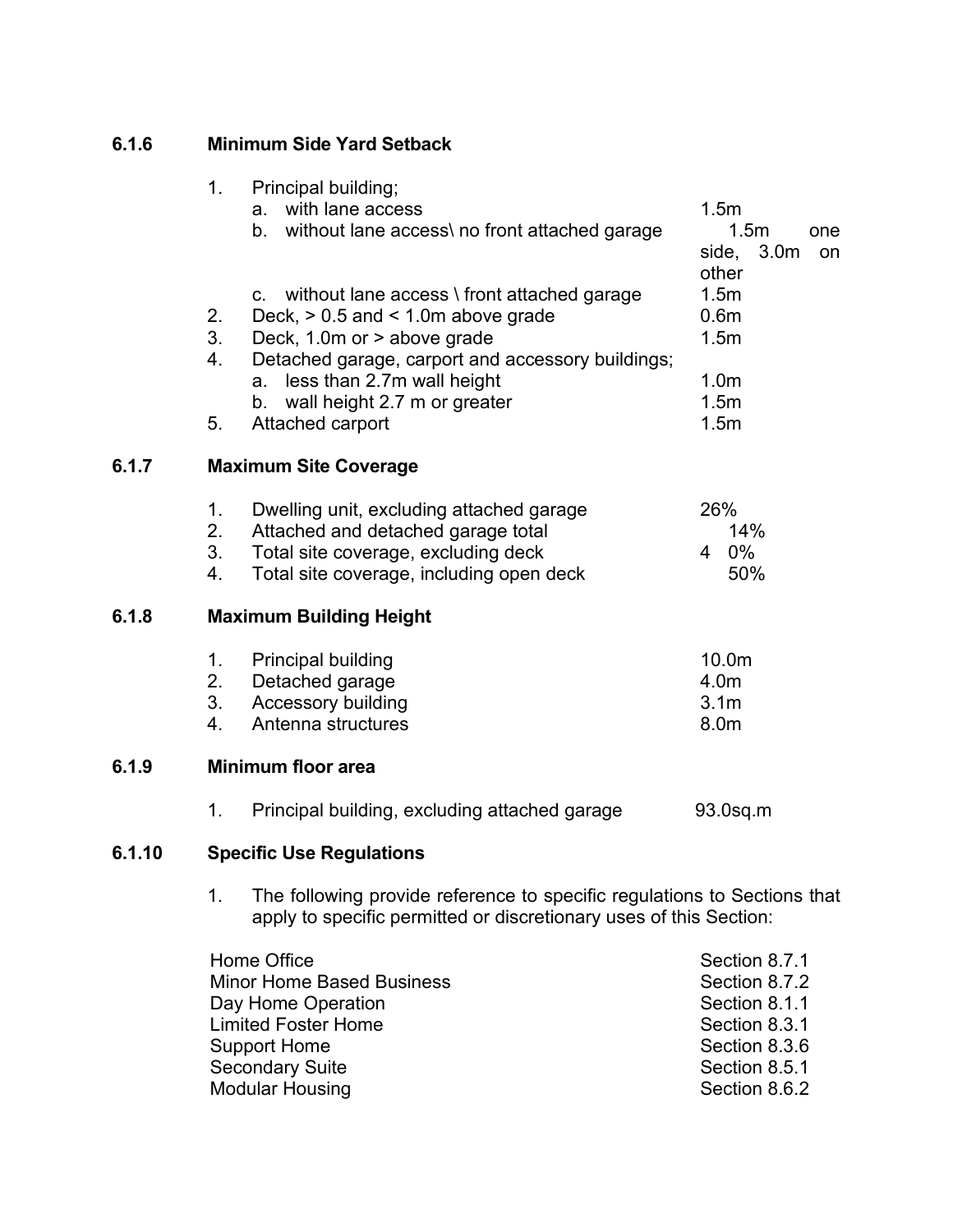### 6.1.6 Minimum Side Yard Setback

1. Principal building;
   a. with lane access — 1.5m
   b. without lane access\ no front attached garage — 1.5m one side, 3.0m on other
   c. without lane access \ front attached garage — 1.5m
2. Deck, > 0.5 and < 1.0m above grade — 0.6m
3. Deck, 1.0m or > above grade — 1.5m
4. Detached garage, carport and accessory buildings;
   a. less than 2.7m wall height — 1.0m
   b. wall height 2.7 m or greater — 1.5m
5. Attached carport — 1.5m

### 6.1.7 Maximum Site Coverage

1. Dwelling unit, excluding attached garage — 26%
2. Attached and detached garage total — 14%
3. Total site coverage, excluding deck — 4 0%
4. Total site coverage, including open deck — 50%

### 6.1.8 Maximum Building Height

1. Principal building — 10.0m
2. Detached garage — 4.0m
3. Accessory building — 3.1m
4. Antenna structures — 8.0m

### 6.1.9 Minimum floor area

1. Principal building, excluding attached garage — 93.0sq.m

### 6.1.10 Specific Use Regulations

1. The following provide reference to specific regulations to Sections that apply to specific permitted or discretionary uses of this Section:

| Use | Section |
|---|---|
| Home Office | Section 8.7.1 |
| Minor Home Based Business | Section 8.7.2 |
| Day Home Operation | Section 8.1.1 |
| Limited Foster Home | Section 8.3.1 |
| Support Home | Section 8.3.6 |
| Secondary Suite | Section 8.5.1 |
| Modular Housing | Section 8.6.2 |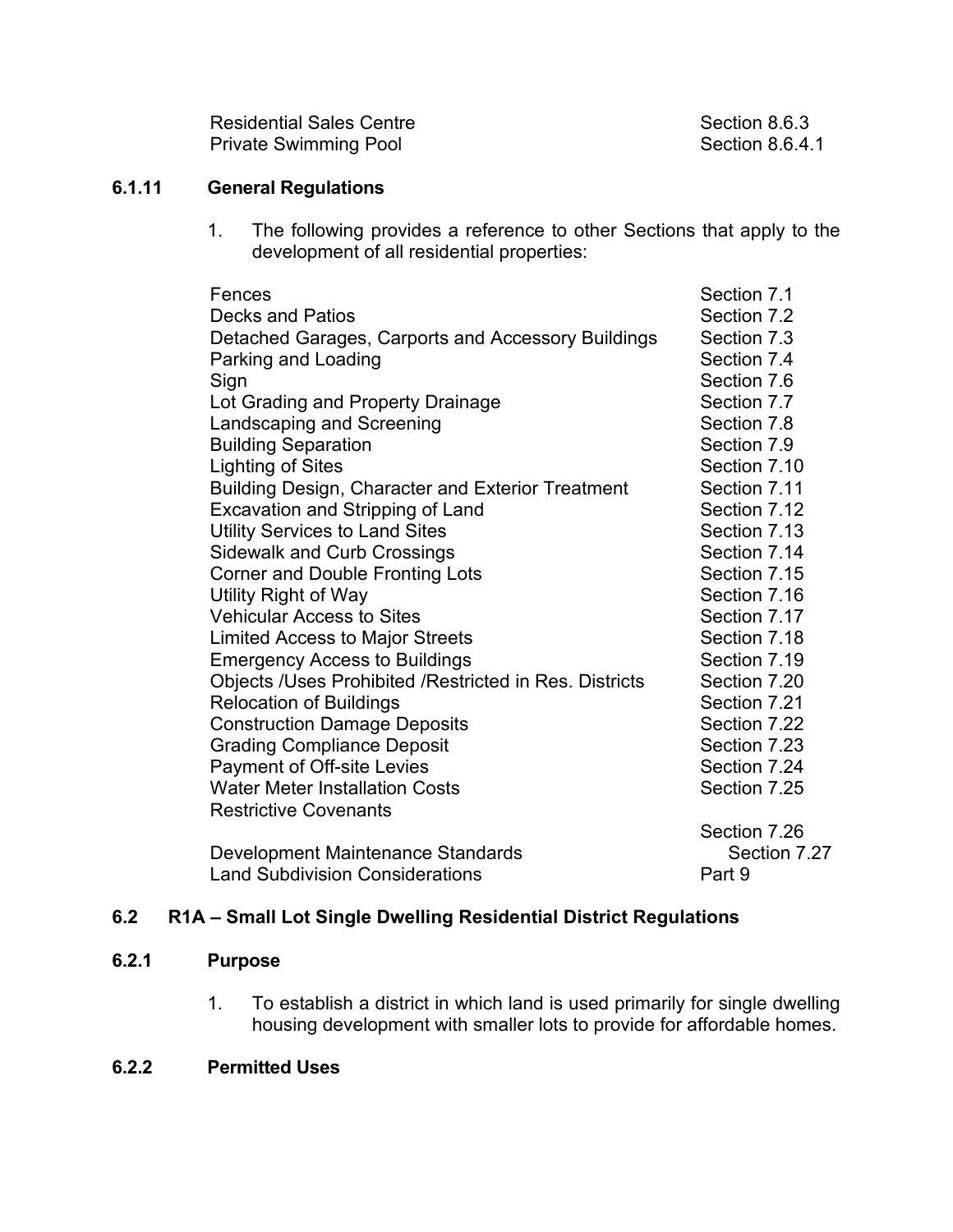| | |
|---|---|
| Residential Sales Centre | Section 8.6.3 |
| Private Swimming Pool | Section 8.6.4.1 |

### 6.1.11 General Regulations

1. The following provides a reference to other Sections that apply to the development of all residential properties:

| | |
|---|---|
| Fences | Section 7.1 |
| Decks and Patios | Section 7.2 |
| Detached Garages, Carports and Accessory Buildings | Section 7.3 |
| Parking and Loading | Section 7.4 |
| Sign | Section 7.6 |
| Lot Grading and Property Drainage | Section 7.7 |
| Landscaping and Screening | Section 7.8 |
| Building Separation | Section 7.9 |
| Lighting of Sites | Section 7.10 |
| Building Design, Character and Exterior Treatment | Section 7.11 |
| Excavation and Stripping of Land | Section 7.12 |
| Utility Services to Land Sites | Section 7.13 |
| Sidewalk and Curb Crossings | Section 7.14 |
| Corner and Double Fronting Lots | Section 7.15 |
| Utility Right of Way | Section 7.16 |
| Vehicular Access to Sites | Section 7.17 |
| Limited Access to Major Streets | Section 7.18 |
| Emergency Access to Buildings | Section 7.19 |
| Objects /Uses Prohibited /Restricted in Res. Districts | Section 7.20 |
| Relocation of Buildings | Section 7.21 |
| Construction Damage Deposits | Section 7.22 |
| Grading Compliance Deposit | Section 7.23 |
| Payment of Off-site Levies | Section 7.24 |
| Water Meter Installation Costs | Section 7.25 |
| Restrictive Covenants | Section 7.26 |
| Development Maintenance Standards | Section 7.27 |
| Land Subdivision Considerations | Part 9 |

## 6.2 R1A – Small Lot Single Dwelling Residential District Regulations

### 6.2.1 Purpose

1. To establish a district in which land is used primarily for single dwelling housing development with smaller lots to provide for affordable homes.

### 6.2.2 Permitted Uses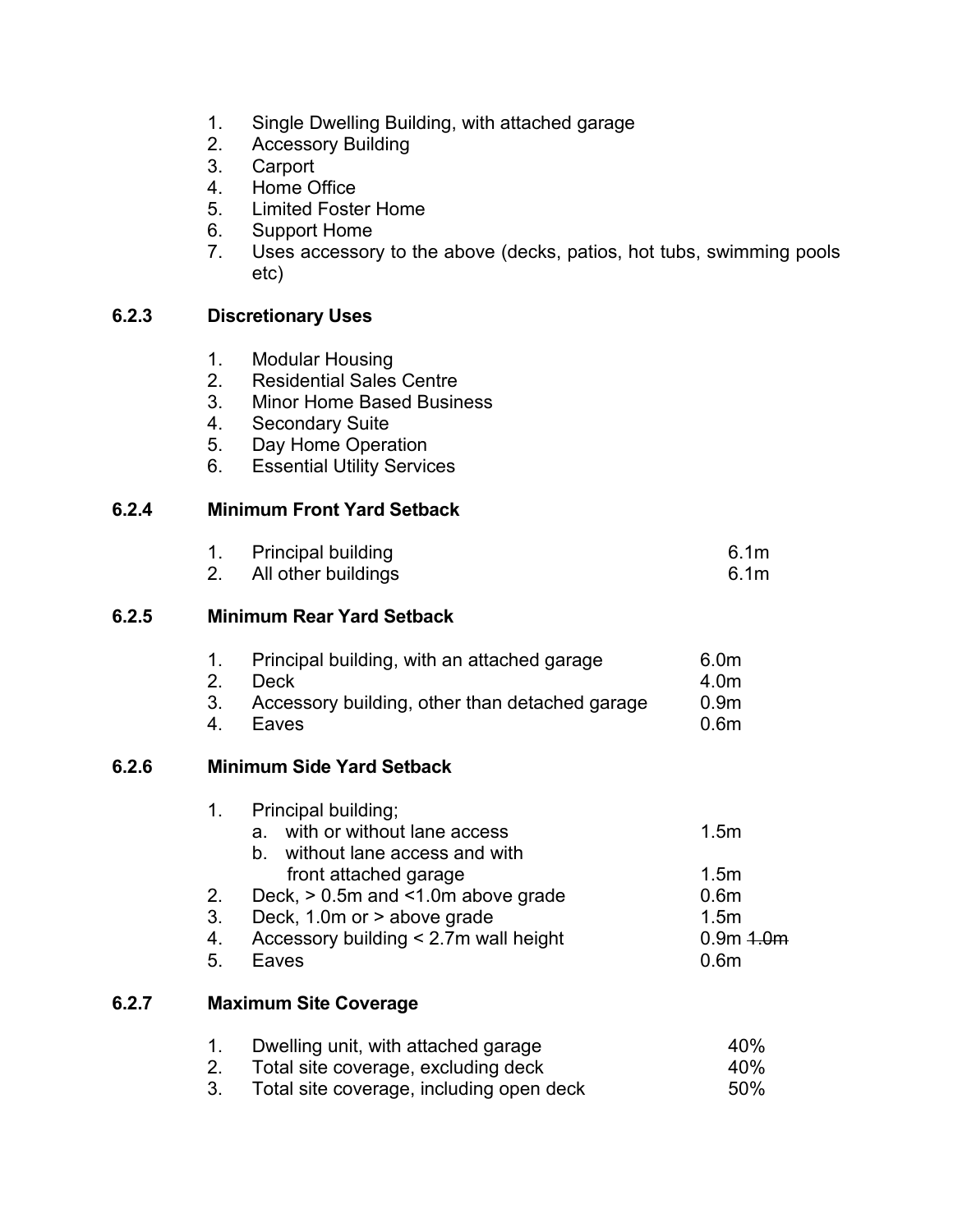1. Single Dwelling Building, with attached garage
2. Accessory Building
3. Carport
4. Home Office
5. Limited Foster Home
6. Support Home
7. Uses accessory to the above (decks, patios, hot tubs, swimming pools etc)

### 6.2.3 Discretionary Uses

1. Modular Housing
2. Residential Sales Centre
3. Minor Home Based Business
4. Secondary Suite
5. Day Home Operation
6. Essential Utility Services

### 6.2.4 Minimum Front Yard Setback

| | | |
|---|---|---|
| 1. | Principal building | 6.1m |
| 2. | All other buildings | 6.1m |

### 6.2.5 Minimum Rear Yard Setback

| | | |
|---|---|---|
| 1. | Principal building, with an attached garage | 6.0m |
| 2. | Deck | 4.0m |
| 3. | Accessory building, other than detached garage | 0.9m |
| 4. | Eaves | 0.6m |

### 6.2.6 Minimum Side Yard Setback

| | | |
|---|---|---|
| 1. | Principal building; | |
| | a. with or without lane access | 1.5m |
| | b. without lane access and with front attached garage | 1.5m |
| 2. | Deck, > 0.5m and <1.0m above grade | 0.6m |
| 3. | Deck, 1.0m or > above grade | 1.5m |
| 4. | Accessory building < 2.7m wall height | 0.9m ~~1.0m~~ |
| 5. | Eaves | 0.6m |

### 6.2.7 Maximum Site Coverage

| | | |
|---|---|---|
| 1. | Dwelling unit, with attached garage | 40% |
| 2. | Total site coverage, excluding deck | 40% |
| 3. | Total site coverage, including open deck | 50% |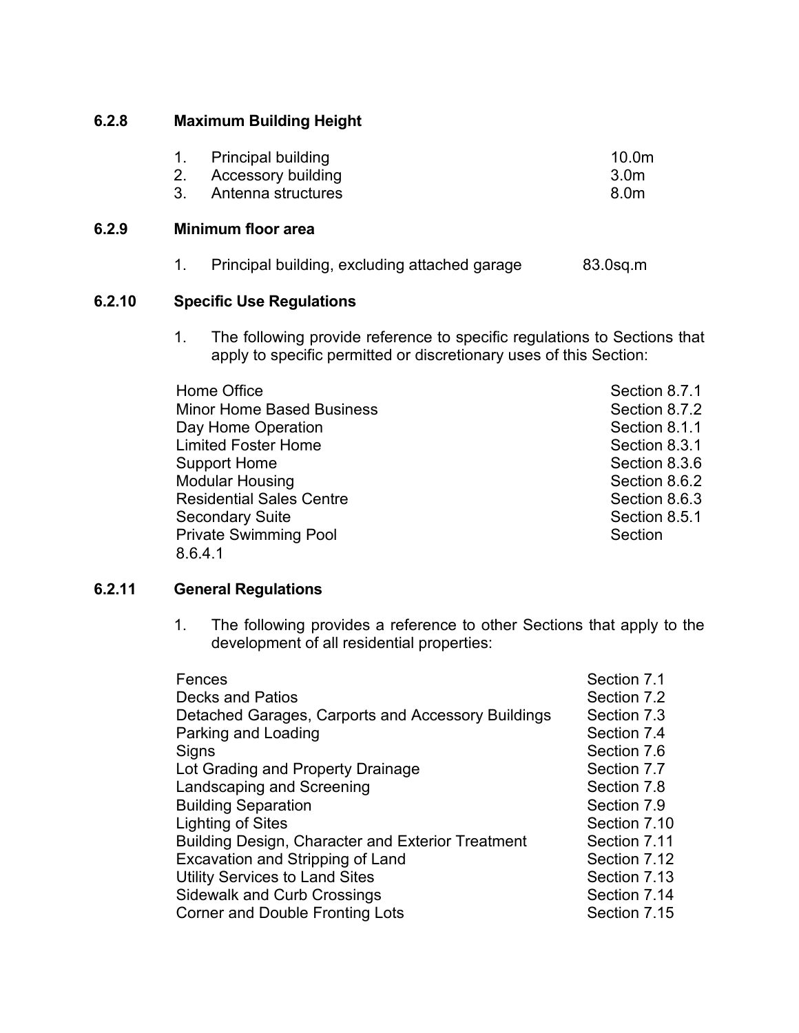### 6.2.8 Maximum Building Height

| | | |
|---|---|---|
| 1. | Principal building | 10.0m |
| 2. | Accessory building | 3.0m |
| 3. | Antenna structures | 8.0m |

### 6.2.9 Minimum floor area

| | | |
|---|---|---|
| 1. | Principal building, excluding attached garage | 83.0sq.m |

### 6.2.10 Specific Use Regulations

1. The following provide reference to specific regulations to Sections that apply to specific permitted or discretionary uses of this Section:

| | |
|---|---|
| Home Office | Section 8.7.1 |
| Minor Home Based Business | Section 8.7.2 |
| Day Home Operation | Section 8.1.1 |
| Limited Foster Home | Section 8.3.1 |
| Support Home | Section 8.3.6 |
| Modular Housing | Section 8.6.2 |
| Residential Sales Centre | Section 8.6.3 |
| Secondary Suite | Section 8.5.1 |
| Private Swimming Pool | Section 8.6.4.1 |

### 6.2.11 General Regulations

1. The following provides a reference to other Sections that apply to the development of all residential properties:

| | |
|---|---|
| Fences | Section 7.1 |
| Decks and Patios | Section 7.2 |
| Detached Garages, Carports and Accessory Buildings | Section 7.3 |
| Parking and Loading | Section 7.4 |
| Signs | Section 7.6 |
| Lot Grading and Property Drainage | Section 7.7 |
| Landscaping and Screening | Section 7.8 |
| Building Separation | Section 7.9 |
| Lighting of Sites | Section 7.10 |
| Building Design, Character and Exterior Treatment | Section 7.11 |
| Excavation and Stripping of Land | Section 7.12 |
| Utility Services to Land Sites | Section 7.13 |
| Sidewalk and Curb Crossings | Section 7.14 |
| Corner and Double Fronting Lots | Section 7.15 |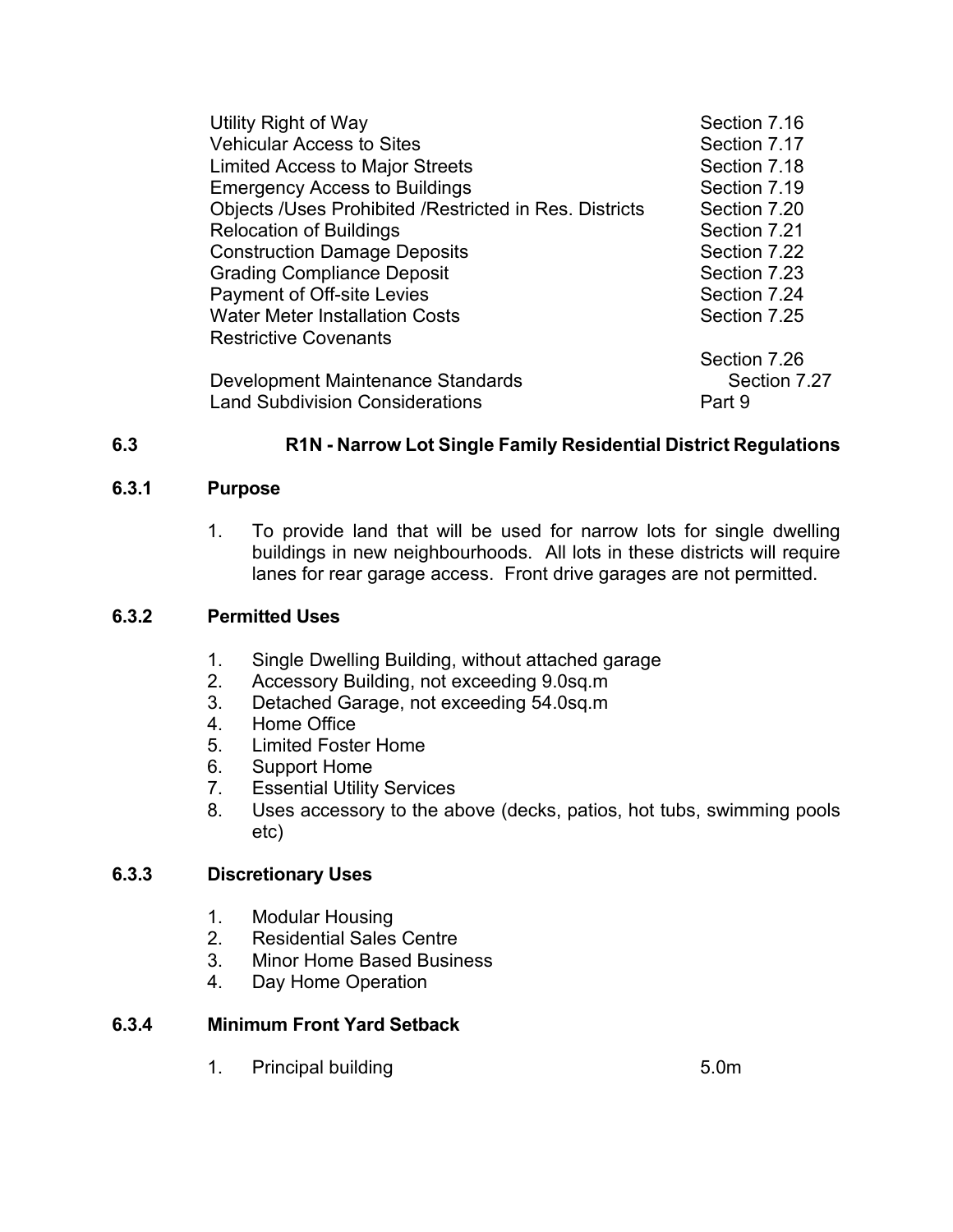| | |
|---|---|
| Utility Right of Way | Section 7.16 |
| Vehicular Access to Sites | Section 7.17 |
| Limited Access to Major Streets | Section 7.18 |
| Emergency Access to Buildings | Section 7.19 |
| Objects /Uses Prohibited /Restricted in Res. Districts | Section 7.20 |
| Relocation of Buildings | Section 7.21 |
| Construction Damage Deposits | Section 7.22 |
| Grading Compliance Deposit | Section 7.23 |
| Payment of Off-site Levies | Section 7.24 |
| Water Meter Installation Costs | Section 7.25 |
| Restrictive Covenants | Section 7.26 |
| Development Maintenance Standards | Section 7.27 |
| Land Subdivision Considerations | Part 9 |

## 6.3 R1N - Narrow Lot Single Family Residential District Regulations

### 6.3.1 Purpose

1. To provide land that will be used for narrow lots for single dwelling buildings in new neighbourhoods. All lots in these districts will require lanes for rear garage access. Front drive garages are not permitted.

### 6.3.2 Permitted Uses

1. Single Dwelling Building, without attached garage
2. Accessory Building, not exceeding 9.0sq.m
3. Detached Garage, not exceeding 54.0sq.m
4. Home Office
5. Limited Foster Home
6. Support Home
7. Essential Utility Services
8. Uses accessory to the above (decks, patios, hot tubs, swimming pools etc)

### 6.3.3 Discretionary Uses

1. Modular Housing
2. Residential Sales Centre
3. Minor Home Based Business
4. Day Home Operation

### 6.3.4 Minimum Front Yard Setback

1. Principal building 5.0m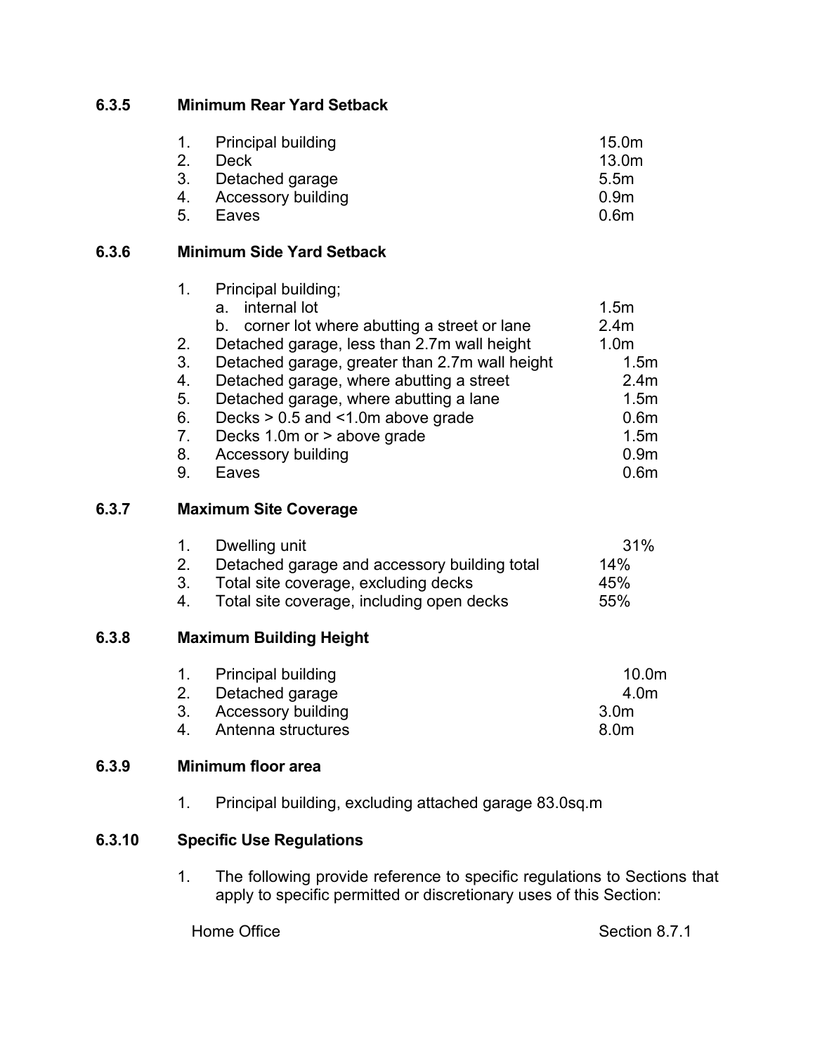### 6.3.5 Minimum Rear Yard Setback

1. Principal building 15.0m
2. Deck 13.0m
3. Detached garage 5.5m
4. Accessory building 0.9m
5. Eaves 0.6m

### 6.3.6 Minimum Side Yard Setback

1. Principal building;
   a. internal lot 1.5m
   b. corner lot where abutting a street or lane 2.4m
2. Detached garage, less than 2.7m wall height 1.0m
3. Detached garage, greater than 2.7m wall height 1.5m
4. Detached garage, where abutting a street 2.4m
5. Detached garage, where abutting a lane 1.5m
6. Decks > 0.5 and <1.0m above grade 0.6m
7. Decks 1.0m or > above grade 1.5m
8. Accessory building 0.9m
9. Eaves 0.6m

### 6.3.7 Maximum Site Coverage

1. Dwelling unit 31%
2. Detached garage and accessory building total 14%
3. Total site coverage, excluding decks 45%
4. Total site coverage, including open decks 55%

### 6.3.8 Maximum Building Height

1. Principal building 10.0m
2. Detached garage 4.0m
3. Accessory building 3.0m
4. Antenna structures 8.0m

### 6.3.9 Minimum floor area

1. Principal building, excluding attached garage 83.0sq.m

### 6.3.10 Specific Use Regulations

1. The following provide reference to specific regulations to Sections that apply to specific permitted or discretionary uses of this Section:

Home Office Section 8.7.1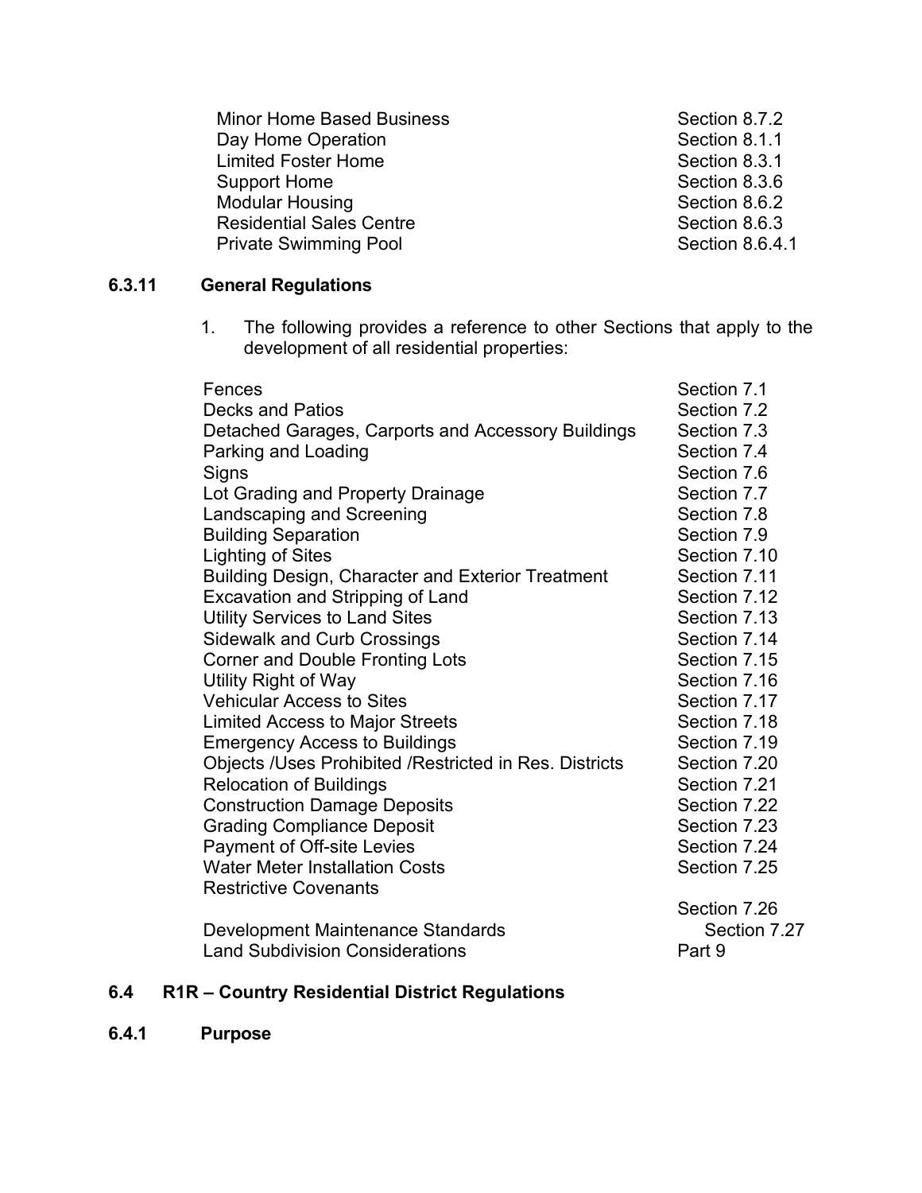| | |
|---|---|
| Minor Home Based Business | Section 8.7.2 |
| Day Home Operation | Section 8.1.1 |
| Limited Foster Home | Section 8.3.1 |
| Support Home | Section 8.3.6 |
| Modular Housing | Section 8.6.2 |
| Residential Sales Centre | Section 8.6.3 |
| Private Swimming Pool | Section 8.6.4.1 |

### 6.3.11 General Regulations

1. The following provides a reference to other Sections that apply to the development of all residential properties:

| | |
|---|---|
| Fences | Section 7.1 |
| Decks and Patios | Section 7.2 |
| Detached Garages, Carports and Accessory Buildings | Section 7.3 |
| Parking and Loading | Section 7.4 |
| Signs | Section 7.6 |
| Lot Grading and Property Drainage | Section 7.7 |
| Landscaping and Screening | Section 7.8 |
| Building Separation | Section 7.9 |
| Lighting of Sites | Section 7.10 |
| Building Design, Character and Exterior Treatment | Section 7.11 |
| Excavation and Stripping of Land | Section 7.12 |
| Utility Services to Land Sites | Section 7.13 |
| Sidewalk and Curb Crossings | Section 7.14 |
| Corner and Double Fronting Lots | Section 7.15 |
| Utility Right of Way | Section 7.16 |
| Vehicular Access to Sites | Section 7.17 |
| Limited Access to Major Streets | Section 7.18 |
| Emergency Access to Buildings | Section 7.19 |
| Objects /Uses Prohibited /Restricted in Res. Districts | Section 7.20 |
| Relocation of Buildings | Section 7.21 |
| Construction Damage Deposits | Section 7.22 |
| Grading Compliance Deposit | Section 7.23 |
| Payment of Off-site Levies | Section 7.24 |
| Water Meter Installation Costs | Section 7.25 |
| Restrictive Covenants | Section 7.26 |
| Development Maintenance Standards | Section 7.27 |
| Land Subdivision Considerations | Part 9 |

## 6.4 R1R – Country Residential District Regulations

### 6.4.1 Purpose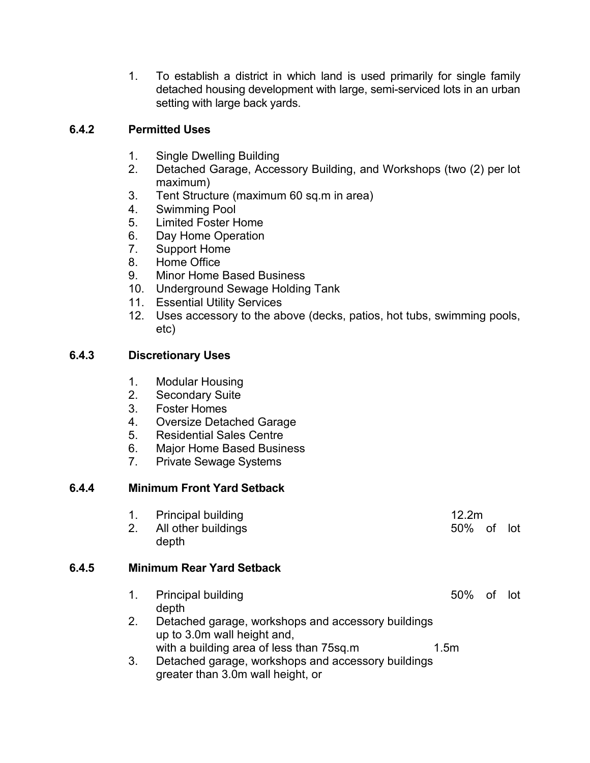1. To establish a district in which land is used primarily for single family detached housing development with large, semi-serviced lots in an urban setting with large back yards.

**6.4.2 Permitted Uses**

1. Single Dwelling Building
2. Detached Garage, Accessory Building, and Workshops (two (2) per lot maximum)
3. Tent Structure (maximum 60 sq.m in area)
4. Swimming Pool
5. Limited Foster Home
6. Day Home Operation
7. Support Home
8. Home Office
9. Minor Home Based Business
10. Underground Sewage Holding Tank
11. Essential Utility Services
12. Uses accessory to the above (decks, patios, hot tubs, swimming pools, etc)

**6.4.3 Discretionary Uses**

1. Modular Housing
2. Secondary Suite
3. Foster Homes
4. Oversize Detached Garage
5. Residential Sales Centre
6. Major Home Based Business
7. Private Sewage Systems

**6.4.4 Minimum Front Yard Setback**

1. Principal building — 12.2m
2. All other buildings — 50% of lot depth

**6.4.5 Minimum Rear Yard Setback**

1. Principal building — 50% of lot depth
2. Detached garage, workshops and accessory buildings up to 3.0m wall height and, with a building area of less than 75sq.m — 1.5m
3. Detached garage, workshops and accessory buildings greater than 3.0m wall height, or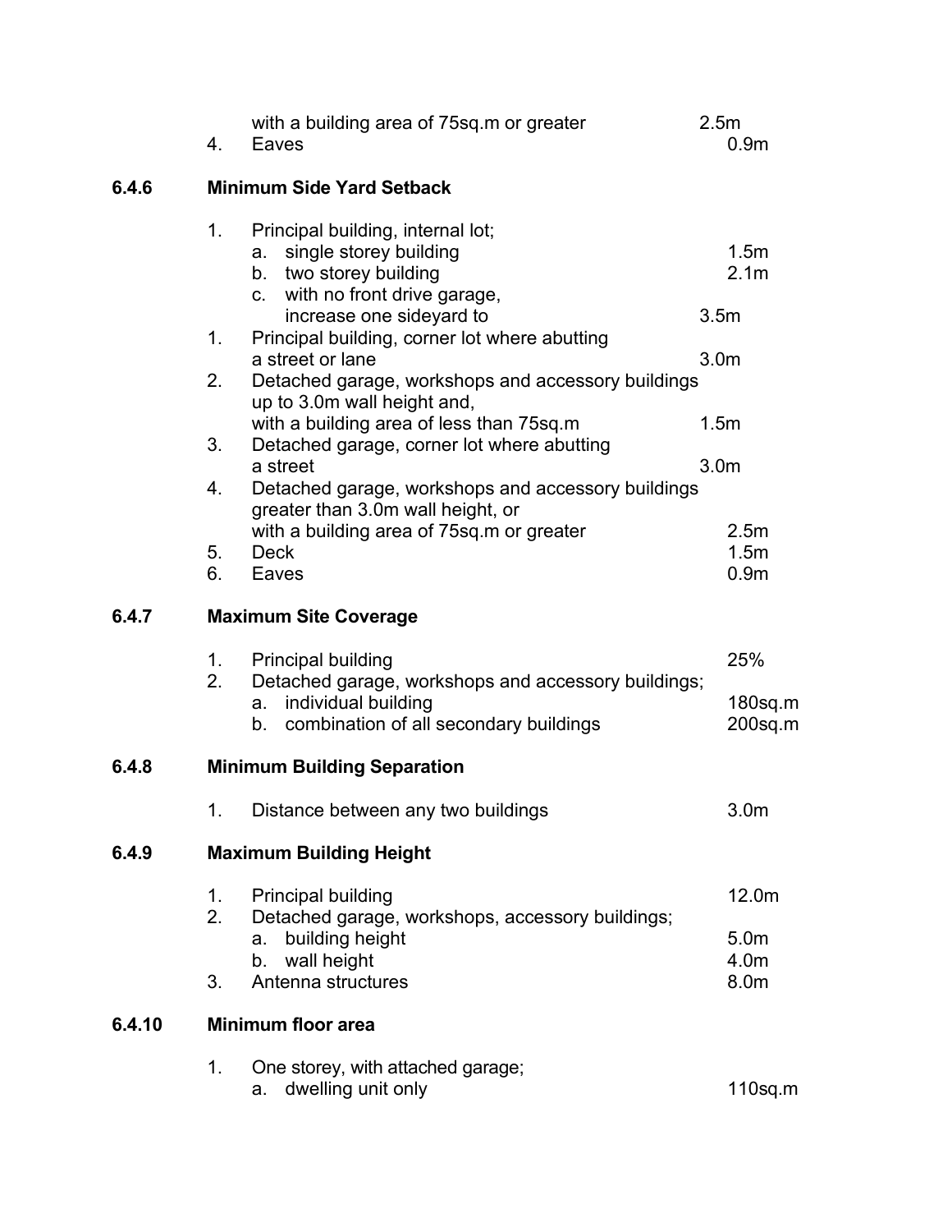| | | |
|---|---|---|
| | with a building area of 75sq.m or greater | 2.5m |
| 4. | Eaves | 0.9m |

### 6.4.6 Minimum Side Yard Setback

| | | |
|---|---|---|
| 1. | Principal building, internal lot; | |
| | a. single storey building | 1.5m |
| | b. two storey building | 2.1m |
| | c. with no front drive garage, increase one sideyard to | 3.5m |
| 1. | Principal building, corner lot where abutting a street or lane | 3.0m |
| 2. | Detached garage, workshops and accessory buildings up to 3.0m wall height and, with a building area of less than 75sq.m | 1.5m |
| 3. | Detached garage, corner lot where abutting a street | 3.0m |
| 4. | Detached garage, workshops and accessory buildings greater than 3.0m wall height, or with a building area of 75sq.m or greater | 2.5m |
| 5. | Deck | 1.5m |
| 6. | Eaves | 0.9m |

### 6.4.7 Maximum Site Coverage

| | | |
|---|---|---|
| 1. | Principal building | 25% |
| 2. | Detached garage, workshops and accessory buildings; | |
| | a. individual building | 180sq.m |
| | b. combination of all secondary buildings | 200sq.m |

### 6.4.8 Minimum Building Separation

| | | |
|---|---|---|
| 1. | Distance between any two buildings | 3.0m |

### 6.4.9 Maximum Building Height

| | | |
|---|---|---|
| 1. | Principal building | 12.0m |
| 2. | Detached garage, workshops, accessory buildings; | |
| | a. building height | 5.0m |
| | b. wall height | 4.0m |
| 3. | Antenna structures | 8.0m |

### 6.4.10 Minimum floor area

| | | |
|---|---|---|
| 1. | One storey, with attached garage; | |
| | a. dwelling unit only | 110sq.m |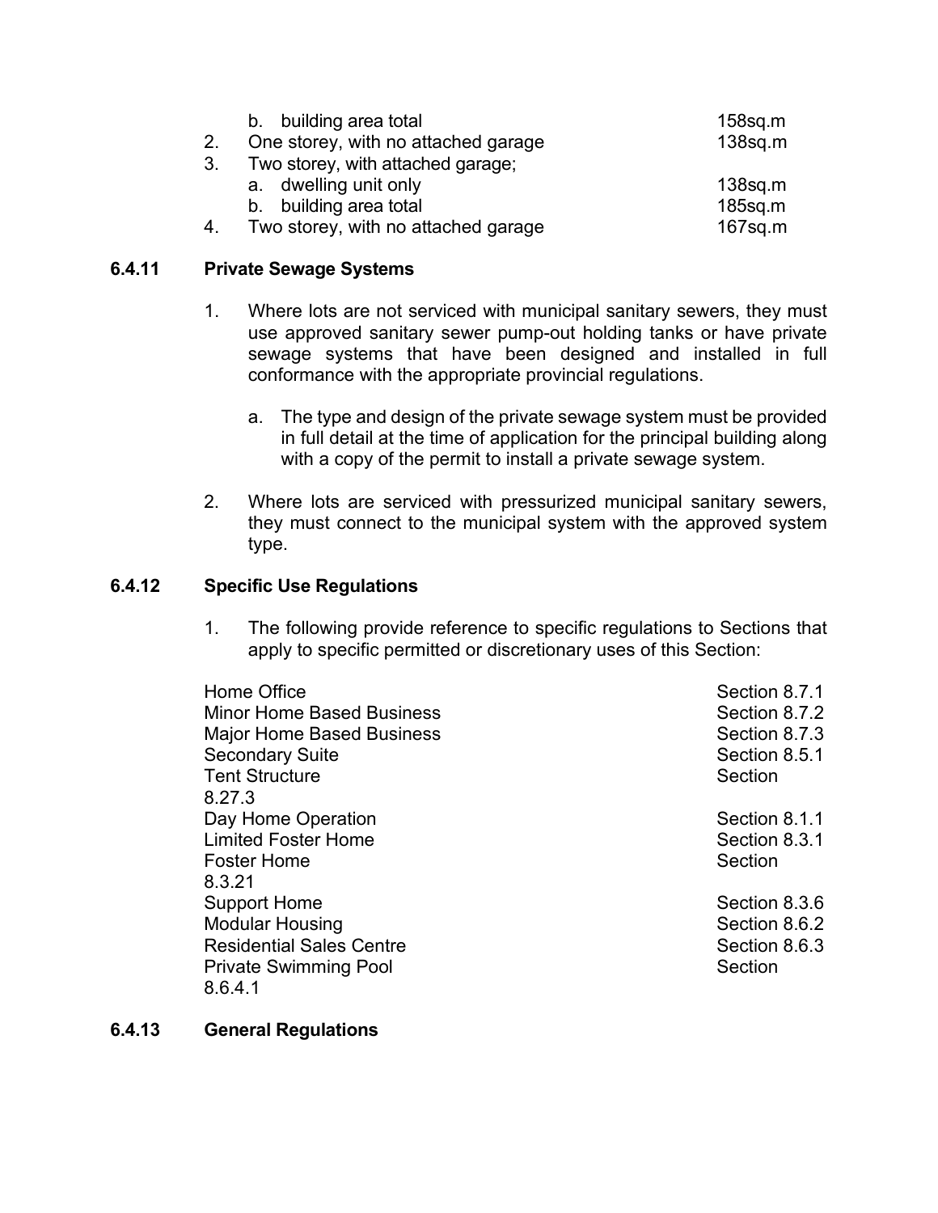b. building area total 158sq.m

2. One storey, with no attached garage 138sq.m

3. Two storey, with attached garage;

   a. dwelling unit only 138sq.m

   b. building area total 185sq.m

4. Two storey, with no attached garage 167sq.m

### 6.4.11 Private Sewage Systems

1. Where lots are not serviced with municipal sanitary sewers, they must use approved sanitary sewer pump-out holding tanks or have private sewage systems that have been designed and installed in full conformance with the appropriate provincial regulations.

   a. The type and design of the private sewage system must be provided in full detail at the time of application for the principal building along with a copy of the permit to install a private sewage system.

2. Where lots are serviced with pressurized municipal sanitary sewers, they must connect to the municipal system with the approved system type.

### 6.4.12 Specific Use Regulations

1. The following provide reference to specific regulations to Sections that apply to specific permitted or discretionary uses of this Section:

| Use | Section |
|---|---|
| Home Office | Section 8.7.1 |
| Minor Home Based Business | Section 8.7.2 |
| Major Home Based Business | Section 8.7.3 |
| Secondary Suite | Section 8.5.1 |
| Tent Structure | Section 8.27.3 |
| Day Home Operation | Section 8.1.1 |
| Limited Foster Home | Section 8.3.1 |
| Foster Home | Section 8.3.21 |
| Support Home | Section 8.3.6 |
| Modular Housing | Section 8.6.2 |
| Residential Sales Centre | Section 8.6.3 |
| Private Swimming Pool | Section 8.6.4.1 |

### 6.4.13 General Regulations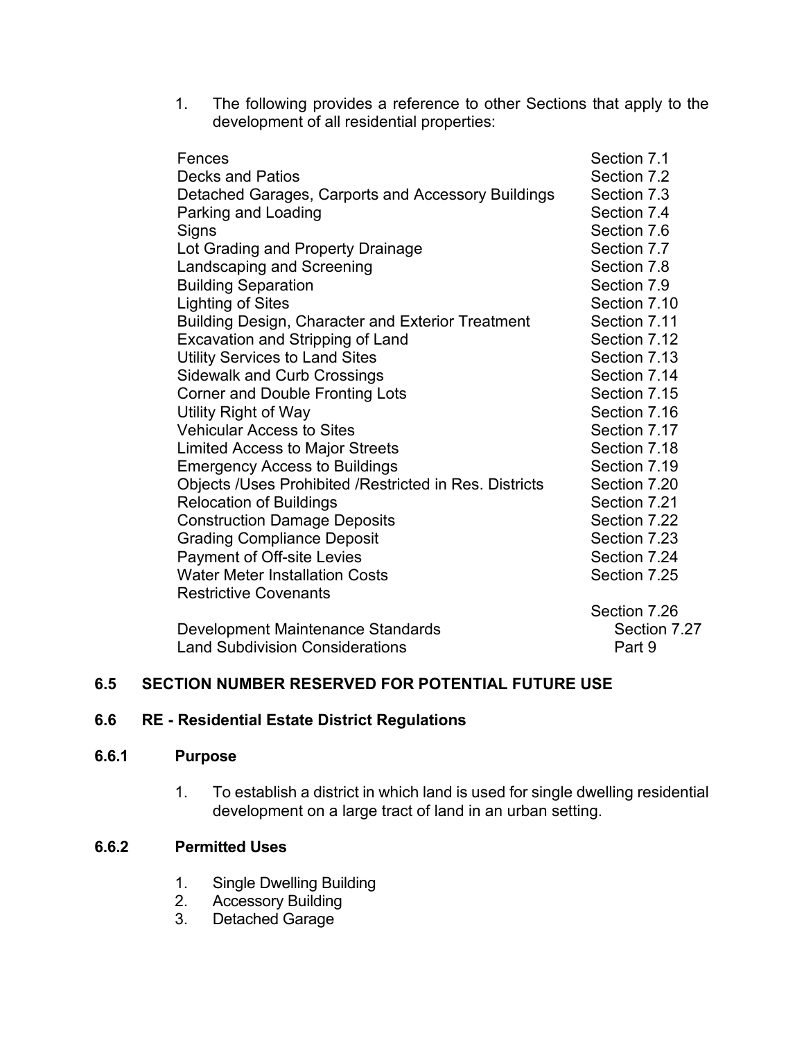1. The following provides a reference to other Sections that apply to the development of all residential properties:

| | |
|---|---|
| Fences | Section 7.1 |
| Decks and Patios | Section 7.2 |
| Detached Garages, Carports and Accessory Buildings | Section 7.3 |
| Parking and Loading | Section 7.4 |
| Signs | Section 7.6 |
| Lot Grading and Property Drainage | Section 7.7 |
| Landscaping and Screening | Section 7.8 |
| Building Separation | Section 7.9 |
| Lighting of Sites | Section 7.10 |
| Building Design, Character and Exterior Treatment | Section 7.11 |
| Excavation and Stripping of Land | Section 7.12 |
| Utility Services to Land Sites | Section 7.13 |
| Sidewalk and Curb Crossings | Section 7.14 |
| Corner and Double Fronting Lots | Section 7.15 |
| Utility Right of Way | Section 7.16 |
| Vehicular Access to Sites | Section 7.17 |
| Limited Access to Major Streets | Section 7.18 |
| Emergency Access to Buildings | Section 7.19 |
| Objects /Uses Prohibited /Restricted in Res. Districts | Section 7.20 |
| Relocation of Buildings | Section 7.21 |
| Construction Damage Deposits | Section 7.22 |
| Grading Compliance Deposit | Section 7.23 |
| Payment of Off-site Levies | Section 7.24 |
| Water Meter Installation Costs | Section 7.25 |
| Restrictive Covenants | Section 7.26 |
| Development Maintenance Standards | Section 7.27 |
| Land Subdivision Considerations | Part 9 |

## 6.5 SECTION NUMBER RESERVED FOR POTENTIAL FUTURE USE

## 6.6 RE - Residential Estate District Regulations

### 6.6.1 Purpose

1. To establish a district in which land is used for single dwelling residential development on a large tract of land in an urban setting.

### 6.6.2 Permitted Uses

1. Single Dwelling Building
2. Accessory Building
3. Detached Garage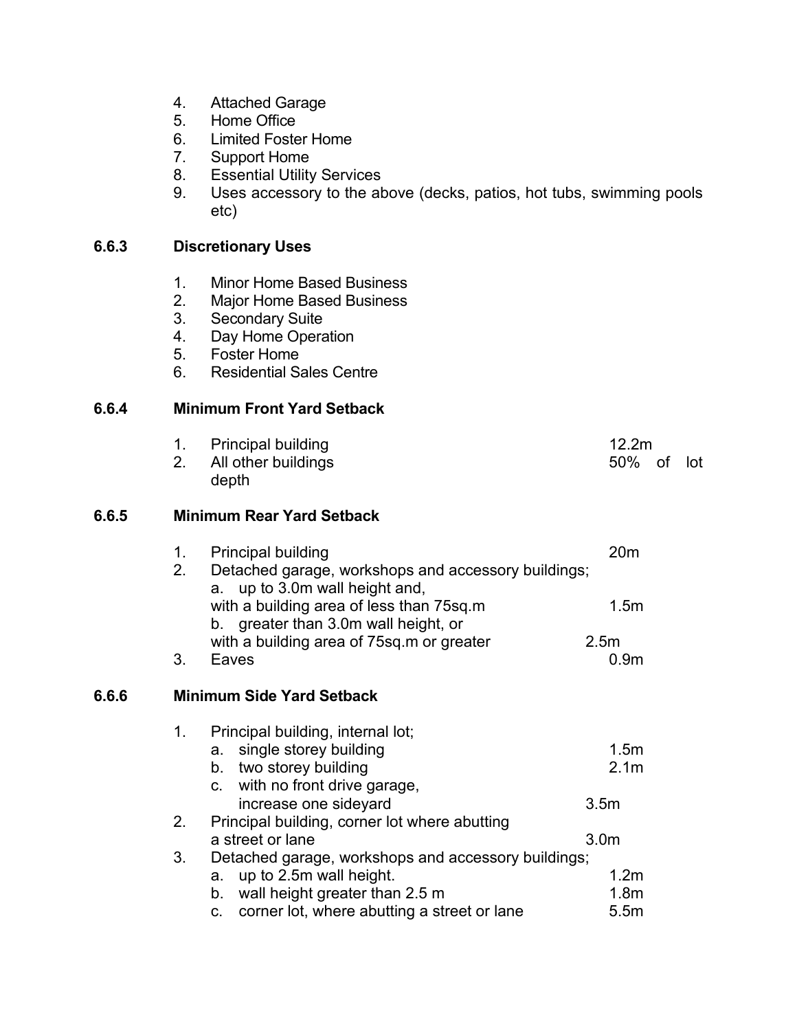4. Attached Garage
5. Home Office
6. Limited Foster Home
7. Support Home
8. Essential Utility Services
9. Uses accessory to the above (decks, patios, hot tubs, swimming pools etc)

### 6.6.3 Discretionary Uses

1. Minor Home Based Business
2. Major Home Based Business
3. Secondary Suite
4. Day Home Operation
5. Foster Home
6. Residential Sales Centre

### 6.6.4 Minimum Front Yard Setback

| | | |
|---|---|---|
| 1. | Principal building | 12.2m |
| 2. | All other buildings | 50% of lot depth |

### 6.6.5 Minimum Rear Yard Setback

| | | |
|---|---|---|
| 1. | Principal building | 20m |
| 2. | Detached garage, workshops and accessory buildings; | |
| | a. up to 3.0m wall height and, with a building area of less than 75sq.m | 1.5m |
| | b. greater than 3.0m wall height, or with a building area of 75sq.m or greater | 2.5m |
| 3. | Eaves | 0.9m |

### 6.6.6 Minimum Side Yard Setback

| | | |
|---|---|---|
| 1. | Principal building, internal lot; | |
| | a. single storey building | 1.5m |
| | b. two storey building | 2.1m |
| | c. with no front drive garage, increase one sideyard | 3.5m |
| 2. | Principal building, corner lot where abutting a street or lane | 3.0m |
| 3. | Detached garage, workshops and accessory buildings; | |
| | a. up to 2.5m wall height. | 1.2m |
| | b. wall height greater than 2.5 m | 1.8m |
| | c. corner lot, where abutting a street or lane | 5.5m |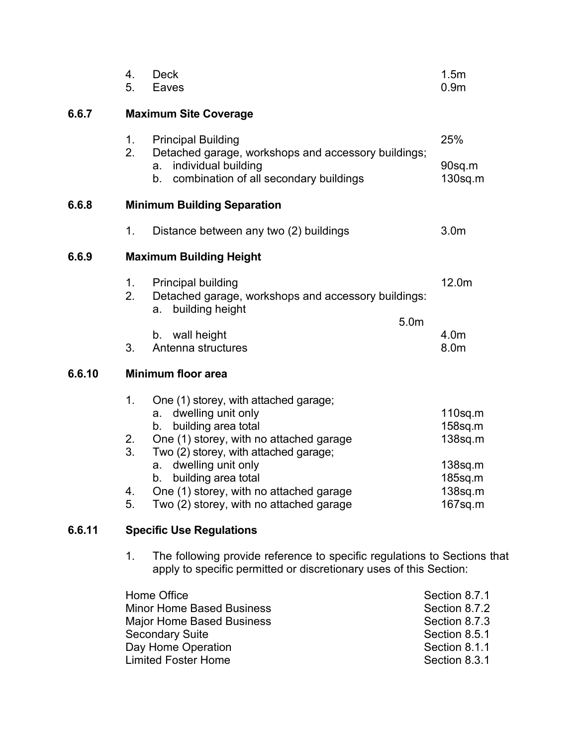4. Deck 1.5m
5. Eaves 0.9m

### 6.6.7 Maximum Site Coverage

1. Principal Building 25%
2. Detached garage, workshops and accessory buildings;
   a. individual building 90sq.m
   b. combination of all secondary buildings 130sq.m

### 6.6.8 Minimum Building Separation

1. Distance between any two (2) buildings 3.0m

### 6.6.9 Maximum Building Height

1. Principal building 12.0m
2. Detached garage, workshops and accessory buildings:
   a. building height 5.0m
   b. wall height 4.0m
3. Antenna structures 8.0m

### 6.6.10 Minimum floor area

1. One (1) storey, with attached garage;
   a. dwelling unit only 110sq.m
   b. building area total 158sq.m
2. One (1) storey, with no attached garage 138sq.m
3. Two (2) storey, with attached garage;
   a. dwelling unit only 138sq.m
   b. building area total 185sq.m
4. One (1) storey, with no attached garage 138sq.m
5. Two (2) storey, with no attached garage 167sq.m

### 6.6.11 Specific Use Regulations

1. The following provide reference to specific regulations to Sections that apply to specific permitted or discretionary uses of this Section:

| | |
|---|---|
| Home Office | Section 8.7.1 |
| Minor Home Based Business | Section 8.7.2 |
| Major Home Based Business | Section 8.7.3 |
| Secondary Suite | Section 8.5.1 |
| Day Home Operation | Section 8.1.1 |
| Limited Foster Home | Section 8.3.1 |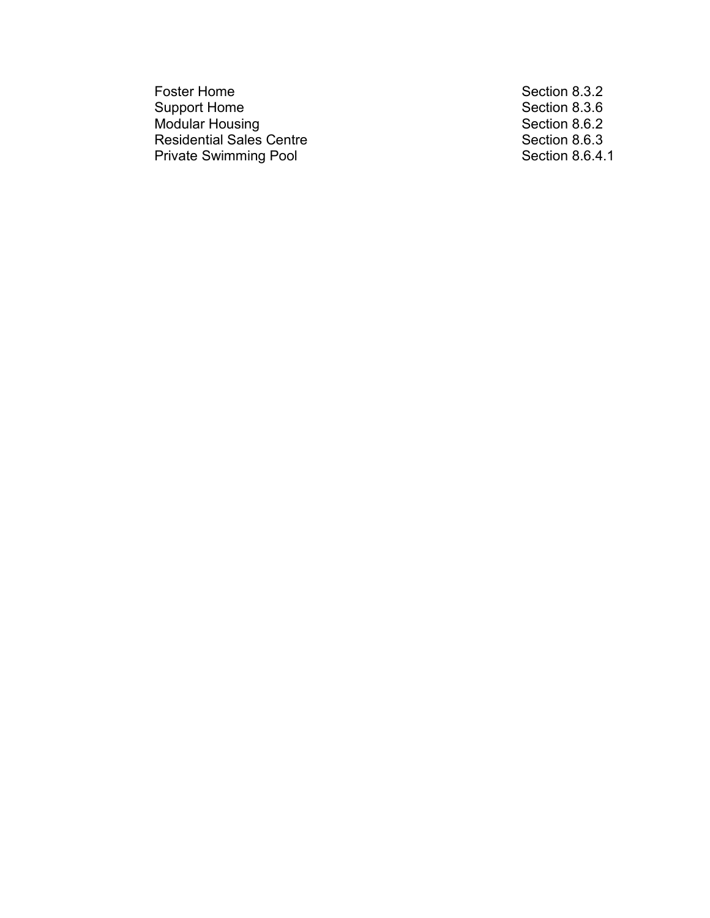| | |
|---|---|
| Foster Home | Section 8.3.2 |
| Support Home | Section 8.3.6 |
| Modular Housing | Section 8.6.2 |
| Residential Sales Centre | Section 8.6.3 |
| Private Swimming Pool | Section 8.6.4.1 |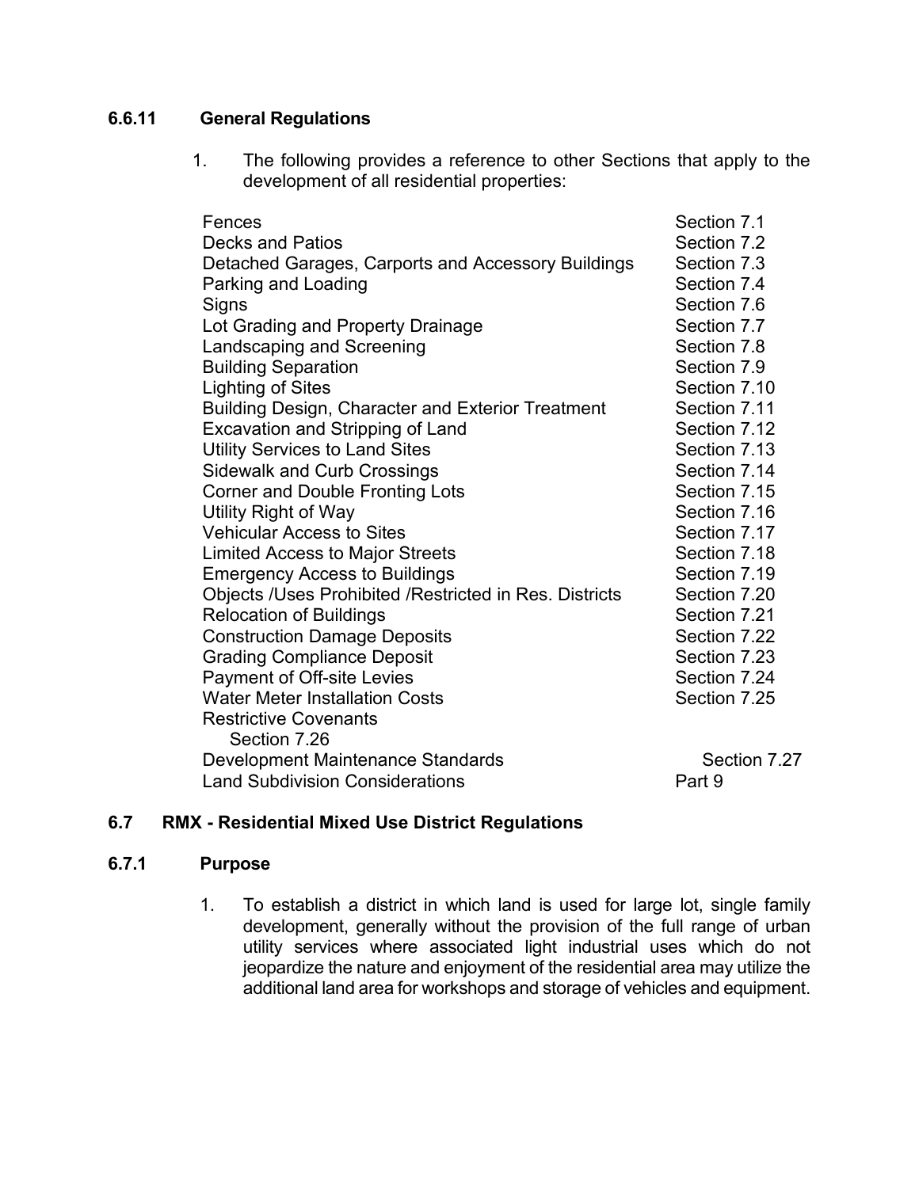### 6.6.11 General Regulations

1. The following provides a reference to other Sections that apply to the development of all residential properties:

| | |
|---|---|
| Fences | Section 7.1 |
| Decks and Patios | Section 7.2 |
| Detached Garages, Carports and Accessory Buildings | Section 7.3 |
| Parking and Loading | Section 7.4 |
| Signs | Section 7.6 |
| Lot Grading and Property Drainage | Section 7.7 |
| Landscaping and Screening | Section 7.8 |
| Building Separation | Section 7.9 |
| Lighting of Sites | Section 7.10 |
| Building Design, Character and Exterior Treatment | Section 7.11 |
| Excavation and Stripping of Land | Section 7.12 |
| Utility Services to Land Sites | Section 7.13 |
| Sidewalk and Curb Crossings | Section 7.14 |
| Corner and Double Fronting Lots | Section 7.15 |
| Utility Right of Way | Section 7.16 |
| Vehicular Access to Sites | Section 7.17 |
| Limited Access to Major Streets | Section 7.18 |
| Emergency Access to Buildings | Section 7.19 |
| Objects /Uses Prohibited /Restricted in Res. Districts | Section 7.20 |
| Relocation of Buildings | Section 7.21 |
| Construction Damage Deposits | Section 7.22 |
| Grading Compliance Deposit | Section 7.23 |
| Payment of Off-site Levies | Section 7.24 |
| Water Meter Installation Costs | Section 7.25 |
| Restrictive Covenants | Section 7.26 |
| Development Maintenance Standards | Section 7.27 |
| Land Subdivision Considerations | Part 9 |

## 6.7 RMX - Residential Mixed Use District Regulations

### 6.7.1 Purpose

1. To establish a district in which land is used for large lot, single family development, generally without the provision of the full range of urban utility services where associated light industrial uses which do not jeopardize the nature and enjoyment of the residential area may utilize the additional land area for workshops and storage of vehicles and equipment.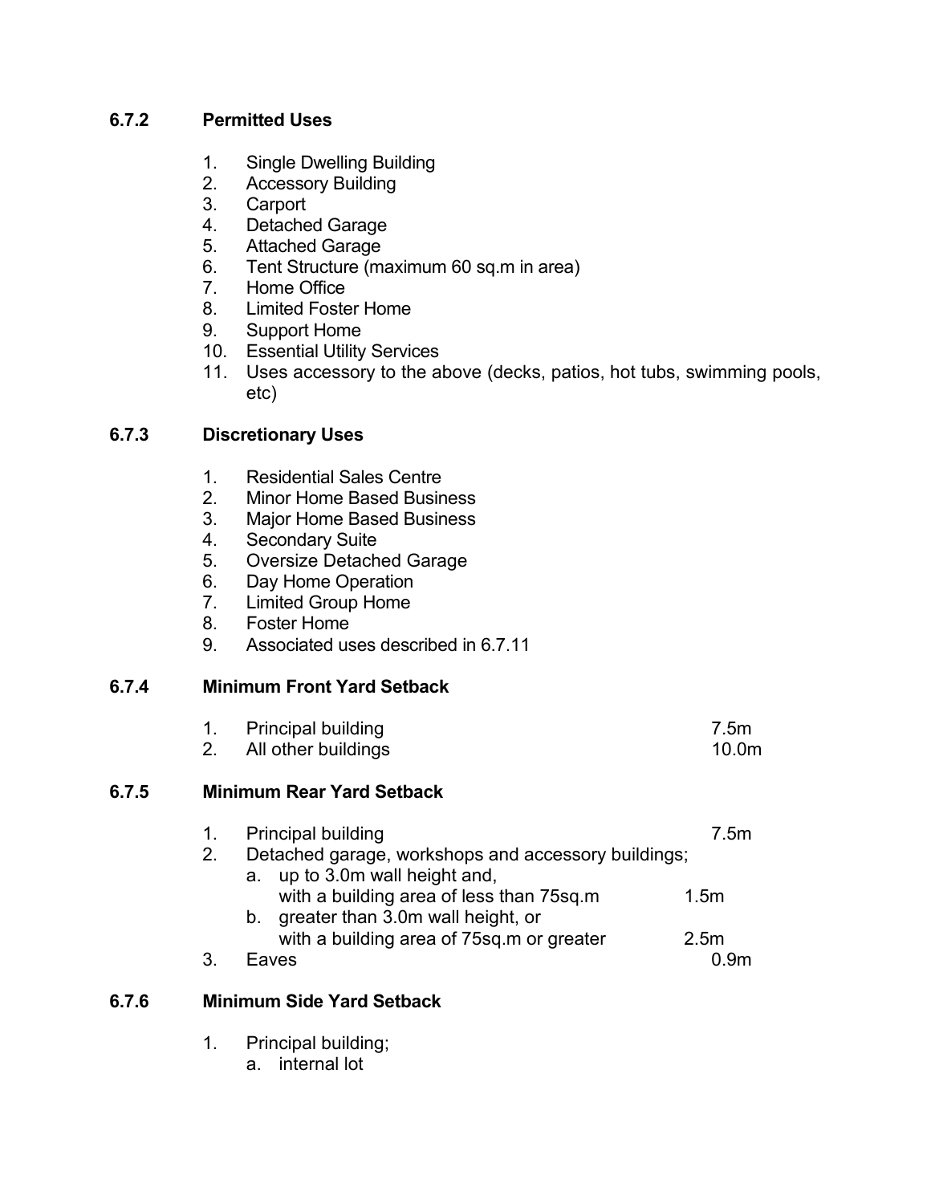### 6.7.2 Permitted Uses

1. Single Dwelling Building
2. Accessory Building
3. Carport
4. Detached Garage
5. Attached Garage
6. Tent Structure (maximum 60 sq.m in area)
7. Home Office
8. Limited Foster Home
9. Support Home
10. Essential Utility Services
11. Uses accessory to the above (decks, patios, hot tubs, swimming pools, etc)

### 6.7.3 Discretionary Uses

1. Residential Sales Centre
2. Minor Home Based Business
3. Major Home Based Business
4. Secondary Suite
5. Oversize Detached Garage
6. Day Home Operation
7. Limited Group Home
8. Foster Home
9. Associated uses described in 6.7.11

### 6.7.4 Minimum Front Yard Setback

1. Principal building 7.5m
2. All other buildings 10.0m

### 6.7.5 Minimum Rear Yard Setback

1. Principal building 7.5m
2. Detached garage, workshops and accessory buildings;
   a. up to 3.0m wall height and, with a building area of less than 75sq.m 1.5m
   b. greater than 3.0m wall height, or with a building area of 75sq.m or greater 2.5m
3. Eaves 0.9m

### 6.7.6 Minimum Side Yard Setback

1. Principal building;
   a. internal lot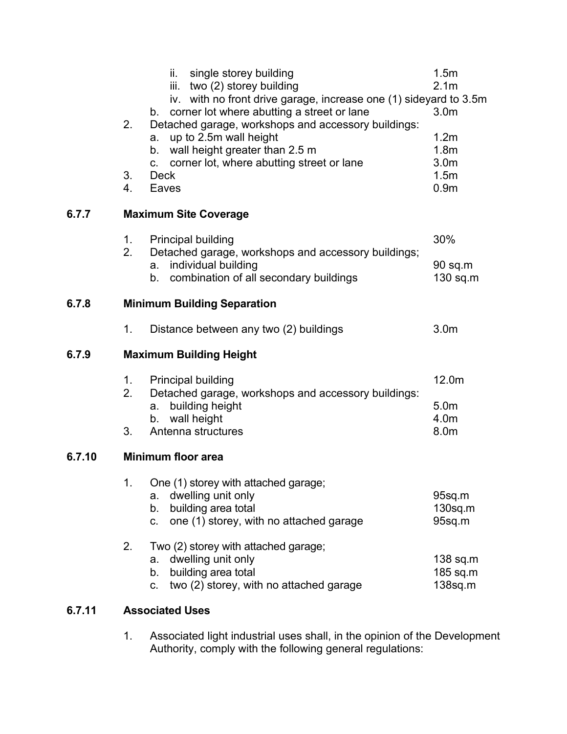ii. single storey building 1.5m
iii. two (2) storey building 2.1m
iv. with no front drive garage, increase one (1) sideyard to 3.5m

b. corner lot where abutting a street or lane 3.0m

2. Detached garage, workshops and accessory buildings:
   a. up to 2.5m wall height 1.2m
   b. wall height greater than 2.5 m 1.8m
   c. corner lot, where abutting street or lane 3.0m
3. Deck 1.5m
4. Eaves 0.9m

**6.7.7 Maximum Site Coverage**

1. Principal building 30%
2. Detached garage, workshops and accessory buildings;
   a. individual building 90 sq.m
   b. combination of all secondary buildings 130 sq.m

**6.7.8 Minimum Building Separation**

1. Distance between any two (2) buildings 3.0m

**6.7.9 Maximum Building Height**

1. Principal building 12.0m
2. Detached garage, workshops and accessory buildings:
   a. building height 5.0m
   b. wall height 4.0m
3. Antenna structures 8.0m

**6.7.10 Minimum floor area**

1. One (1) storey with attached garage;
   a. dwelling unit only 95sq.m
   b. building area total 130sq.m
   c. one (1) storey, with no attached garage 95sq.m

2. Two (2) storey with attached garage;
   a. dwelling unit only 138 sq.m
   b. building area total 185 sq.m
   c. two (2) storey, with no attached garage 138sq.m

**6.7.11 Associated Uses**

1. Associated light industrial uses shall, in the opinion of the Development Authority, comply with the following general regulations: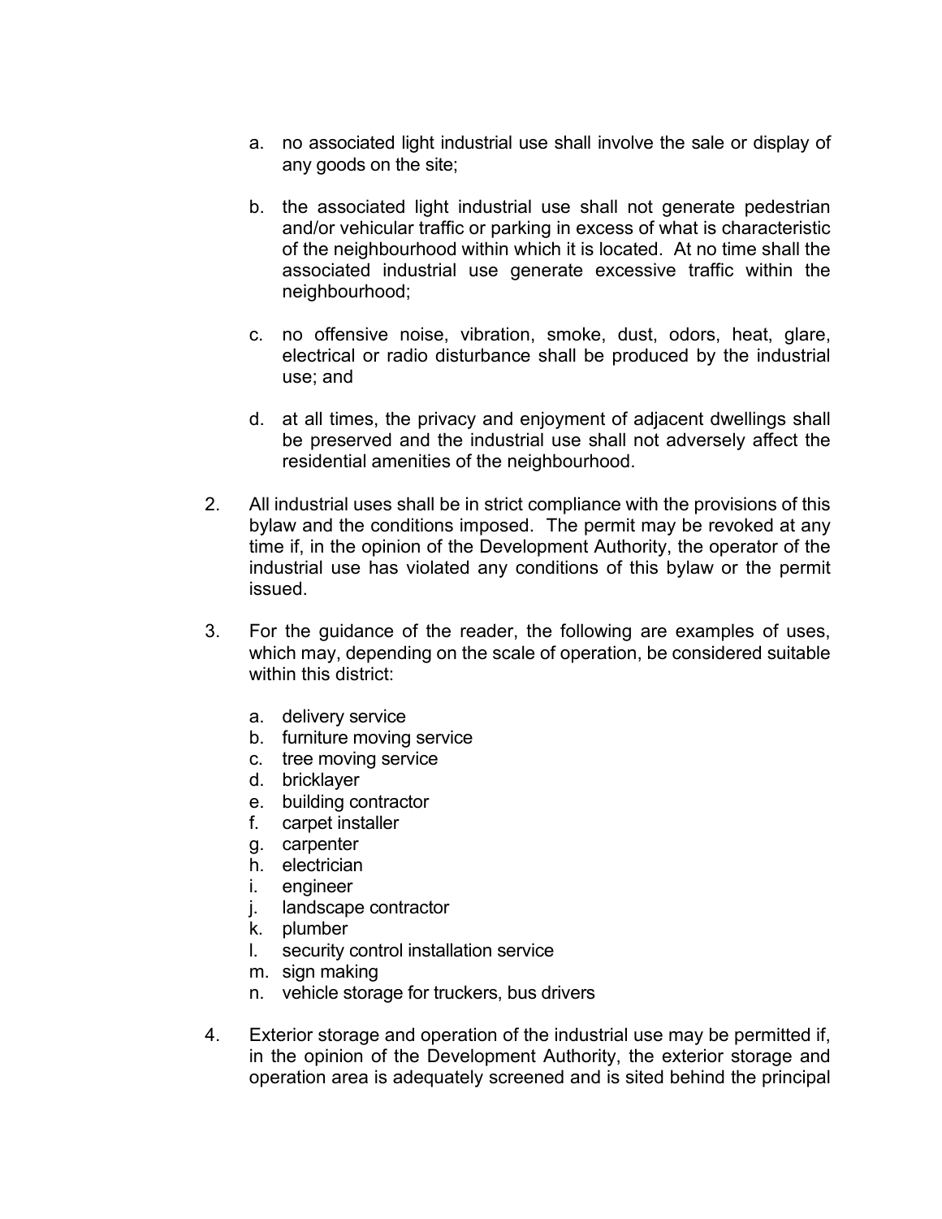a. no associated light industrial use shall involve the sale or display of any goods on the site;

b. the associated light industrial use shall not generate pedestrian and/or vehicular traffic or parking in excess of what is characteristic of the neighbourhood within which it is located. At no time shall the associated industrial use generate excessive traffic within the neighbourhood;

c. no offensive noise, vibration, smoke, dust, odors, heat, glare, electrical or radio disturbance shall be produced by the industrial use; and

d. at all times, the privacy and enjoyment of adjacent dwellings shall be preserved and the industrial use shall not adversely affect the residential amenities of the neighbourhood.

2. All industrial uses shall be in strict compliance with the provisions of this bylaw and the conditions imposed. The permit may be revoked at any time if, in the opinion of the Development Authority, the operator of the industrial use has violated any conditions of this bylaw or the permit issued.

3. For the guidance of the reader, the following are examples of uses, which may, depending on the scale of operation, be considered suitable within this district:

   a. delivery service
   b. furniture moving service
   c. tree moving service
   d. bricklayer
   e. building contractor
   f. carpet installer
   g. carpenter
   h. electrician
   i. engineer
   j. landscape contractor
   k. plumber
   l. security control installation service
   m. sign making
   n. vehicle storage for truckers, bus drivers

4. Exterior storage and operation of the industrial use may be permitted if, in the opinion of the Development Authority, the exterior storage and operation area is adequately screened and is sited behind the principal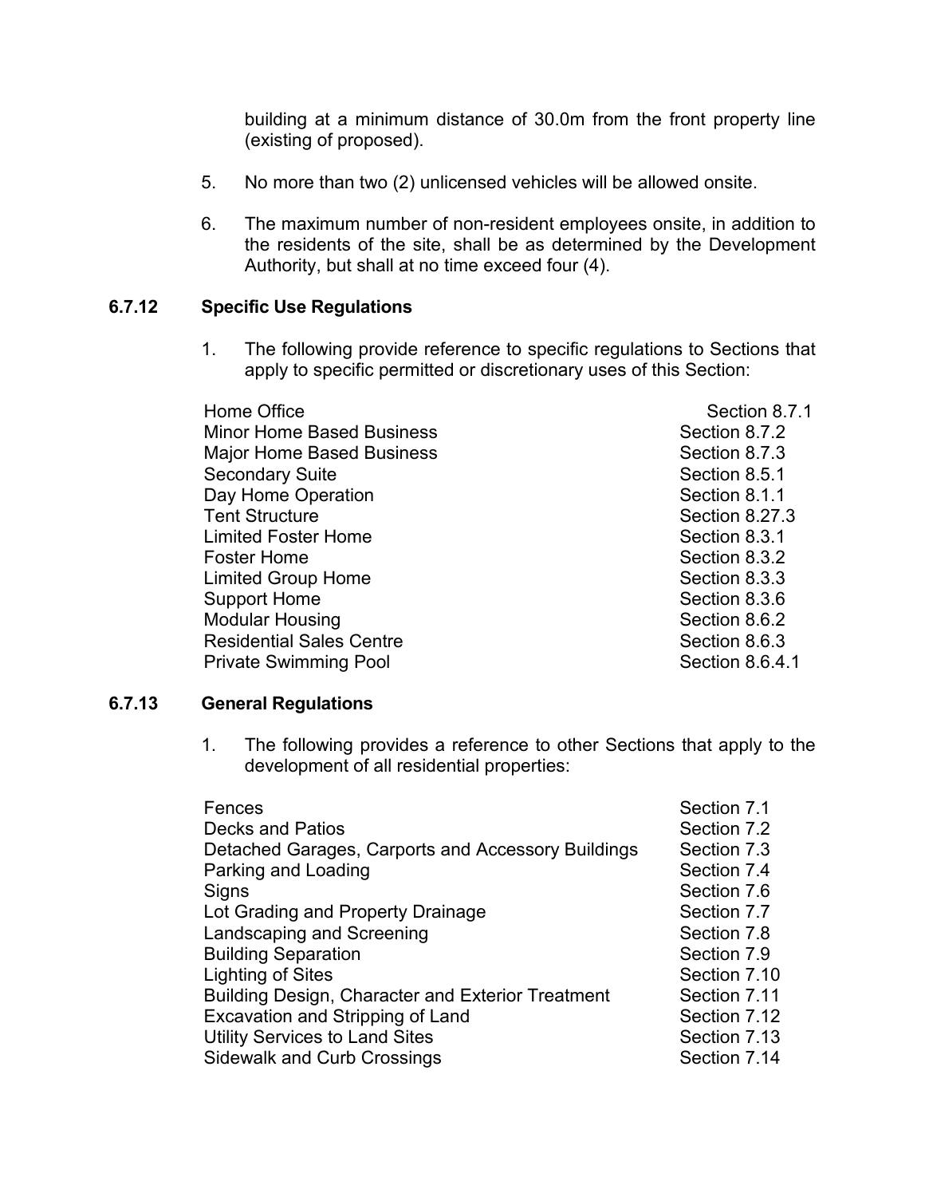building at a minimum distance of 30.0m from the front property line (existing of proposed).

5. No more than two (2) unlicensed vehicles will be allowed onsite.

6. The maximum number of non-resident employees onsite, in addition to the residents of the site, shall be as determined by the Development Authority, but shall at no time exceed four (4).

### 6.7.12 Specific Use Regulations

1. The following provide reference to specific regulations to Sections that apply to specific permitted or discretionary uses of this Section:

| | |
|---|---|
| Home Office | Section 8.7.1 |
| Minor Home Based Business | Section 8.7.2 |
| Major Home Based Business | Section 8.7.3 |
| Secondary Suite | Section 8.5.1 |
| Day Home Operation | Section 8.1.1 |
| Tent Structure | Section 8.27.3 |
| Limited Foster Home | Section 8.3.1 |
| Foster Home | Section 8.3.2 |
| Limited Group Home | Section 8.3.3 |
| Support Home | Section 8.3.6 |
| Modular Housing | Section 8.6.2 |
| Residential Sales Centre | Section 8.6.3 |
| Private Swimming Pool | Section 8.6.4.1 |

### 6.7.13 General Regulations

1. The following provides a reference to other Sections that apply to the development of all residential properties:

| | |
|---|---|
| Fences | Section 7.1 |
| Decks and Patios | Section 7.2 |
| Detached Garages, Carports and Accessory Buildings | Section 7.3 |
| Parking and Loading | Section 7.4 |
| Signs | Section 7.6 |
| Lot Grading and Property Drainage | Section 7.7 |
| Landscaping and Screening | Section 7.8 |
| Building Separation | Section 7.9 |
| Lighting of Sites | Section 7.10 |
| Building Design, Character and Exterior Treatment | Section 7.11 |
| Excavation and Stripping of Land | Section 7.12 |
| Utility Services to Land Sites | Section 7.13 |
| Sidewalk and Curb Crossings | Section 7.14 |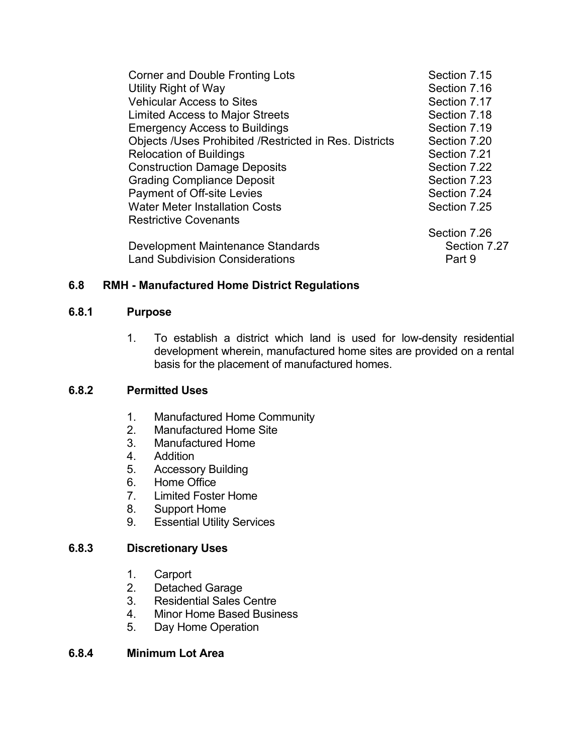| | |
|---|---|
| Corner and Double Fronting Lots | Section 7.15 |
| Utility Right of Way | Section 7.16 |
| Vehicular Access to Sites | Section 7.17 |
| Limited Access to Major Streets | Section 7.18 |
| Emergency Access to Buildings | Section 7.19 |
| Objects /Uses Prohibited /Restricted in Res. Districts | Section 7.20 |
| Relocation of Buildings | Section 7.21 |
| Construction Damage Deposits | Section 7.22 |
| Grading Compliance Deposit | Section 7.23 |
| Payment of Off-site Levies | Section 7.24 |
| Water Meter Installation Costs | Section 7.25 |
| Restrictive Covenants | Section 7.26 |
| Development Maintenance Standards | Section 7.27 |
| Land Subdivision Considerations | Part 9 |

## 6.8 RMH - Manufactured Home District Regulations

### 6.8.1 Purpose

1. To establish a district which land is used for low-density residential development wherein, manufactured home sites are provided on a rental basis for the placement of manufactured homes.

### 6.8.2 Permitted Uses

1. Manufactured Home Community
2. Manufactured Home Site
3. Manufactured Home
4. Addition
5. Accessory Building
6. Home Office
7. Limited Foster Home
8. Support Home
9. Essential Utility Services

### 6.8.3 Discretionary Uses

1. Carport
2. Detached Garage
3. Residential Sales Centre
4. Minor Home Based Business
5. Day Home Operation

### 6.8.4 Minimum Lot Area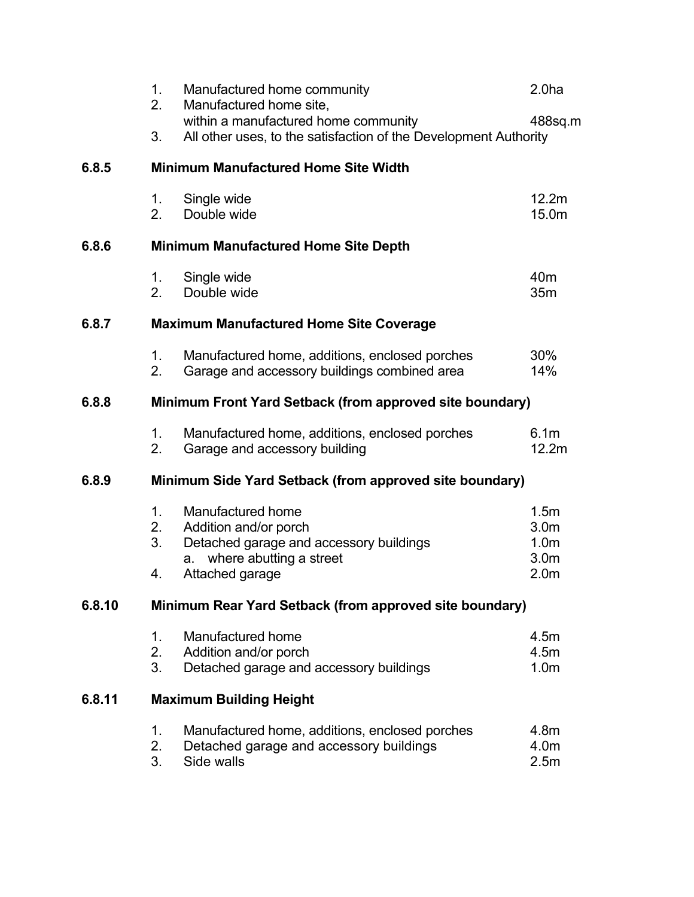1. Manufactured home community 2.0ha
2. Manufactured home site, within a manufactured home community 488sq.m
3. All other uses, to the satisfaction of the Development Authority

### 6.8.5 Minimum Manufactured Home Site Width

1. Single wide 12.2m
2. Double wide 15.0m

### 6.8.6 Minimum Manufactured Home Site Depth

1. Single wide 40m
2. Double wide 35m

### 6.8.7 Maximum Manufactured Home Site Coverage

1. Manufactured home, additions, enclosed porches 30%
2. Garage and accessory buildings combined area 14%

### 6.8.8 Minimum Front Yard Setback (from approved site boundary)

1. Manufactured home, additions, enclosed porches 6.1m
2. Garage and accessory building 12.2m

### 6.8.9 Minimum Side Yard Setback (from approved site boundary)

1. Manufactured home 1.5m
2. Addition and/or porch 3.0m
3. Detached garage and accessory buildings 1.0m
   a. where abutting a street 3.0m
4. Attached garage 2.0m

### 6.8.10 Minimum Rear Yard Setback (from approved site boundary)

1. Manufactured home 4.5m
2. Addition and/or porch 4.5m
3. Detached garage and accessory buildings 1.0m

### 6.8.11 Maximum Building Height

1. Manufactured home, additions, enclosed porches 4.8m
2. Detached garage and accessory buildings 4.0m
3. Side walls 2.5m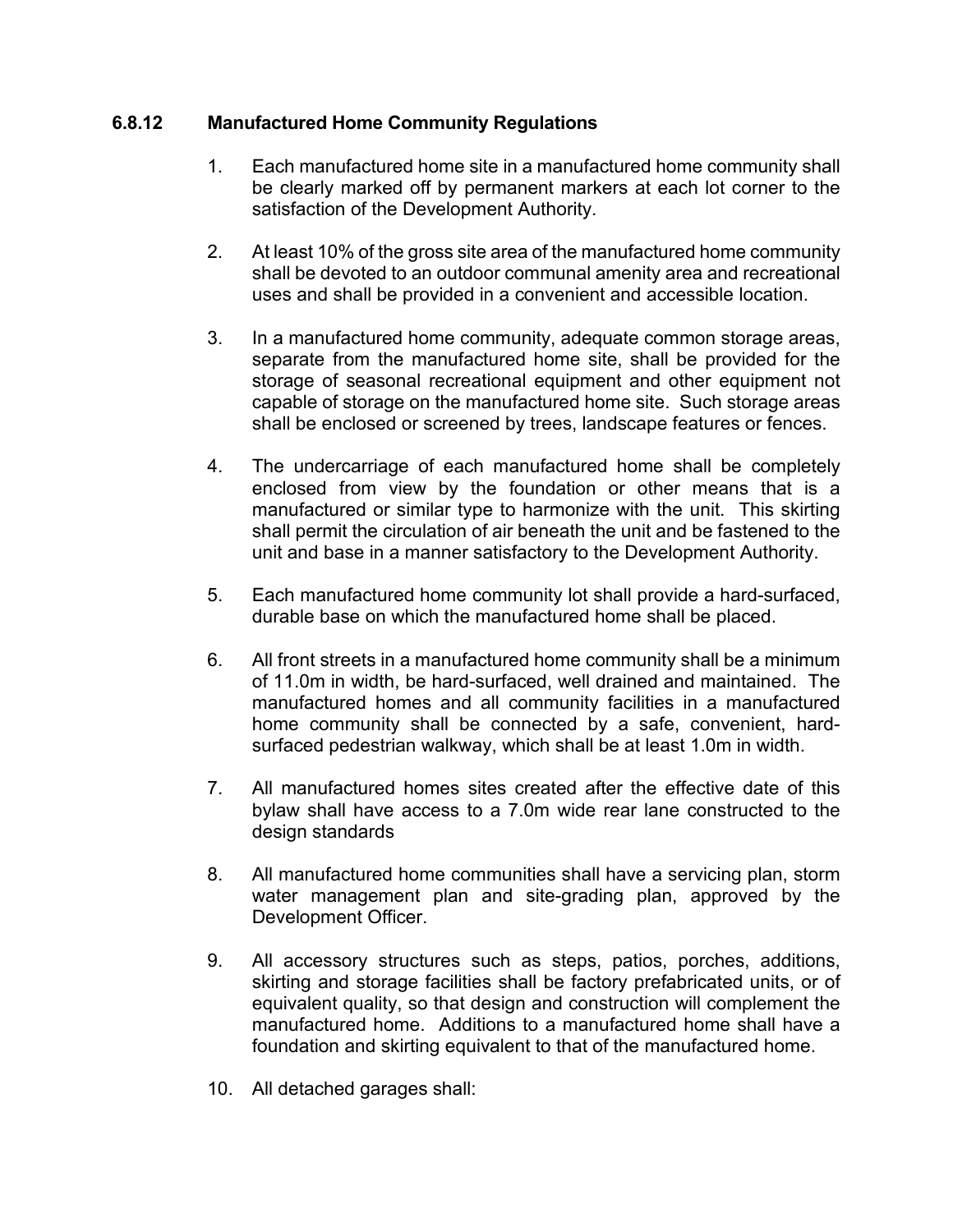### 6.8.12 Manufactured Home Community Regulations

1. Each manufactured home site in a manufactured home community shall be clearly marked off by permanent markers at each lot corner to the satisfaction of the Development Authority.

2. At least 10% of the gross site area of the manufactured home community shall be devoted to an outdoor communal amenity area and recreational uses and shall be provided in a convenient and accessible location.

3. In a manufactured home community, adequate common storage areas, separate from the manufactured home site, shall be provided for the storage of seasonal recreational equipment and other equipment not capable of storage on the manufactured home site. Such storage areas shall be enclosed or screened by trees, landscape features or fences.

4. The undercarriage of each manufactured home shall be completely enclosed from view by the foundation or other means that is a manufactured or similar type to harmonize with the unit. This skirting shall permit the circulation of air beneath the unit and be fastened to the unit and base in a manner satisfactory to the Development Authority.

5. Each manufactured home community lot shall provide a hard-surfaced, durable base on which the manufactured home shall be placed.

6. All front streets in a manufactured home community shall be a minimum of 11.0m in width, be hard-surfaced, well drained and maintained. The manufactured homes and all community facilities in a manufactured home community shall be connected by a safe, convenient, hard-surfaced pedestrian walkway, which shall be at least 1.0m in width.

7. All manufactured homes sites created after the effective date of this bylaw shall have access to a 7.0m wide rear lane constructed to the design standards

8. All manufactured home communities shall have a servicing plan, storm water management plan and site-grading plan, approved by the Development Officer.

9. All accessory structures such as steps, patios, porches, additions, skirting and storage facilities shall be factory prefabricated units, or of equivalent quality, so that design and construction will complement the manufactured home. Additions to a manufactured home shall have a foundation and skirting equivalent to that of the manufactured home.

10. All detached garages shall: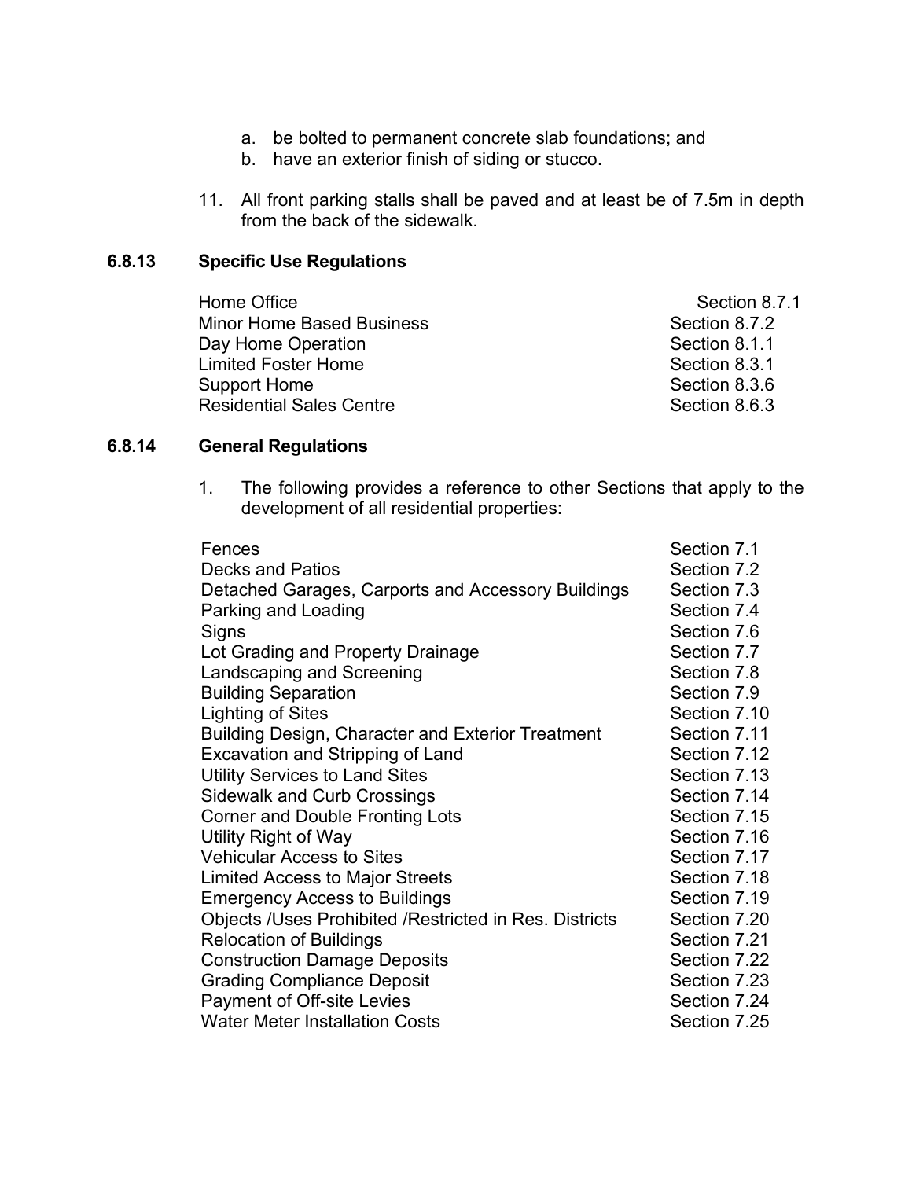a. be bolted to permanent concrete slab foundations; and
b. have an exterior finish of siding or stucco.

11. All front parking stalls shall be paved and at least be of 7.5m in depth from the back of the sidewalk.

### 6.8.13 Specific Use Regulations

| | |
|---|---|
| Home Office | Section 8.7.1 |
| Minor Home Based Business | Section 8.7.2 |
| Day Home Operation | Section 8.1.1 |
| Limited Foster Home | Section 8.3.1 |
| Support Home | Section 8.3.6 |
| Residential Sales Centre | Section 8.6.3 |

### 6.8.14 General Regulations

1. The following provides a reference to other Sections that apply to the development of all residential properties:

| | |
|---|---|
| Fences | Section 7.1 |
| Decks and Patios | Section 7.2 |
| Detached Garages, Carports and Accessory Buildings | Section 7.3 |
| Parking and Loading | Section 7.4 |
| Signs | Section 7.6 |
| Lot Grading and Property Drainage | Section 7.7 |
| Landscaping and Screening | Section 7.8 |
| Building Separation | Section 7.9 |
| Lighting of Sites | Section 7.10 |
| Building Design, Character and Exterior Treatment | Section 7.11 |
| Excavation and Stripping of Land | Section 7.12 |
| Utility Services to Land Sites | Section 7.13 |
| Sidewalk and Curb Crossings | Section 7.14 |
| Corner and Double Fronting Lots | Section 7.15 |
| Utility Right of Way | Section 7.16 |
| Vehicular Access to Sites | Section 7.17 |
| Limited Access to Major Streets | Section 7.18 |
| Emergency Access to Buildings | Section 7.19 |
| Objects /Uses Prohibited /Restricted in Res. Districts | Section 7.20 |
| Relocation of Buildings | Section 7.21 |
| Construction Damage Deposits | Section 7.22 |
| Grading Compliance Deposit | Section 7.23 |
| Payment of Off-site Levies | Section 7.24 |
| Water Meter Installation Costs | Section 7.25 |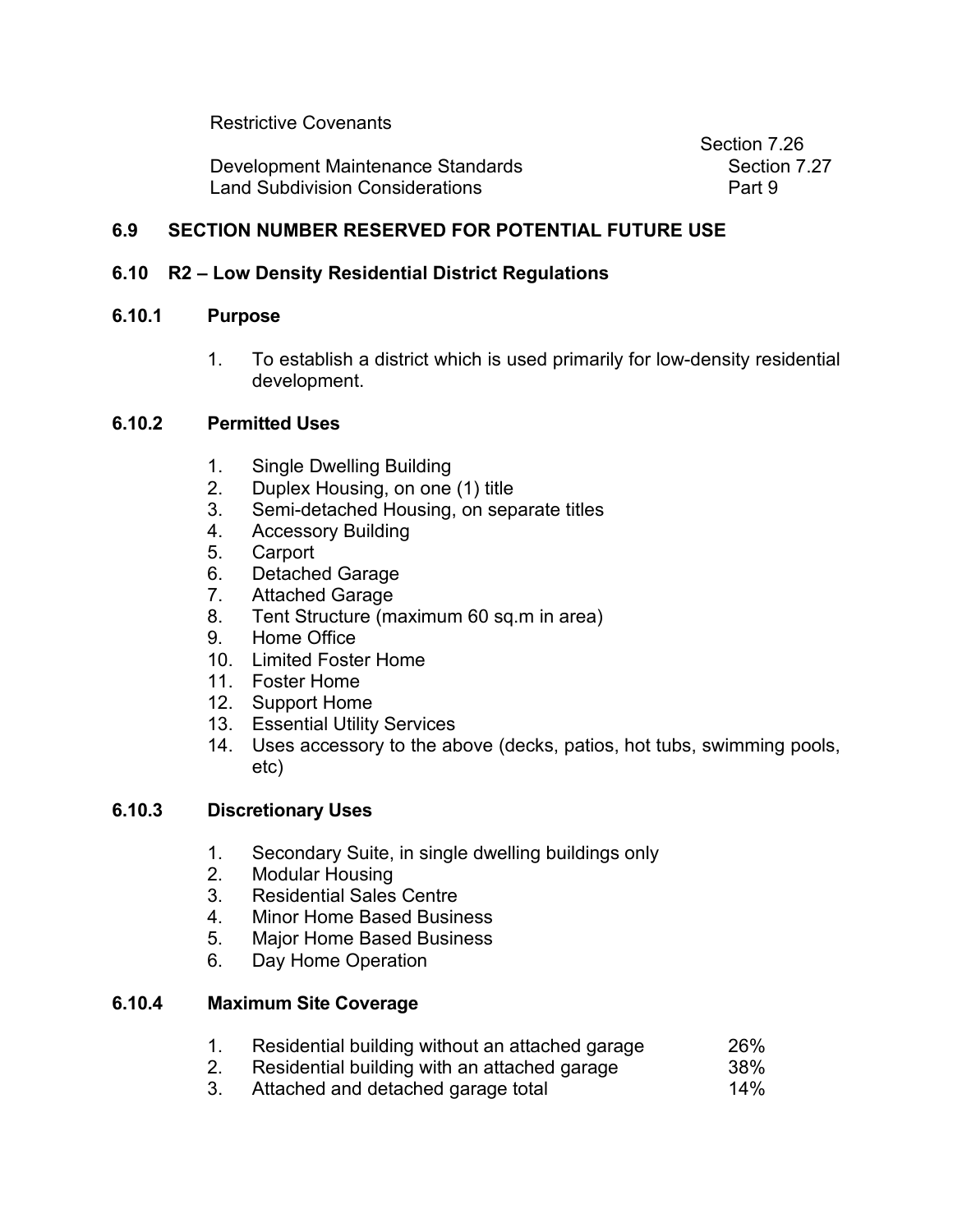| | |
|---|---|
| Restrictive Covenants | Section 7.26 |
| Development Maintenance Standards | Section 7.27 |
| Land Subdivision Considerations | Part 9 |

## 6.9 SECTION NUMBER RESERVED FOR POTENTIAL FUTURE USE

## 6.10 R2 – Low Density Residential District Regulations

### 6.10.1 Purpose

1. To establish a district which is used primarily for low-density residential development.

### 6.10.2 Permitted Uses

1. Single Dwelling Building
2. Duplex Housing, on one (1) title
3. Semi-detached Housing, on separate titles
4. Accessory Building
5. Carport
6. Detached Garage
7. Attached Garage
8. Tent Structure (maximum 60 sq.m in area)
9. Home Office
10. Limited Foster Home
11. Foster Home
12. Support Home
13. Essential Utility Services
14. Uses accessory to the above (decks, patios, hot tubs, swimming pools, etc)

### 6.10.3 Discretionary Uses

1. Secondary Suite, in single dwelling buildings only
2. Modular Housing
3. Residential Sales Centre
4. Minor Home Based Business
5. Major Home Based Business
6. Day Home Operation

### 6.10.4 Maximum Site Coverage

| | | |
|---|---|---|
| 1. | Residential building without an attached garage | 26% |
| 2. | Residential building with an attached garage | 38% |
| 3. | Attached and detached garage total | 14% |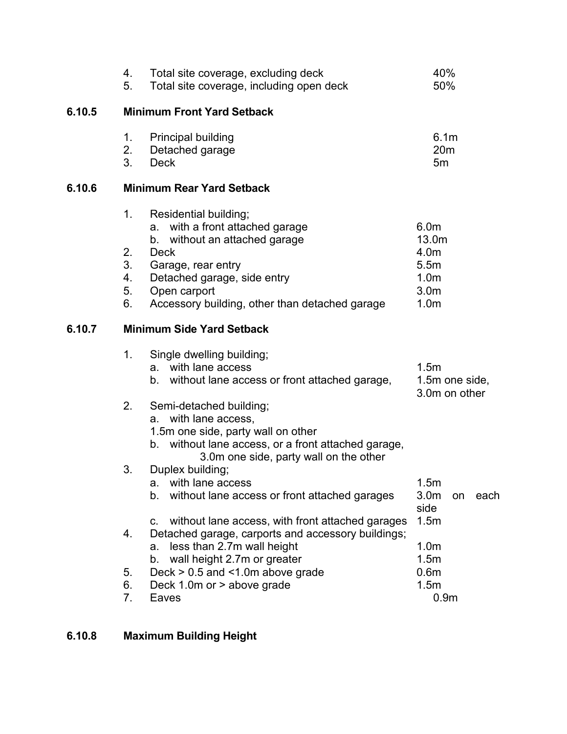4. Total site coverage, excluding deck 40%
5. Total site coverage, including open deck 50%

### 6.10.5 Minimum Front Yard Setback

1. Principal building 6.1m
2. Detached garage 20m
3. Deck 5m

### 6.10.6 Minimum Rear Yard Setback

1. Residential building;
   a. with a front attached garage 6.0m
   b. without an attached garage 13.0m
2. Deck 4.0m
3. Garage, rear entry 5.5m
4. Detached garage, side entry 1.0m
5. Open carport 3.0m
6. Accessory building, other than detached garage 1.0m

### 6.10.7 Minimum Side Yard Setback

1. Single dwelling building;
   a. with lane access 1.5m
   b. without lane access or front attached garage, 1.5m one side, 3.0m on other
2. Semi-detached building;
   a. with lane access,
   1.5m one side, party wall on other
   b. without lane access, or a front attached garage,
   3.0m one side, party wall on the other
3. Duplex building;
   a. with lane access 1.5m
   b. without lane access or front attached garages 3.0m on each side
   c. without lane access, with front attached garages 1.5m
4. Detached garage, carports and accessory buildings;
   a. less than 2.7m wall height 1.0m
   b. wall height 2.7m or greater 1.5m
5. Deck > 0.5 and <1.0m above grade 0.6m
6. Deck 1.0m or > above grade 1.5m
7. Eaves 0.9m

### 6.10.8 Maximum Building Height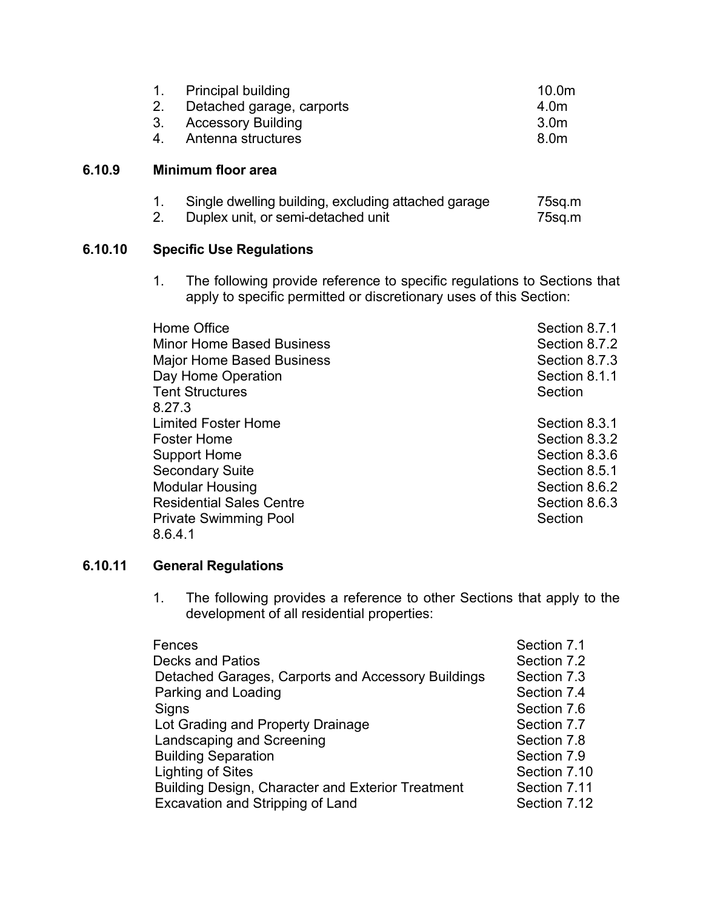1. Principal building 10.0m
2. Detached garage, carports 4.0m
3. Accessory Building 3.0m
4. Antenna structures 8.0m

### 6.10.9 Minimum floor area

1. Single dwelling building, excluding attached garage 75sq.m
2. Duplex unit, or semi-detached unit 75sq.m

### 6.10.10 Specific Use Regulations

1. The following provide reference to specific regulations to Sections that apply to specific permitted or discretionary uses of this Section:

| | |
|---|---|
| Home Office | Section 8.7.1 |
| Minor Home Based Business | Section 8.7.2 |
| Major Home Based Business | Section 8.7.3 |
| Day Home Operation | Section 8.1.1 |
| Tent Structures | Section 8.27.3 |
| Limited Foster Home | Section 8.3.1 |
| Foster Home | Section 8.3.2 |
| Support Home | Section 8.3.6 |
| Secondary Suite | Section 8.5.1 |
| Modular Housing | Section 8.6.2 |
| Residential Sales Centre | Section 8.6.3 |
| Private Swimming Pool | Section 8.6.4.1 |

### 6.10.11 General Regulations

1. The following provides a reference to other Sections that apply to the development of all residential properties:

| | |
|---|---|
| Fences | Section 7.1 |
| Decks and Patios | Section 7.2 |
| Detached Garages, Carports and Accessory Buildings | Section 7.3 |
| Parking and Loading | Section 7.4 |
| Signs | Section 7.6 |
| Lot Grading and Property Drainage | Section 7.7 |
| Landscaping and Screening | Section 7.8 |
| Building Separation | Section 7.9 |
| Lighting of Sites | Section 7.10 |
| Building Design, Character and Exterior Treatment | Section 7.11 |
| Excavation and Stripping of Land | Section 7.12 |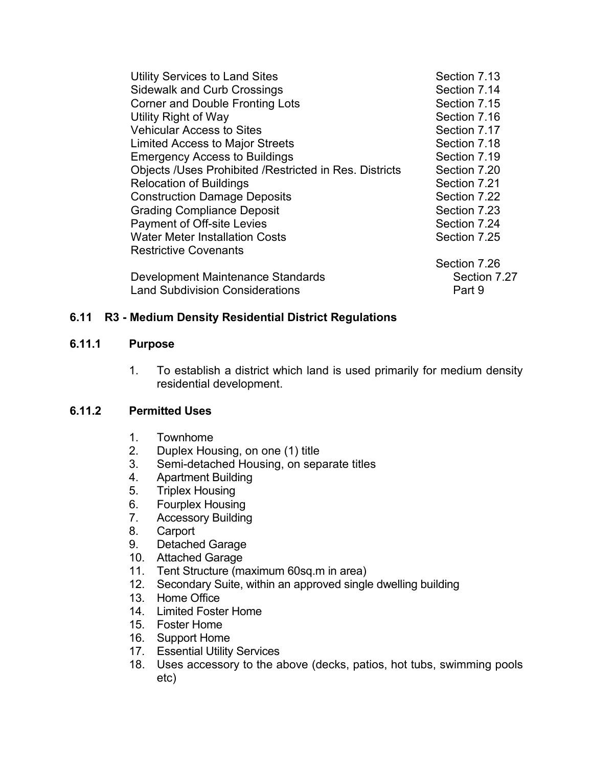| | |
|---|---|
| Utility Services to Land Sites | Section 7.13 |
| Sidewalk and Curb Crossings | Section 7.14 |
| Corner and Double Fronting Lots | Section 7.15 |
| Utility Right of Way | Section 7.16 |
| Vehicular Access to Sites | Section 7.17 |
| Limited Access to Major Streets | Section 7.18 |
| Emergency Access to Buildings | Section 7.19 |
| Objects /Uses Prohibited /Restricted in Res. Districts | Section 7.20 |
| Relocation of Buildings | Section 7.21 |
| Construction Damage Deposits | Section 7.22 |
| Grading Compliance Deposit | Section 7.23 |
| Payment of Off-site Levies | Section 7.24 |
| Water Meter Installation Costs | Section 7.25 |
| Restrictive Covenants | Section 7.26 |
| Development Maintenance Standards | Section 7.27 |
| Land Subdivision Considerations | Part 9 |

## 6.11 R3 - Medium Density Residential District Regulations

### 6.11.1 Purpose

1. To establish a district which land is used primarily for medium density residential development.

### 6.11.2 Permitted Uses

1. Townhome
2. Duplex Housing, on one (1) title
3. Semi-detached Housing, on separate titles
4. Apartment Building
5. Triplex Housing
6. Fourplex Housing
7. Accessory Building
8. Carport
9. Detached Garage
10. Attached Garage
11. Tent Structure (maximum 60sq.m in area)
12. Secondary Suite, within an approved single dwelling building
13. Home Office
14. Limited Foster Home
15. Foster Home
16. Support Home
17. Essential Utility Services
18. Uses accessory to the above (decks, patios, hot tubs, swimming pools etc)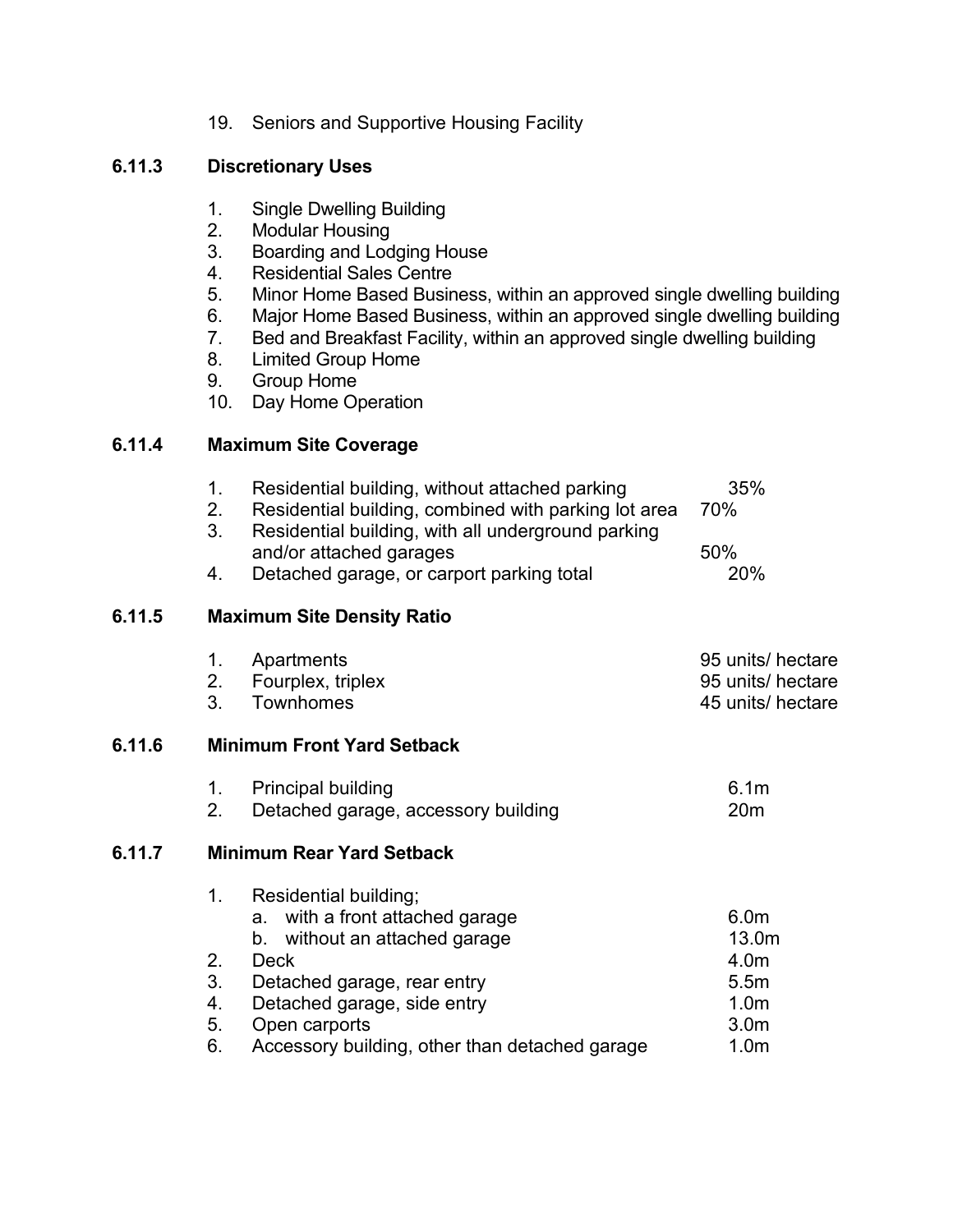19. Seniors and Supportive Housing Facility

### 6.11.3 Discretionary Uses

1. Single Dwelling Building
2. Modular Housing
3. Boarding and Lodging House
4. Residential Sales Centre
5. Minor Home Based Business, within an approved single dwelling building
6. Major Home Based Business, within an approved single dwelling building
7. Bed and Breakfast Facility, within an approved single dwelling building
8. Limited Group Home
9. Group Home
10. Day Home Operation

### 6.11.4 Maximum Site Coverage

| | | |
|---|---|---|
| 1. | Residential building, without attached parking | 35% |
| 2. | Residential building, combined with parking lot area | 70% |
| 3. | Residential building, with all underground parking and/or attached garages | 50% |
| 4. | Detached garage, or carport parking total | 20% |

### 6.11.5 Maximum Site Density Ratio

| | | |
|---|---|---|
| 1. | Apartments | 95 units/ hectare |
| 2. | Fourplex, triplex | 95 units/ hectare |
| 3. | Townhomes | 45 units/ hectare |

### 6.11.6 Minimum Front Yard Setback

| | | |
|---|---|---|
| 1. | Principal building | 6.1m |
| 2. | Detached garage, accessory building | 20m |

### 6.11.7 Minimum Rear Yard Setback

| | | |
|---|---|---|
| 1. | Residential building; | |
| | a. with a front attached garage | 6.0m |
| | b. without an attached garage | 13.0m |
| 2. | Deck | 4.0m |
| 3. | Detached garage, rear entry | 5.5m |
| 4. | Detached garage, side entry | 1.0m |
| 5. | Open carports | 3.0m |
| 6. | Accessory building, other than detached garage | 1.0m |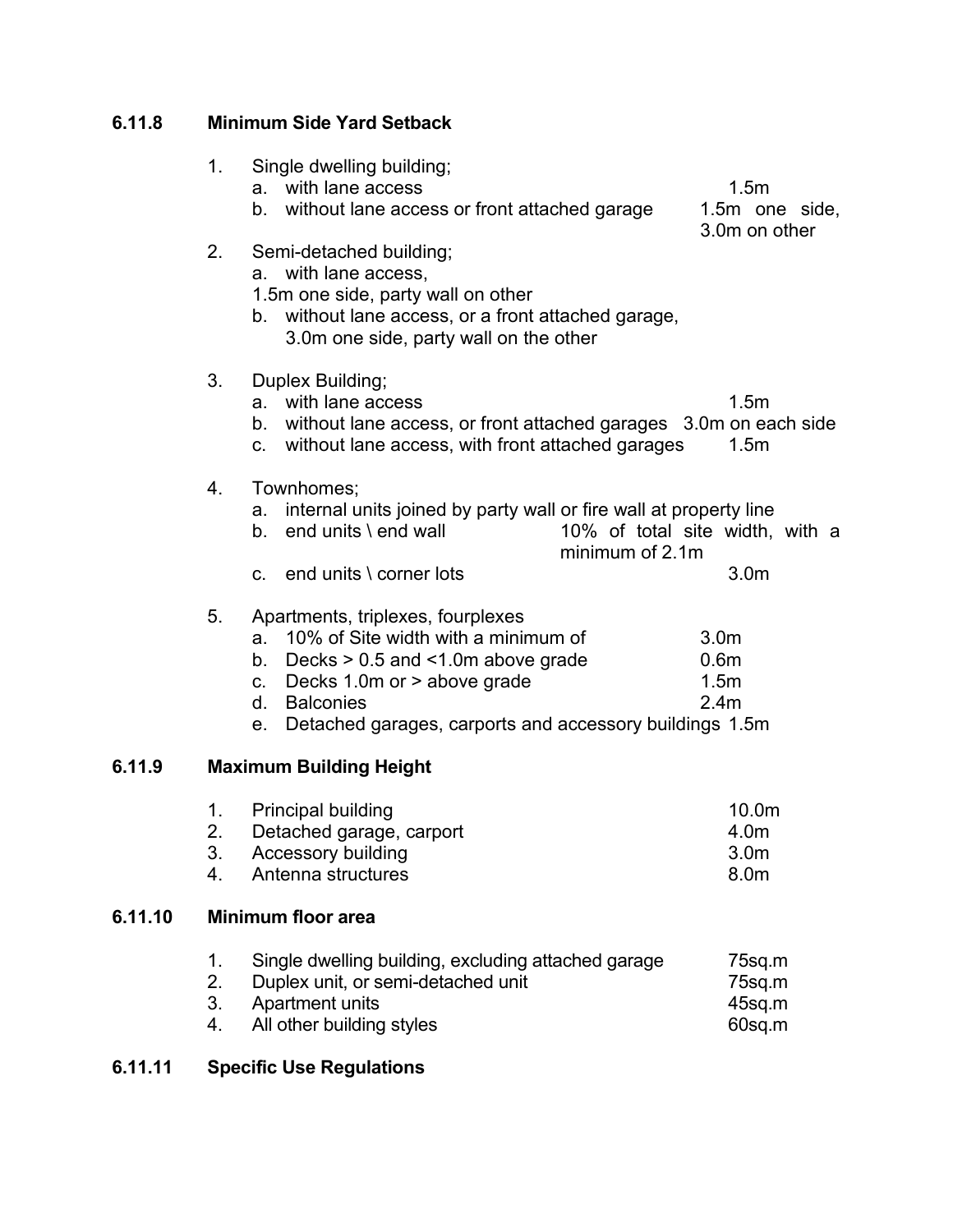### 6.11.8 Minimum Side Yard Setback

1. Single dwelling building;
   a. with lane access 1.5m
   b. without lane access or front attached garage 1.5m one side, 3.0m on other
2. Semi-detached building;
   a. with lane access,
   1.5m one side, party wall on other
   b. without lane access, or a front attached garage,
   3.0m one side, party wall on the other
3. Duplex Building;
   a. with lane access 1.5m
   b. without lane access, or front attached garages 3.0m on each side
   c. without lane access, with front attached garages 1.5m
4. Townhomes;
   a. internal units joined by party wall or fire wall at property line
   b. end units \ end wall 10% of total site width, with a minimum of 2.1m
   c. end units \ corner lots 3.0m
5. Apartments, triplexes, fourplexes
   a. 10% of Site width with a minimum of 3.0m
   b. Decks > 0.5 and <1.0m above grade 0.6m
   c. Decks 1.0m or > above grade 1.5m
   d. Balconies 2.4m
   e. Detached garages, carports and accessory buildings 1.5m

### 6.11.9 Maximum Building Height

1. Principal building 10.0m
2. Detached garage, carport 4.0m
3. Accessory building 3.0m
4. Antenna structures 8.0m

### 6.11.10 Minimum floor area

1. Single dwelling building, excluding attached garage 75sq.m
2. Duplex unit, or semi-detached unit 75sq.m
3. Apartment units 45sq.m
4. All other building styles 60sq.m

### 6.11.11 Specific Use Regulations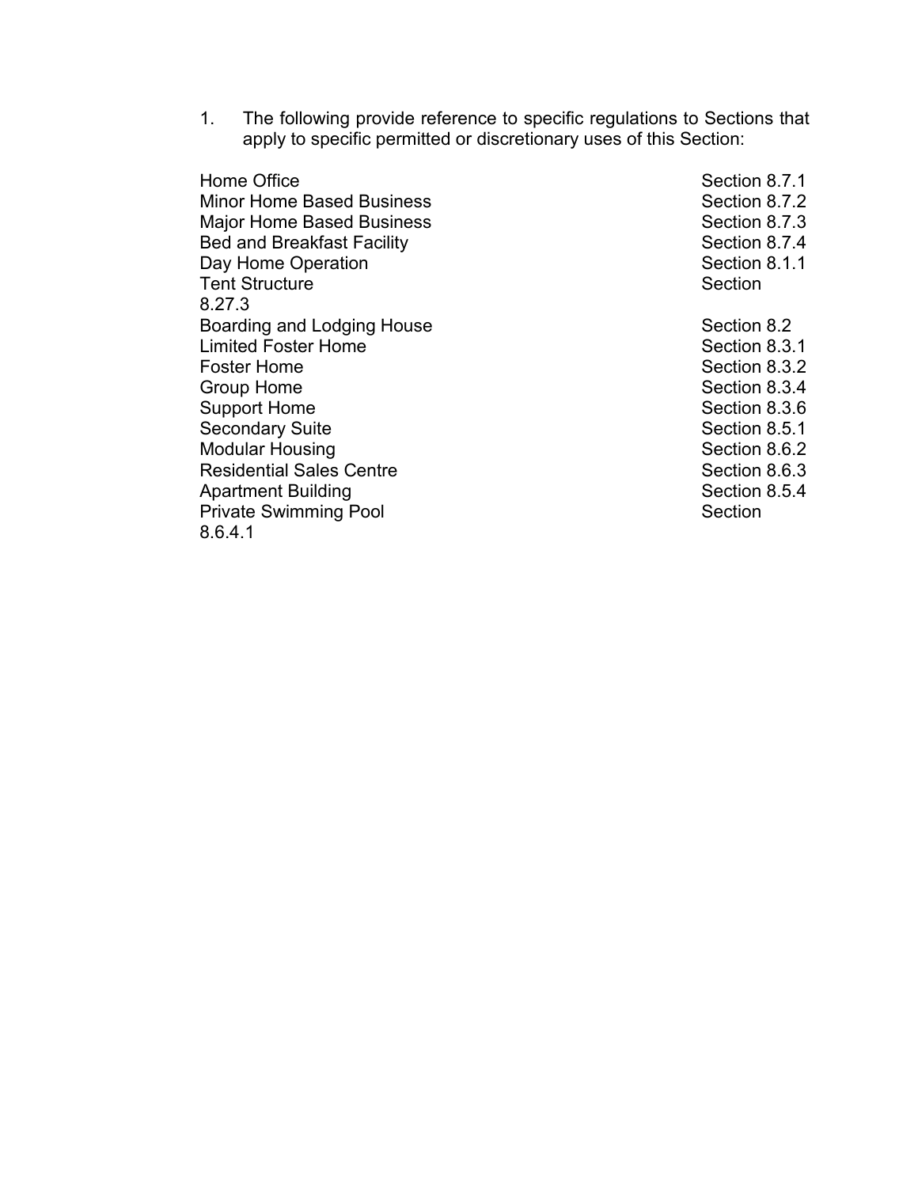1. The following provide reference to specific regulations to Sections that apply to specific permitted or discretionary uses of this Section:

| | |
|---|---|
| Home Office | Section 8.7.1 |
| Minor Home Based Business | Section 8.7.2 |
| Major Home Based Business | Section 8.7.3 |
| Bed and Breakfast Facility | Section 8.7.4 |
| Day Home Operation | Section 8.1.1 |
| Tent Structure | Section 8.27.3 |
| Boarding and Lodging House | Section 8.2 |
| Limited Foster Home | Section 8.3.1 |
| Foster Home | Section 8.3.2 |
| Group Home | Section 8.3.4 |
| Support Home | Section 8.3.6 |
| Secondary Suite | Section 8.5.1 |
| Modular Housing | Section 8.6.2 |
| Residential Sales Centre | Section 8.6.3 |
| Apartment Building | Section 8.5.4 |
| Private Swimming Pool | Section 8.6.4.1 |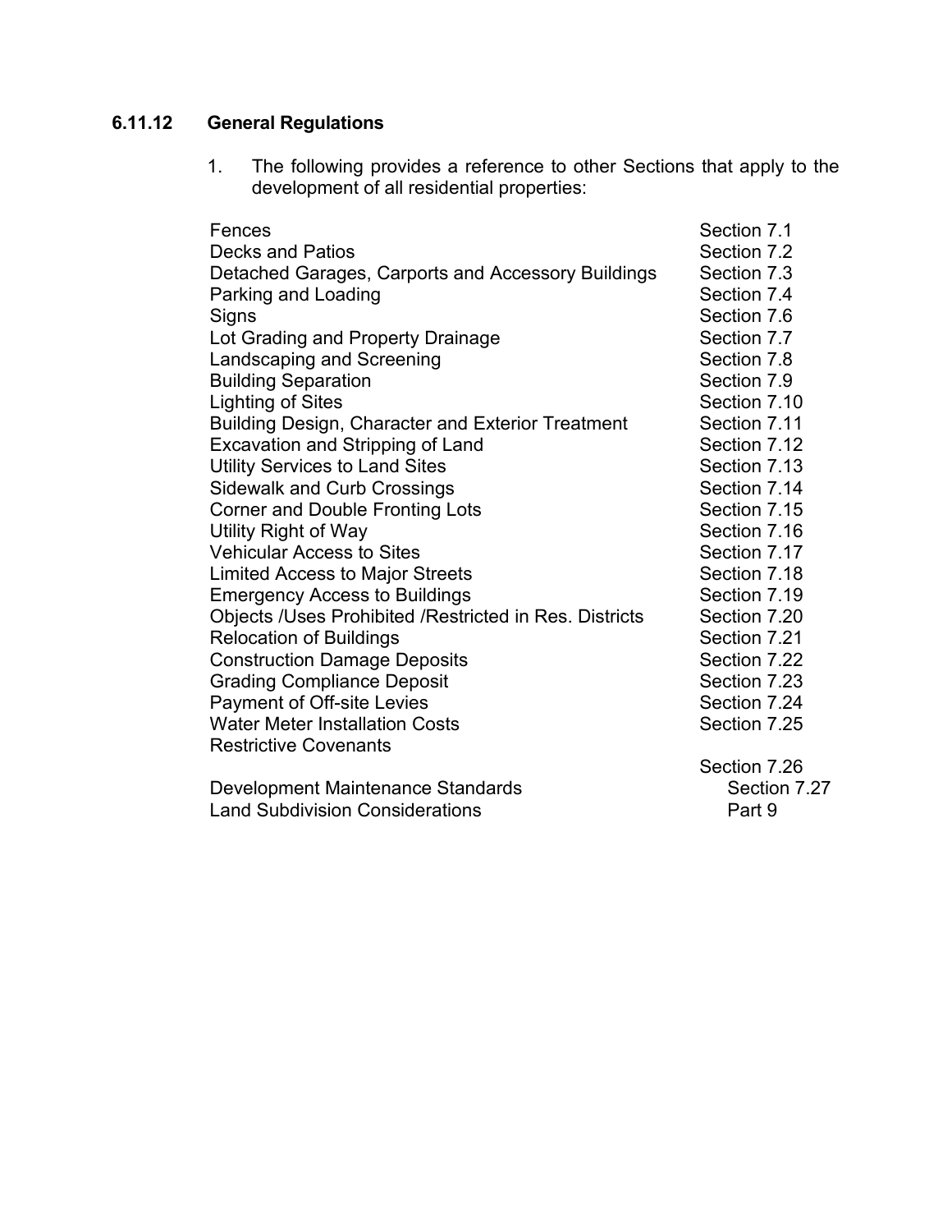### 6.11.12 General Regulations

1. The following provides a reference to other Sections that apply to the development of all residential properties:

| | |
|---|---|
| Fences | Section 7.1 |
| Decks and Patios | Section 7.2 |
| Detached Garages, Carports and Accessory Buildings | Section 7.3 |
| Parking and Loading | Section 7.4 |
| Signs | Section 7.6 |
| Lot Grading and Property Drainage | Section 7.7 |
| Landscaping and Screening | Section 7.8 |
| Building Separation | Section 7.9 |
| Lighting of Sites | Section 7.10 |
| Building Design, Character and Exterior Treatment | Section 7.11 |
| Excavation and Stripping of Land | Section 7.12 |
| Utility Services to Land Sites | Section 7.13 |
| Sidewalk and Curb Crossings | Section 7.14 |
| Corner and Double Fronting Lots | Section 7.15 |
| Utility Right of Way | Section 7.16 |
| Vehicular Access to Sites | Section 7.17 |
| Limited Access to Major Streets | Section 7.18 |
| Emergency Access to Buildings | Section 7.19 |
| Objects /Uses Prohibited /Restricted in Res. Districts | Section 7.20 |
| Relocation of Buildings | Section 7.21 |
| Construction Damage Deposits | Section 7.22 |
| Grading Compliance Deposit | Section 7.23 |
| Payment of Off-site Levies | Section 7.24 |
| Water Meter Installation Costs | Section 7.25 |
| Restrictive Covenants | Section 7.26 |
| Development Maintenance Standards | Section 7.27 |
| Land Subdivision Considerations | Part 9 |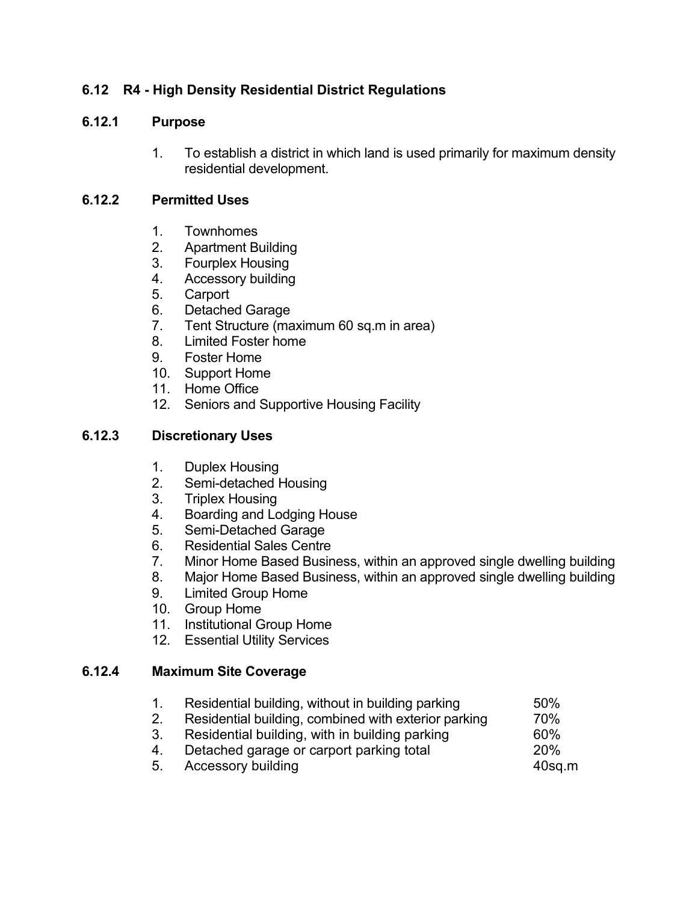## 6.12 R4 - High Density Residential District Regulations

### 6.12.1 Purpose

1. To establish a district in which land is used primarily for maximum density residential development.

### 6.12.2 Permitted Uses

1. Townhomes
2. Apartment Building
3. Fourplex Housing
4. Accessory building
5. Carport
6. Detached Garage
7. Tent Structure (maximum 60 sq.m in area)
8. Limited Foster home
9. Foster Home
10. Support Home
11. Home Office
12. Seniors and Supportive Housing Facility

### 6.12.3 Discretionary Uses

1. Duplex Housing
2. Semi-detached Housing
3. Triplex Housing
4. Boarding and Lodging House
5. Semi-Detached Garage
6. Residential Sales Centre
7. Minor Home Based Business, within an approved single dwelling building
8. Major Home Based Business, within an approved single dwelling building
9. Limited Group Home
10. Group Home
11. Institutional Group Home
12. Essential Utility Services

### 6.12.4 Maximum Site Coverage

| | | |
|---|---|---|
| 1. | Residential building, without in building parking | 50% |
| 2. | Residential building, combined with exterior parking | 70% |
| 3. | Residential building, with in building parking | 60% |
| 4. | Detached garage or carport parking total | 20% |
| 5. | Accessory building | 40sq.m |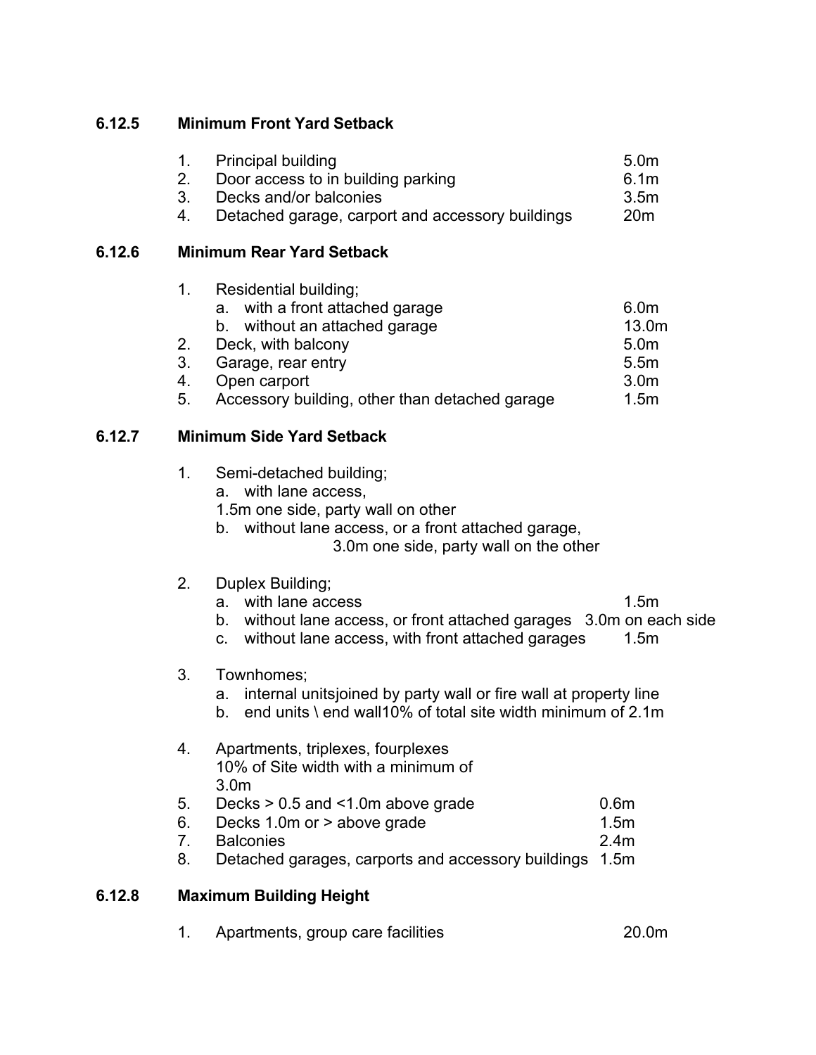### 6.12.5 Minimum Front Yard Setback

1. Principal building 5.0m
2. Door access to in building parking 6.1m
3. Decks and/or balconies 3.5m
4. Detached garage, carport and accessory buildings 20m

### 6.12.6 Minimum Rear Yard Setback

1. Residential building;
   a. with a front attached garage 6.0m
   b. without an attached garage 13.0m
2. Deck, with balcony 5.0m
3. Garage, rear entry 5.5m
4. Open carport 3.0m
5. Accessory building, other than detached garage 1.5m

### 6.12.7 Minimum Side Yard Setback

1. Semi-detached building;
   a. with lane access,
   1.5m one side, party wall on other
   b. without lane access, or a front attached garage,
   3.0m one side, party wall on the other

2. Duplex Building;
   a. with lane access 1.5m
   b. without lane access, or front attached garages 3.0m on each side
   c. without lane access, with front attached garages 1.5m

3. Townhomes;
   a. internal unitsjoined by party wall or fire wall at property line
   b. end units \ end wall10% of total site width minimum of 2.1m

4. Apartments, triplexes, fourplexes
   10% of Site width with a minimum of
   3.0m
5. Decks > 0.5 and <1.0m above grade 0.6m
6. Decks 1.0m or > above grade 1.5m
7. Balconies 2.4m
8. Detached garages, carports and accessory buildings 1.5m

### 6.12.8 Maximum Building Height

1. Apartments, group care facilities 20.0m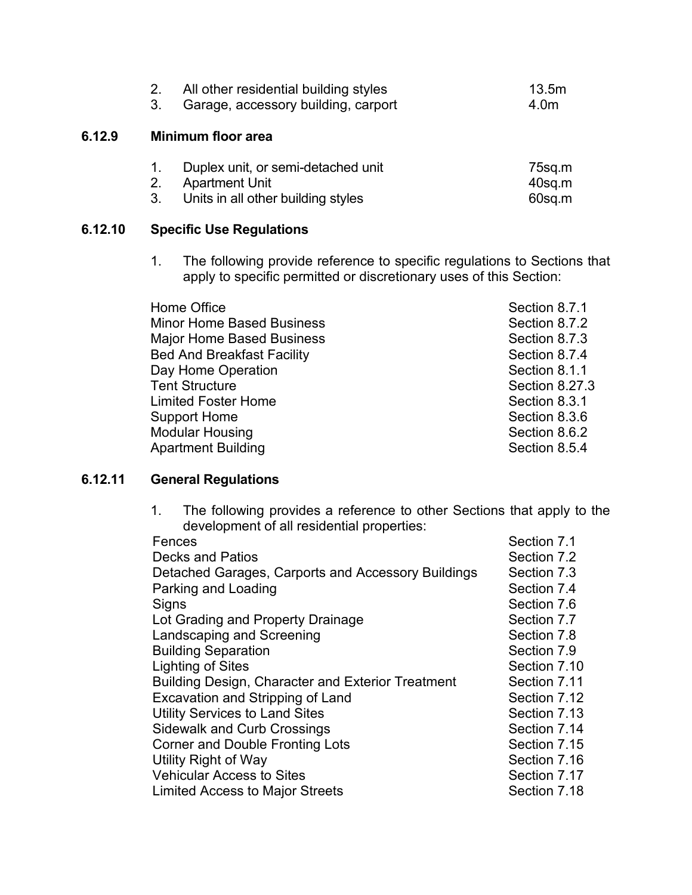2. All other residential building styles 13.5m
3. Garage, accessory building, carport 4.0m

### 6.12.9 Minimum floor area

1. Duplex unit, or semi-detached unit 75sq.m
2. Apartment Unit 40sq.m
3. Units in all other building styles 60sq.m

### 6.12.10 Specific Use Regulations

1. The following provide reference to specific regulations to Sections that apply to specific permitted or discretionary uses of this Section:

| | |
|---|---|
| Home Office | Section 8.7.1 |
| Minor Home Based Business | Section 8.7.2 |
| Major Home Based Business | Section 8.7.3 |
| Bed And Breakfast Facility | Section 8.7.4 |
| Day Home Operation | Section 8.1.1 |
| Tent Structure | Section 8.27.3 |
| Limited Foster Home | Section 8.3.1 |
| Support Home | Section 8.3.6 |
| Modular Housing | Section 8.6.2 |
| Apartment Building | Section 8.5.4 |

### 6.12.11 General Regulations

1. The following provides a reference to other Sections that apply to the development of all residential properties:

| | |
|---|---|
| Fences | Section 7.1 |
| Decks and Patios | Section 7.2 |
| Detached Garages, Carports and Accessory Buildings | Section 7.3 |
| Parking and Loading | Section 7.4 |
| Signs | Section 7.6 |
| Lot Grading and Property Drainage | Section 7.7 |
| Landscaping and Screening | Section 7.8 |
| Building Separation | Section 7.9 |
| Lighting of Sites | Section 7.10 |
| Building Design, Character and Exterior Treatment | Section 7.11 |
| Excavation and Stripping of Land | Section 7.12 |
| Utility Services to Land Sites | Section 7.13 |
| Sidewalk and Curb Crossings | Section 7.14 |
| Corner and Double Fronting Lots | Section 7.15 |
| Utility Right of Way | Section 7.16 |
| Vehicular Access to Sites | Section 7.17 |
| Limited Access to Major Streets | Section 7.18 |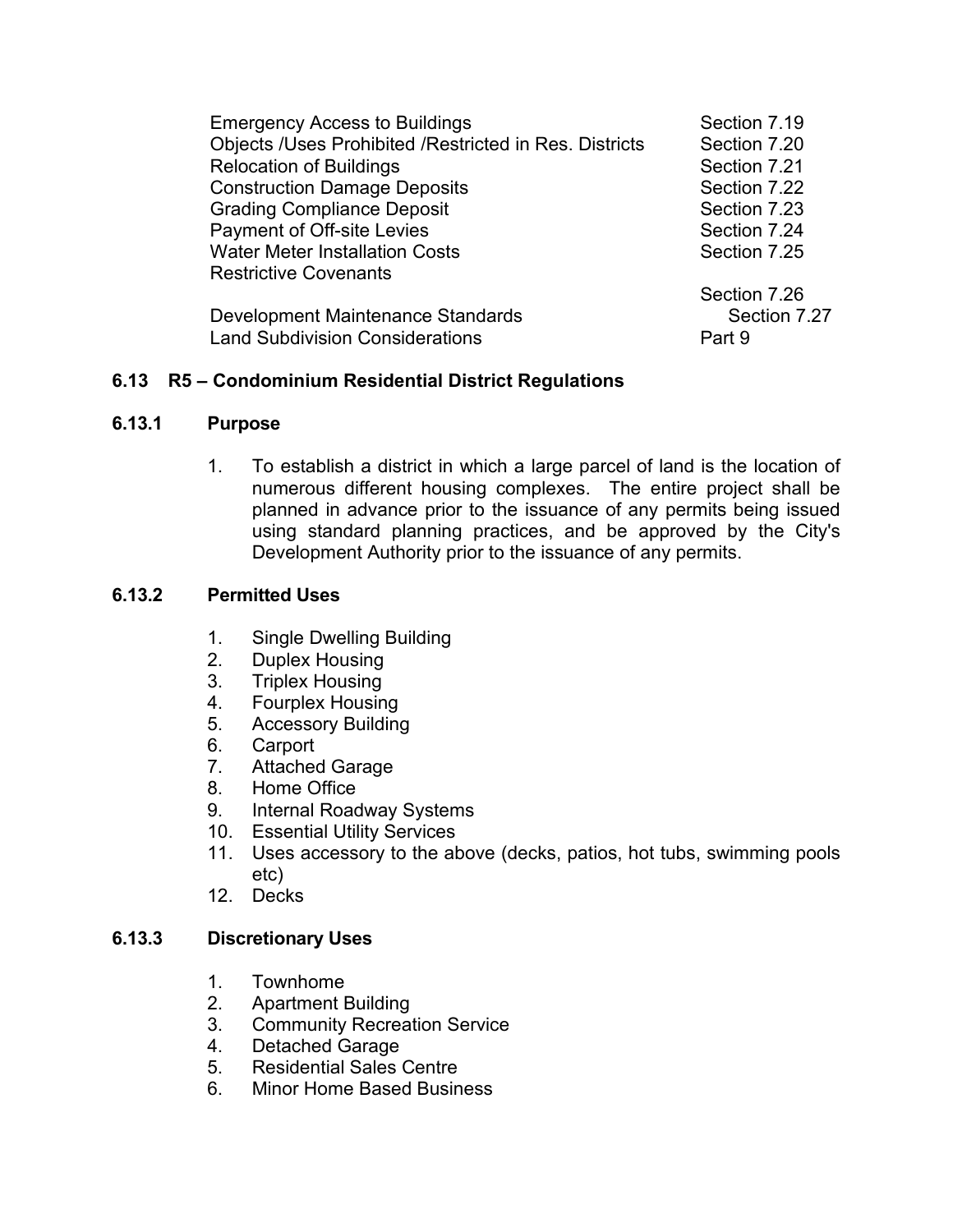| | |
|---|---|
| Emergency Access to Buildings | Section 7.19 |
| Objects /Uses Prohibited /Restricted in Res. Districts | Section 7.20 |
| Relocation of Buildings | Section 7.21 |
| Construction Damage Deposits | Section 7.22 |
| Grading Compliance Deposit | Section 7.23 |
| Payment of Off-site Levies | Section 7.24 |
| Water Meter Installation Costs | Section 7.25 |
| Restrictive Covenants | Section 7.26 |
| Development Maintenance Standards | Section 7.27 |
| Land Subdivision Considerations | Part 9 |

## 6.13 R5 – Condominium Residential District Regulations

### 6.13.1 Purpose

1. To establish a district in which a large parcel of land is the location of numerous different housing complexes. The entire project shall be planned in advance prior to the issuance of any permits being issued using standard planning practices, and be approved by the City's Development Authority prior to the issuance of any permits.

### 6.13.2 Permitted Uses

1. Single Dwelling Building
2. Duplex Housing
3. Triplex Housing
4. Fourplex Housing
5. Accessory Building
6. Carport
7. Attached Garage
8. Home Office
9. Internal Roadway Systems
10. Essential Utility Services
11. Uses accessory to the above (decks, patios, hot tubs, swimming pools etc)
12. Decks

### 6.13.3 Discretionary Uses

1. Townhome
2. Apartment Building
3. Community Recreation Service
4. Detached Garage
5. Residential Sales Centre
6. Minor Home Based Business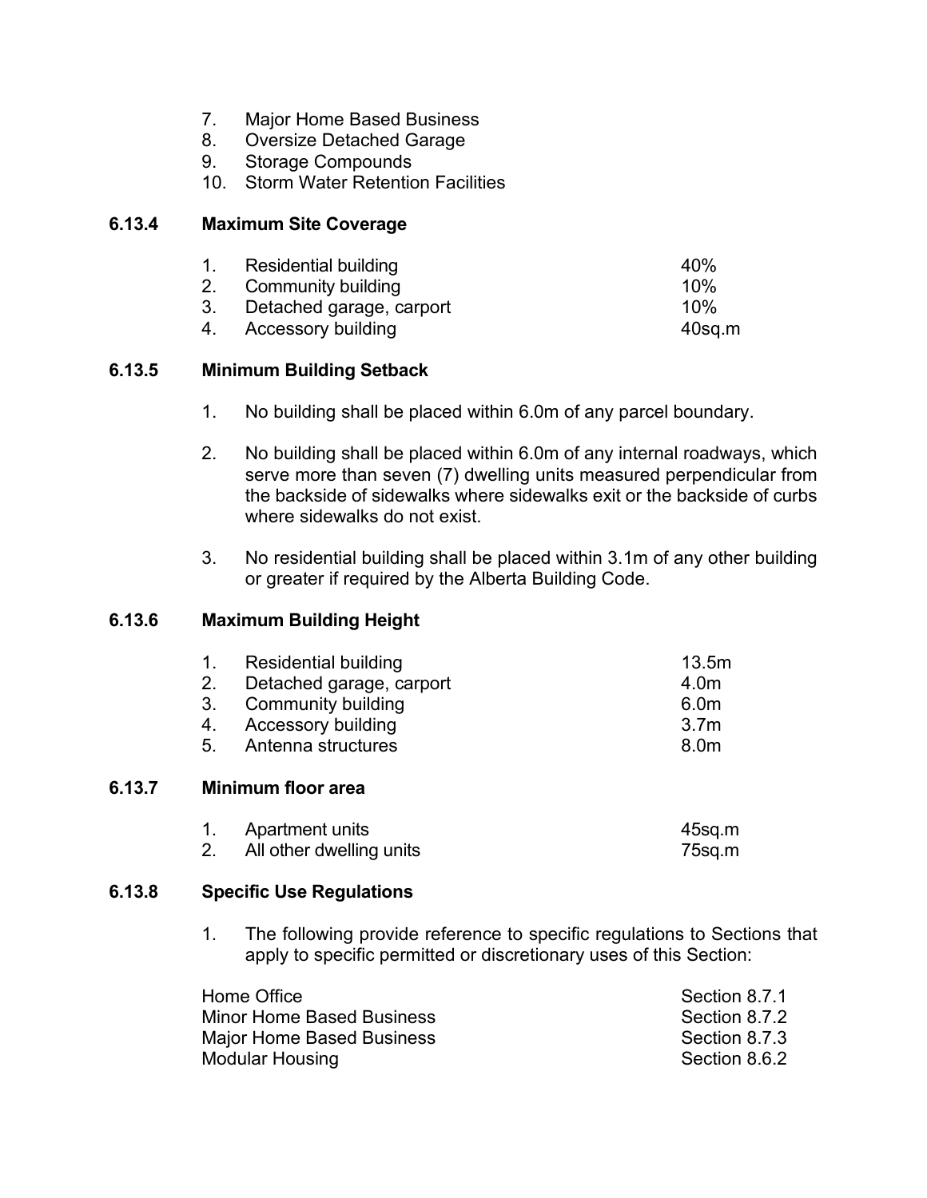7. Major Home Based Business
8. Oversize Detached Garage
9. Storage Compounds
10. Storm Water Retention Facilities

### 6.13.4 Maximum Site Coverage

| | | |
|---|---|---|
| 1. | Residential building | 40% |
| 2. | Community building | 10% |
| 3. | Detached garage, carport | 10% |
| 4. | Accessory building | 40sq.m |

### 6.13.5 Minimum Building Setback

1. No building shall be placed within 6.0m of any parcel boundary.

2. No building shall be placed within 6.0m of any internal roadways, which serve more than seven (7) dwelling units measured perpendicular from the backside of sidewalks where sidewalks exit or the backside of curbs where sidewalks do not exist.

3. No residential building shall be placed within 3.1m of any other building or greater if required by the Alberta Building Code.

### 6.13.6 Maximum Building Height

| | | |
|---|---|---|
| 1. | Residential building | 13.5m |
| 2. | Detached garage, carport | 4.0m |
| 3. | Community building | 6.0m |
| 4. | Accessory building | 3.7m |
| 5. | Antenna structures | 8.0m |

### 6.13.7 Minimum floor area

| | | |
|---|---|---|
| 1. | Apartment units | 45sq.m |
| 2. | All other dwelling units | 75sq.m |

### 6.13.8 Specific Use Regulations

1. The following provide reference to specific regulations to Sections that apply to specific permitted or discretionary uses of this Section:

| | |
|---|---|
| Home Office | Section 8.7.1 |
| Minor Home Based Business | Section 8.7.2 |
| Major Home Based Business | Section 8.7.3 |
| Modular Housing | Section 8.6.2 |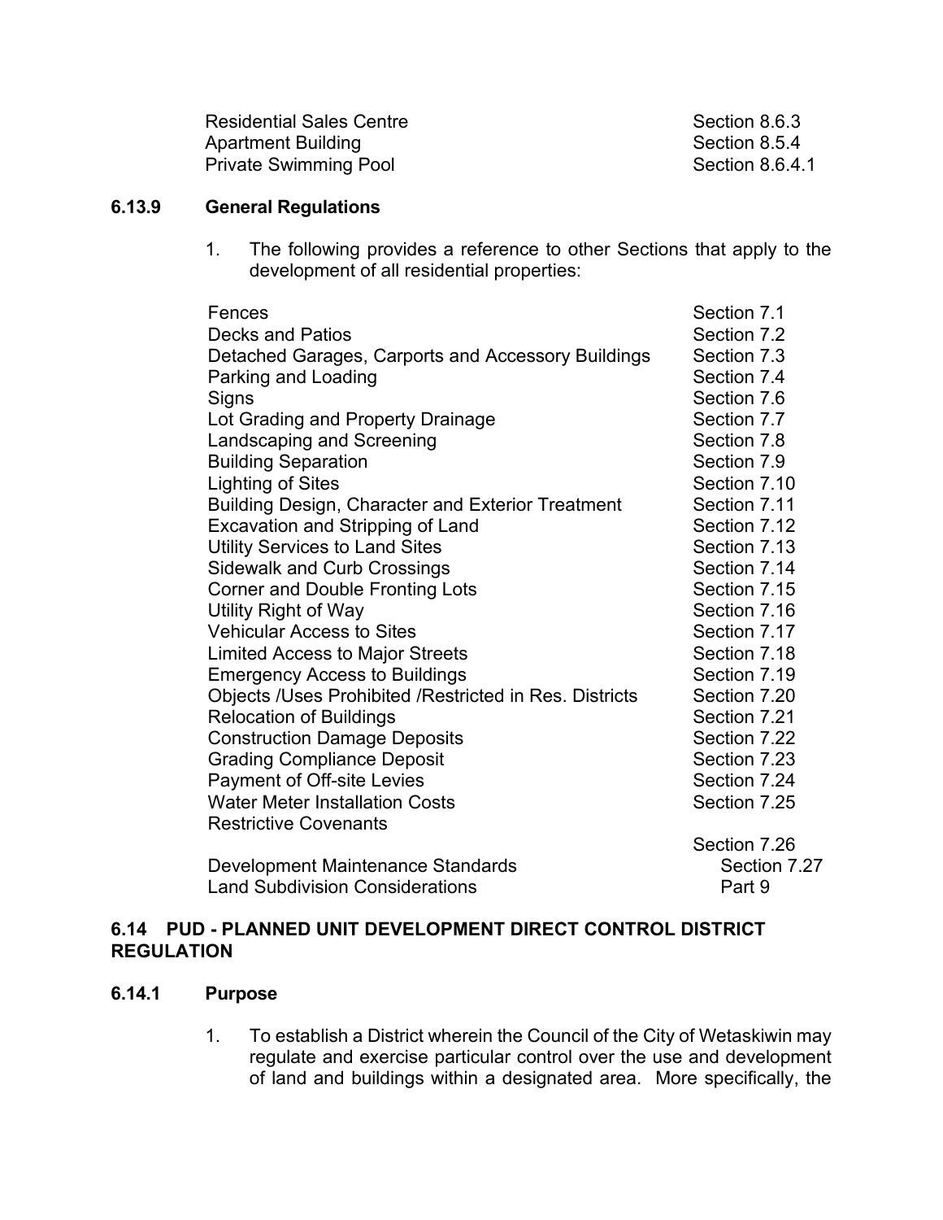| | |
|---|---|
| Residential Sales Centre | Section 8.6.3 |
| Apartment Building | Section 8.5.4 |
| Private Swimming Pool | Section 8.6.4.1 |

### 6.13.9 General Regulations

1. The following provides a reference to other Sections that apply to the development of all residential properties:

| | |
|---|---|
| Fences | Section 7.1 |
| Decks and Patios | Section 7.2 |
| Detached Garages, Carports and Accessory Buildings | Section 7.3 |
| Parking and Loading | Section 7.4 |
| Signs | Section 7.6 |
| Lot Grading and Property Drainage | Section 7.7 |
| Landscaping and Screening | Section 7.8 |
| Building Separation | Section 7.9 |
| Lighting of Sites | Section 7.10 |
| Building Design, Character and Exterior Treatment | Section 7.11 |
| Excavation and Stripping of Land | Section 7.12 |
| Utility Services to Land Sites | Section 7.13 |
| Sidewalk and Curb Crossings | Section 7.14 |
| Corner and Double Fronting Lots | Section 7.15 |
| Utility Right of Way | Section 7.16 |
| Vehicular Access to Sites | Section 7.17 |
| Limited Access to Major Streets | Section 7.18 |
| Emergency Access to Buildings | Section 7.19 |
| Objects /Uses Prohibited /Restricted in Res. Districts | Section 7.20 |
| Relocation of Buildings | Section 7.21 |
| Construction Damage Deposits | Section 7.22 |
| Grading Compliance Deposit | Section 7.23 |
| Payment of Off-site Levies | Section 7.24 |
| Water Meter Installation Costs | Section 7.25 |
| Restrictive Covenants | Section 7.26 |
| Development Maintenance Standards | Section 7.27 |
| Land Subdivision Considerations | Part 9 |

## 6.14 PUD - PLANNED UNIT DEVELOPMENT DIRECT CONTROL DISTRICT REGULATION

### 6.14.1 Purpose

1. To establish a District wherein the Council of the City of Wetaskiwin may regulate and exercise particular control over the use and development of land and buildings within a designated area. More specifically, the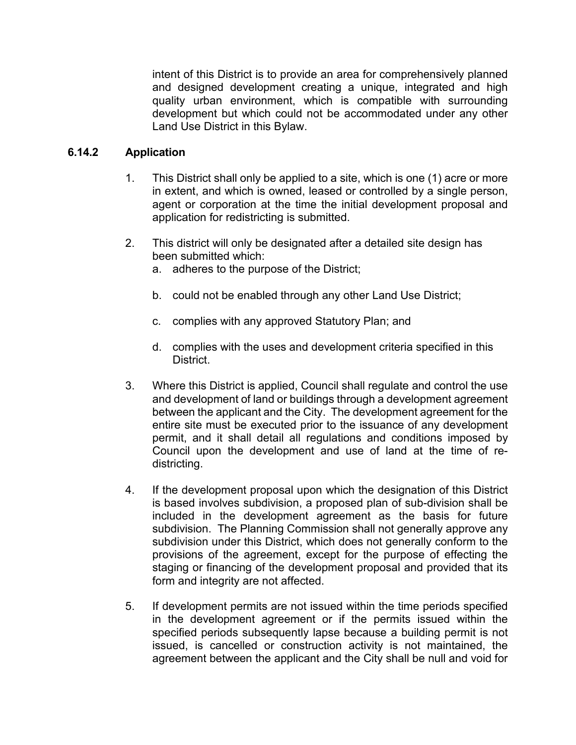intent of this District is to provide an area for comprehensively planned and designed development creating a unique, integrated and high quality urban environment, which is compatible with surrounding development but which could not be accommodated under any other Land Use District in this Bylaw.

### 6.14.2 Application

1. This District shall only be applied to a site, which is one (1) acre or more in extent, and which is owned, leased or controlled by a single person, agent or corporation at the time the initial development proposal and application for redistricting is submitted.

2. This district will only be designated after a detailed site design has been submitted which:
   a. adheres to the purpose of the District;

   b. could not be enabled through any other Land Use District;

   c. complies with any approved Statutory Plan; and

   d. complies with the uses and development criteria specified in this District.

3. Where this District is applied, Council shall regulate and control the use and development of land or buildings through a development agreement between the applicant and the City. The development agreement for the entire site must be executed prior to the issuance of any development permit, and it shall detail all regulations and conditions imposed by Council upon the development and use of land at the time of re-districting.

4. If the development proposal upon which the designation of this District is based involves subdivision, a proposed plan of sub-division shall be included in the development agreement as the basis for future subdivision. The Planning Commission shall not generally approve any subdivision under this District, which does not generally conform to the provisions of the agreement, except for the purpose of effecting the staging or financing of the development proposal and provided that its form and integrity are not affected.

5. If development permits are not issued within the time periods specified in the development agreement or if the permits issued within the specified periods subsequently lapse because a building permit is not issued, is cancelled or construction activity is not maintained, the agreement between the applicant and the City shall be null and void for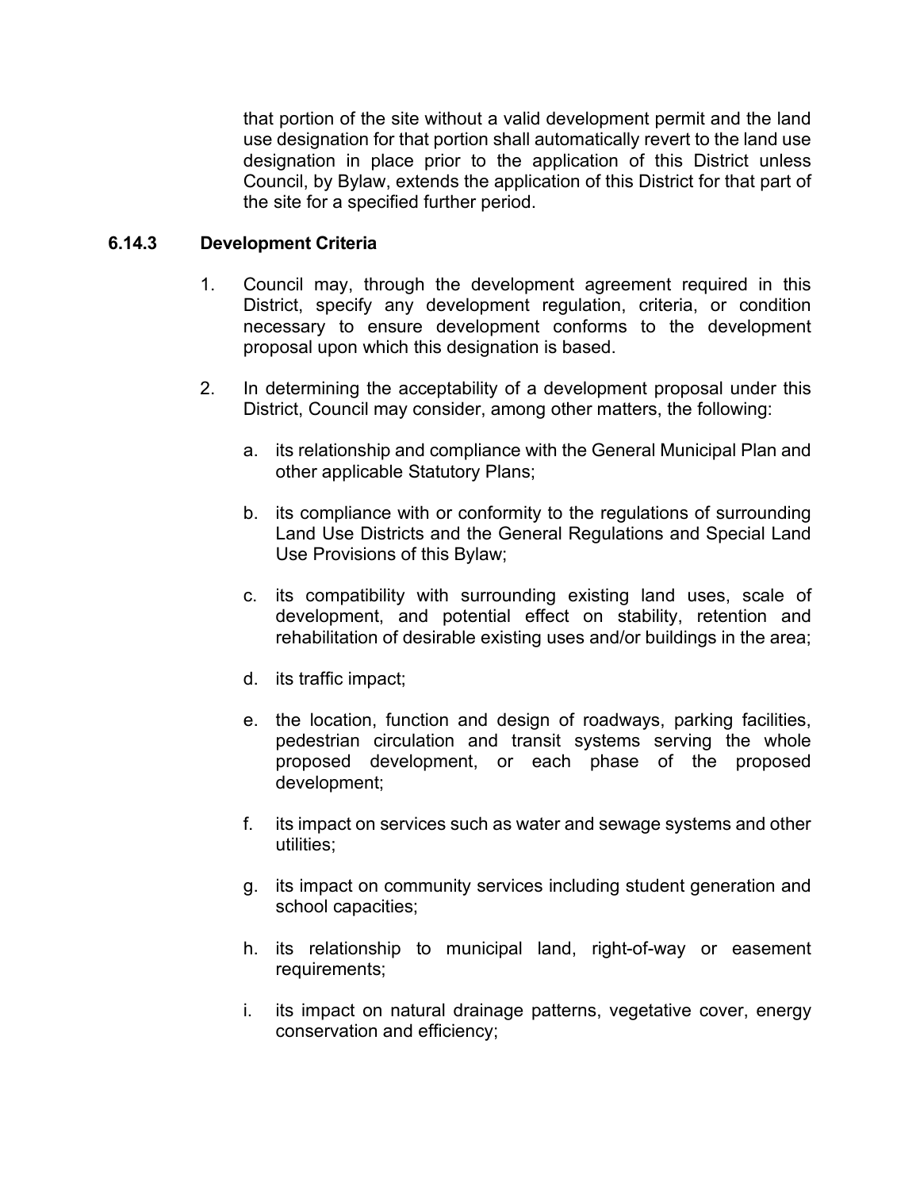that portion of the site without a valid development permit and the land use designation for that portion shall automatically revert to the land use designation in place prior to the application of this District unless Council, by Bylaw, extends the application of this District for that part of the site for a specified further period.

### 6.14.3 Development Criteria

1. Council may, through the development agreement required in this District, specify any development regulation, criteria, or condition necessary to ensure development conforms to the development proposal upon which this designation is based.

2. In determining the acceptability of a development proposal under this District, Council may consider, among other matters, the following:

   a. its relationship and compliance with the General Municipal Plan and other applicable Statutory Plans;

   b. its compliance with or conformity to the regulations of surrounding Land Use Districts and the General Regulations and Special Land Use Provisions of this Bylaw;

   c. its compatibility with surrounding existing land uses, scale of development, and potential effect on stability, retention and rehabilitation of desirable existing uses and/or buildings in the area;

   d. its traffic impact;

   e. the location, function and design of roadways, parking facilities, pedestrian circulation and transit systems serving the whole proposed development, or each phase of the proposed development;

   f. its impact on services such as water and sewage systems and other utilities;

   g. its impact on community services including student generation and school capacities;

   h. its relationship to municipal land, right-of-way or easement requirements;

   i. its impact on natural drainage patterns, vegetative cover, energy conservation and efficiency;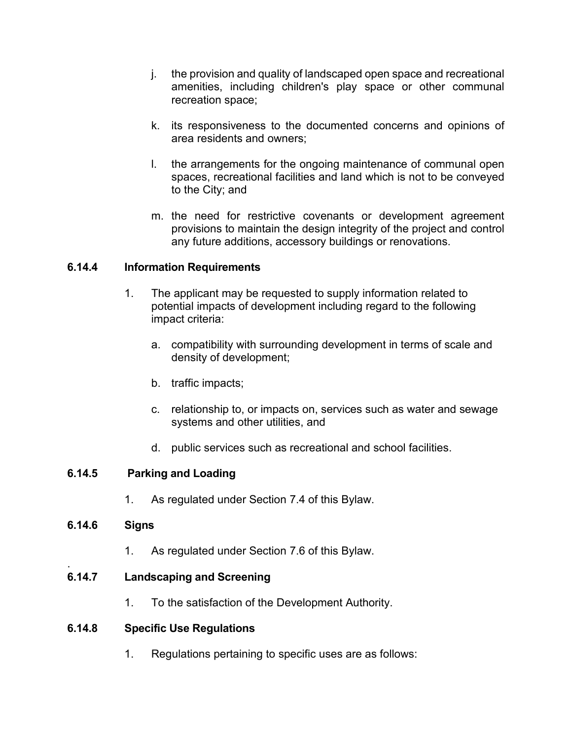j. the provision and quality of landscaped open space and recreational amenities, including children's play space or other communal recreation space;

k. its responsiveness to the documented concerns and opinions of area residents and owners;

l. the arrangements for the ongoing maintenance of communal open spaces, recreational facilities and land which is not to be conveyed to the City; and

m. the need for restrictive covenants or development agreement provisions to maintain the design integrity of the project and control any future additions, accessory buildings or renovations.

### 6.14.4 Information Requirements

1. The applicant may be requested to supply information related to potential impacts of development including regard to the following impact criteria:

   a. compatibility with surrounding development in terms of scale and density of development;

   b. traffic impacts;

   c. relationship to, or impacts on, services such as water and sewage systems and other utilities, and

   d. public services such as recreational and school facilities.

### 6.14.5 Parking and Loading

1. As regulated under Section 7.4 of this Bylaw.

### 6.14.6 Signs

1. As regulated under Section 7.6 of this Bylaw.

.

### 6.14.7 Landscaping and Screening

1. To the satisfaction of the Development Authority.

### 6.14.8 Specific Use Regulations

1. Regulations pertaining to specific uses are as follows: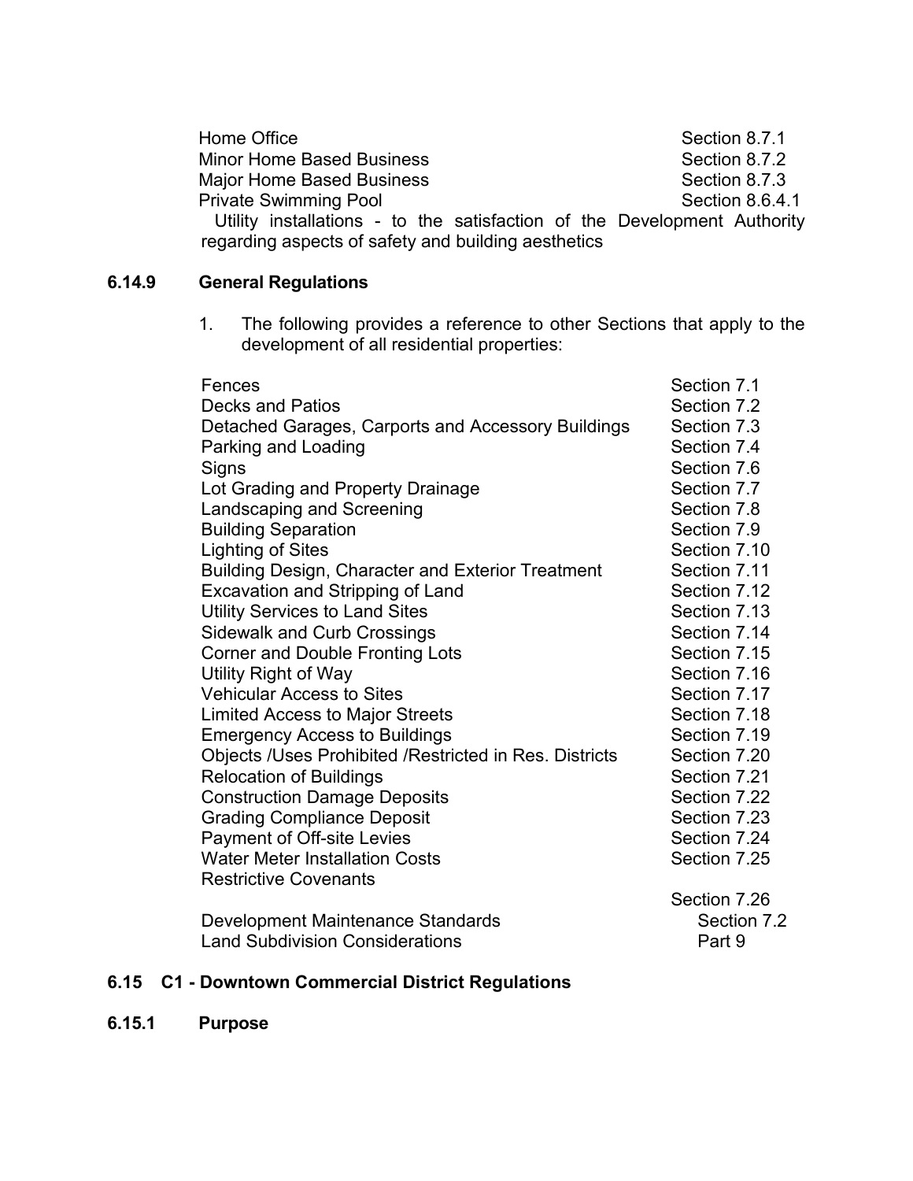| | |
|---|---|
| Home Office | Section 8.7.1 |
| Minor Home Based Business | Section 8.7.2 |
| Major Home Based Business | Section 8.7.3 |
| Private Swimming Pool | Section 8.6.4.1 |

Utility installations - to the satisfaction of the Development Authority regarding aspects of safety and building aesthetics

### 6.14.9 General Regulations

1. The following provides a reference to other Sections that apply to the development of all residential properties:

| | |
|---|---|
| Fences | Section 7.1 |
| Decks and Patios | Section 7.2 |
| Detached Garages, Carports and Accessory Buildings | Section 7.3 |
| Parking and Loading | Section 7.4 |
| Signs | Section 7.6 |
| Lot Grading and Property Drainage | Section 7.7 |
| Landscaping and Screening | Section 7.8 |
| Building Separation | Section 7.9 |
| Lighting of Sites | Section 7.10 |
| Building Design, Character and Exterior Treatment | Section 7.11 |
| Excavation and Stripping of Land | Section 7.12 |
| Utility Services to Land Sites | Section 7.13 |
| Sidewalk and Curb Crossings | Section 7.14 |
| Corner and Double Fronting Lots | Section 7.15 |
| Utility Right of Way | Section 7.16 |
| Vehicular Access to Sites | Section 7.17 |
| Limited Access to Major Streets | Section 7.18 |
| Emergency Access to Buildings | Section 7.19 |
| Objects /Uses Prohibited /Restricted in Res. Districts | Section 7.20 |
| Relocation of Buildings | Section 7.21 |
| Construction Damage Deposits | Section 7.22 |
| Grading Compliance Deposit | Section 7.23 |
| Payment of Off-site Levies | Section 7.24 |
| Water Meter Installation Costs | Section 7.25 |
| Restrictive Covenants | Section 7.26 |
| Development Maintenance Standards | Section 7.2 |
| Land Subdivision Considerations | Part 9 |

## 6.15 C1 - Downtown Commercial District Regulations

### 6.15.1 Purpose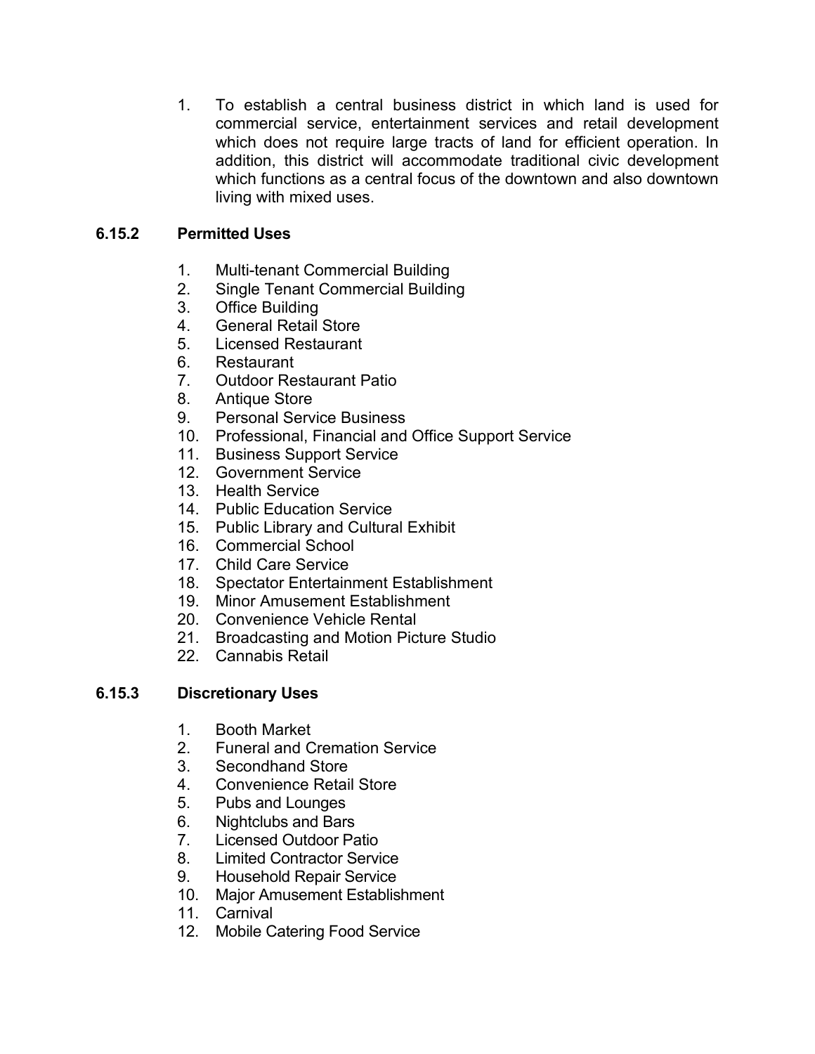1. To establish a central business district in which land is used for commercial service, entertainment services and retail development which does not require large tracts of land for efficient operation. In addition, this district will accommodate traditional civic development which functions as a central focus of the downtown and also downtown living with mixed uses.

### 6.15.2 Permitted Uses

1. Multi-tenant Commercial Building
2. Single Tenant Commercial Building
3. Office Building
4. General Retail Store
5. Licensed Restaurant
6. Restaurant
7. Outdoor Restaurant Patio
8. Antique Store
9. Personal Service Business
10. Professional, Financial and Office Support Service
11. Business Support Service
12. Government Service
13. Health Service
14. Public Education Service
15. Public Library and Cultural Exhibit
16. Commercial School
17. Child Care Service
18. Spectator Entertainment Establishment
19. Minor Amusement Establishment
20. Convenience Vehicle Rental
21. Broadcasting and Motion Picture Studio
22. Cannabis Retail

### 6.15.3 Discretionary Uses

1. Booth Market
2. Funeral and Cremation Service
3. Secondhand Store
4. Convenience Retail Store
5. Pubs and Lounges
6. Nightclubs and Bars
7. Licensed Outdoor Patio
8. Limited Contractor Service
9. Household Repair Service
10. Major Amusement Establishment
11. Carnival
12. Mobile Catering Food Service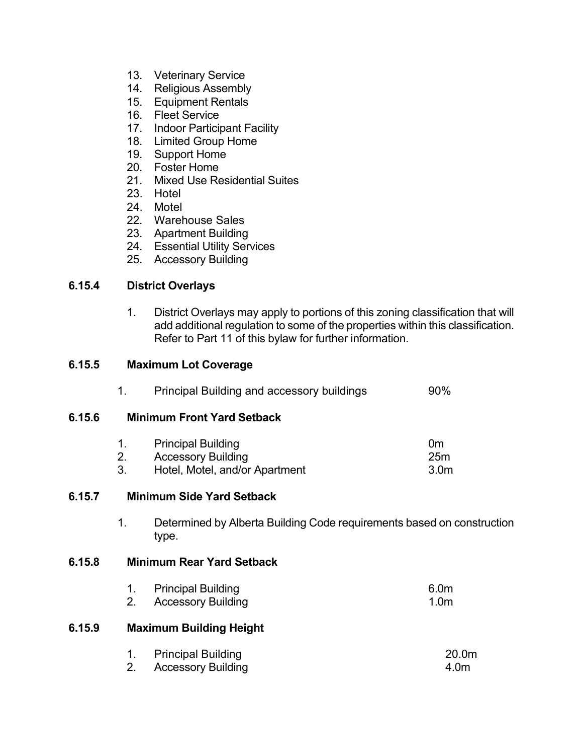13. Veterinary Service
14. Religious Assembly
15. Equipment Rentals
16. Fleet Service
17. Indoor Participant Facility
18. Limited Group Home
19. Support Home
20. Foster Home
21. Mixed Use Residential Suites
23. Hotel
24. Motel
22. Warehouse Sales
23. Apartment Building
24. Essential Utility Services
25. Accessory Building

**6.15.4 District Overlays**

1. District Overlays may apply to portions of this zoning classification that will add additional regulation to some of the properties within this classification. Refer to Part 11 of this bylaw for further information.

**6.15.5 Maximum Lot Coverage**

| | | |
|---|---|---|
| 1. | Principal Building and accessory buildings | 90% |

**6.15.6 Minimum Front Yard Setback**

| | | |
|---|---|---|
| 1. | Principal Building | 0m |
| 2. | Accessory Building | 25m |
| 3. | Hotel, Motel, and/or Apartment | 3.0m |

**6.15.7 Minimum Side Yard Setback**

1. Determined by Alberta Building Code requirements based on construction type.

**6.15.8 Minimum Rear Yard Setback**

| | | |
|---|---|---|
| 1. | Principal Building | 6.0m |
| 2. | Accessory Building | 1.0m |

**6.15.9 Maximum Building Height**

| | | |
|---|---|---|
| 1. | Principal Building | 20.0m |
| 2. | Accessory Building | 4.0m |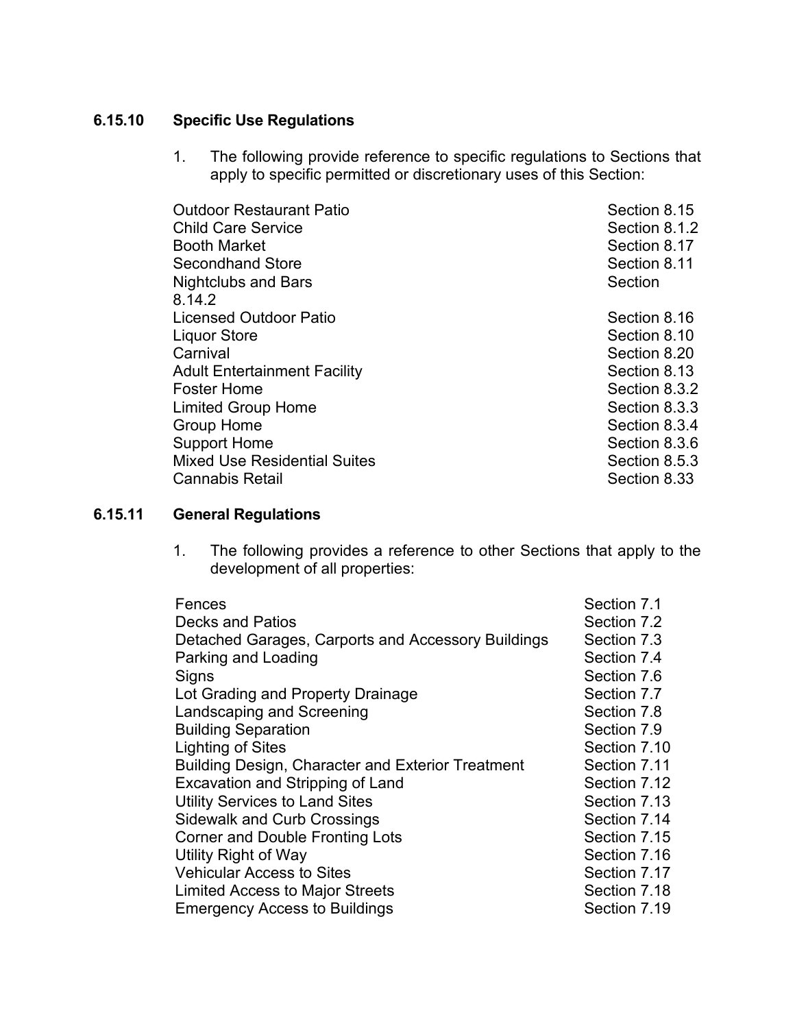### 6.15.10 Specific Use Regulations

1. The following provide reference to specific regulations to Sections that apply to specific permitted or discretionary uses of this Section:

| | |
|---|---|
| Outdoor Restaurant Patio | Section 8.15 |
| Child Care Service | Section 8.1.2 |
| Booth Market | Section 8.17 |
| Secondhand Store | Section 8.11 |
| Nightclubs and Bars | Section 8.14.2 |
| Licensed Outdoor Patio | Section 8.16 |
| Liquor Store | Section 8.10 |
| Carnival | Section 8.20 |
| Adult Entertainment Facility | Section 8.13 |
| Foster Home | Section 8.3.2 |
| Limited Group Home | Section 8.3.3 |
| Group Home | Section 8.3.4 |
| Support Home | Section 8.3.6 |
| Mixed Use Residential Suites | Section 8.5.3 |
| Cannabis Retail | Section 8.33 |

### 6.15.11 General Regulations

1. The following provides a reference to other Sections that apply to the development of all properties:

| | |
|---|---|
| Fences | Section 7.1 |
| Decks and Patios | Section 7.2 |
| Detached Garages, Carports and Accessory Buildings | Section 7.3 |
| Parking and Loading | Section 7.4 |
| Signs | Section 7.6 |
| Lot Grading and Property Drainage | Section 7.7 |
| Landscaping and Screening | Section 7.8 |
| Building Separation | Section 7.9 |
| Lighting of Sites | Section 7.10 |
| Building Design, Character and Exterior Treatment | Section 7.11 |
| Excavation and Stripping of Land | Section 7.12 |
| Utility Services to Land Sites | Section 7.13 |
| Sidewalk and Curb Crossings | Section 7.14 |
| Corner and Double Fronting Lots | Section 7.15 |
| Utility Right of Way | Section 7.16 |
| Vehicular Access to Sites | Section 7.17 |
| Limited Access to Major Streets | Section 7.18 |
| Emergency Access to Buildings | Section 7.19 |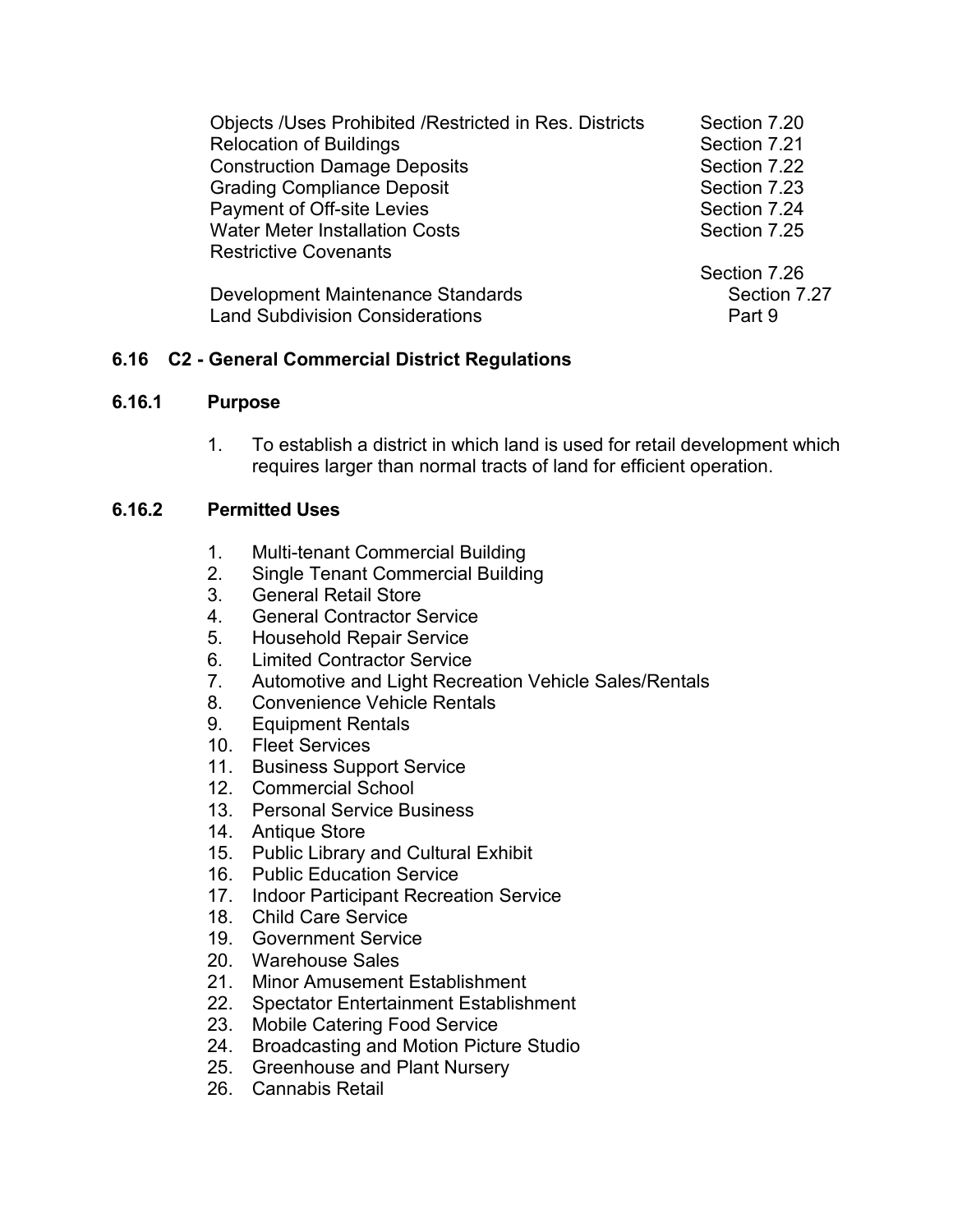| | |
|---|---|
| Objects /Uses Prohibited /Restricted in Res. Districts | Section 7.20 |
| Relocation of Buildings | Section 7.21 |
| Construction Damage Deposits | Section 7.22 |
| Grading Compliance Deposit | Section 7.23 |
| Payment of Off-site Levies | Section 7.24 |
| Water Meter Installation Costs | Section 7.25 |
| Restrictive Covenants | Section 7.26 |
| Development Maintenance Standards | Section 7.27 |
| Land Subdivision Considerations | Part 9 |

## 6.16 C2 - General Commercial District Regulations

### 6.16.1 Purpose

1. To establish a district in which land is used for retail development which requires larger than normal tracts of land for efficient operation.

### 6.16.2 Permitted Uses

1. Multi-tenant Commercial Building
2. Single Tenant Commercial Building
3. General Retail Store
4. General Contractor Service
5. Household Repair Service
6. Limited Contractor Service
7. Automotive and Light Recreation Vehicle Sales/Rentals
8. Convenience Vehicle Rentals
9. Equipment Rentals
10. Fleet Services
11. Business Support Service
12. Commercial School
13. Personal Service Business
14. Antique Store
15. Public Library and Cultural Exhibit
16. Public Education Service
17. Indoor Participant Recreation Service
18. Child Care Service
19. Government Service
20. Warehouse Sales
21. Minor Amusement Establishment
22. Spectator Entertainment Establishment
23. Mobile Catering Food Service
24. Broadcasting and Motion Picture Studio
25. Greenhouse and Plant Nursery
26. Cannabis Retail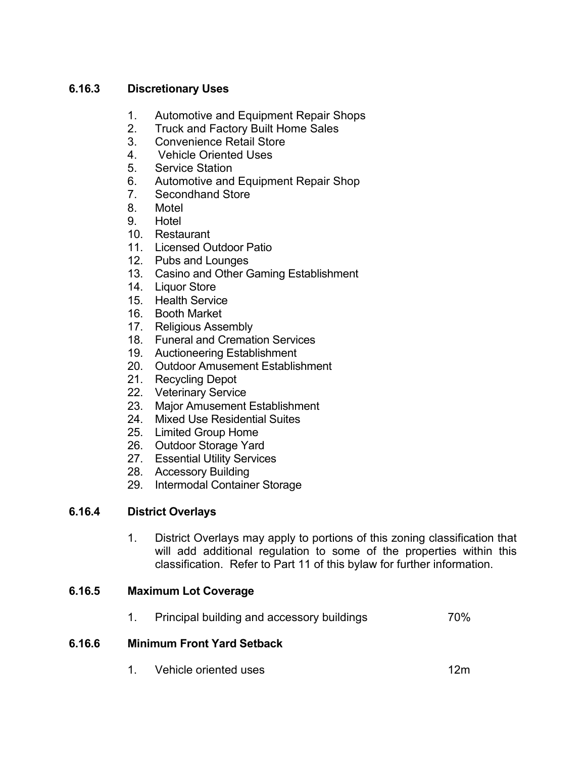### 6.16.3 Discretionary Uses

1. Automotive and Equipment Repair Shops
2. Truck and Factory Built Home Sales
3. Convenience Retail Store
4. Vehicle Oriented Uses
5. Service Station
6. Automotive and Equipment Repair Shop
7. Secondhand Store
8. Motel
9. Hotel
10. Restaurant
11. Licensed Outdoor Patio
12. Pubs and Lounges
13. Casino and Other Gaming Establishment
14. Liquor Store
15. Health Service
16. Booth Market
17. Religious Assembly
18. Funeral and Cremation Services
19. Auctioneering Establishment
20. Outdoor Amusement Establishment
21. Recycling Depot
22. Veterinary Service
23. Major Amusement Establishment
24. Mixed Use Residential Suites
25. Limited Group Home
26. Outdoor Storage Yard
27. Essential Utility Services
28. Accessory Building
29. Intermodal Container Storage

### 6.16.4 District Overlays

1. District Overlays may apply to portions of this zoning classification that will add additional regulation to some of the properties within this classification. Refer to Part 11 of this bylaw for further information.

### 6.16.5 Maximum Lot Coverage

1. Principal building and accessory buildings 70%

### 6.16.6 Minimum Front Yard Setback

1. Vehicle oriented uses 12m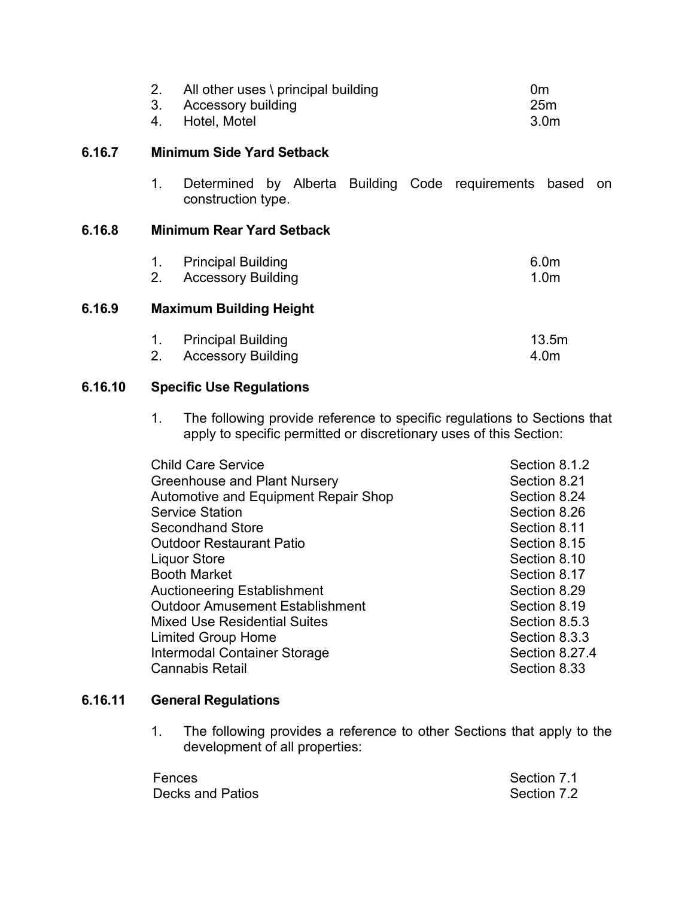2. All other uses \ principal building 0m
3. Accessory building 25m
4. Hotel, Motel 3.0m

### 6.16.7 Minimum Side Yard Setback

1. Determined by Alberta Building Code requirements based on construction type.

### 6.16.8 Minimum Rear Yard Setback

1. Principal Building 6.0m
2. Accessory Building 1.0m

### 6.16.9 Maximum Building Height

1. Principal Building 13.5m
2. Accessory Building 4.0m

### 6.16.10 Specific Use Regulations

1. The following provide reference to specific regulations to Sections that apply to specific permitted or discretionary uses of this Section:

| | |
|---|---|
| Child Care Service | Section 8.1.2 |
| Greenhouse and Plant Nursery | Section 8.21 |
| Automotive and Equipment Repair Shop | Section 8.24 |
| Service Station | Section 8.26 |
| Secondhand Store | Section 8.11 |
| Outdoor Restaurant Patio | Section 8.15 |
| Liquor Store | Section 8.10 |
| Booth Market | Section 8.17 |
| Auctioneering Establishment | Section 8.29 |
| Outdoor Amusement Establishment | Section 8.19 |
| Mixed Use Residential Suites | Section 8.5.3 |
| Limited Group Home | Section 8.3.3 |
| Intermodal Container Storage | Section 8.27.4 |
| Cannabis Retail | Section 8.33 |

### 6.16.11 General Regulations

1. The following provides a reference to other Sections that apply to the development of all properties:

| | |
|---|---|
| Fences | Section 7.1 |
| Decks and Patios | Section 7.2 |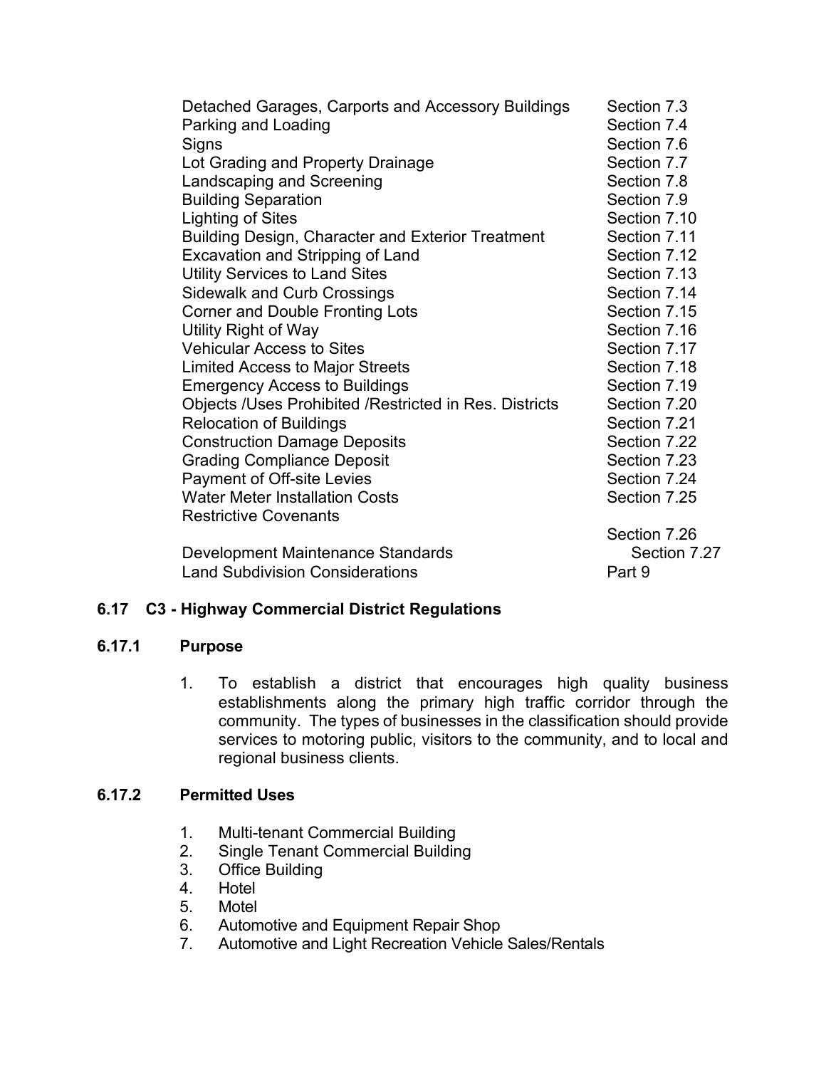| | |
|---|---|
| Detached Garages, Carports and Accessory Buildings | Section 7.3 |
| Parking and Loading | Section 7.4 |
| Signs | Section 7.6 |
| Lot Grading and Property Drainage | Section 7.7 |
| Landscaping and Screening | Section 7.8 |
| Building Separation | Section 7.9 |
| Lighting of Sites | Section 7.10 |
| Building Design, Character and Exterior Treatment | Section 7.11 |
| Excavation and Stripping of Land | Section 7.12 |
| Utility Services to Land Sites | Section 7.13 |
| Sidewalk and Curb Crossings | Section 7.14 |
| Corner and Double Fronting Lots | Section 7.15 |
| Utility Right of Way | Section 7.16 |
| Vehicular Access to Sites | Section 7.17 |
| Limited Access to Major Streets | Section 7.18 |
| Emergency Access to Buildings | Section 7.19 |
| Objects /Uses Prohibited /Restricted in Res. Districts | Section 7.20 |
| Relocation of Buildings | Section 7.21 |
| Construction Damage Deposits | Section 7.22 |
| Grading Compliance Deposit | Section 7.23 |
| Payment of Off-site Levies | Section 7.24 |
| Water Meter Installation Costs | Section 7.25 |
| Restrictive Covenants | Section 7.26 |
| Development Maintenance Standards | Section 7.27 |
| Land Subdivision Considerations | Part 9 |

## 6.17 C3 - Highway Commercial District Regulations

### 6.17.1 Purpose

1. To establish a district that encourages high quality business establishments along the primary high traffic corridor through the community. The types of businesses in the classification should provide services to motoring public, visitors to the community, and to local and regional business clients.

### 6.17.2 Permitted Uses

1. Multi-tenant Commercial Building
2. Single Tenant Commercial Building
3. Office Building
4. Hotel
5. Motel
6. Automotive and Equipment Repair Shop
7. Automotive and Light Recreation Vehicle Sales/Rentals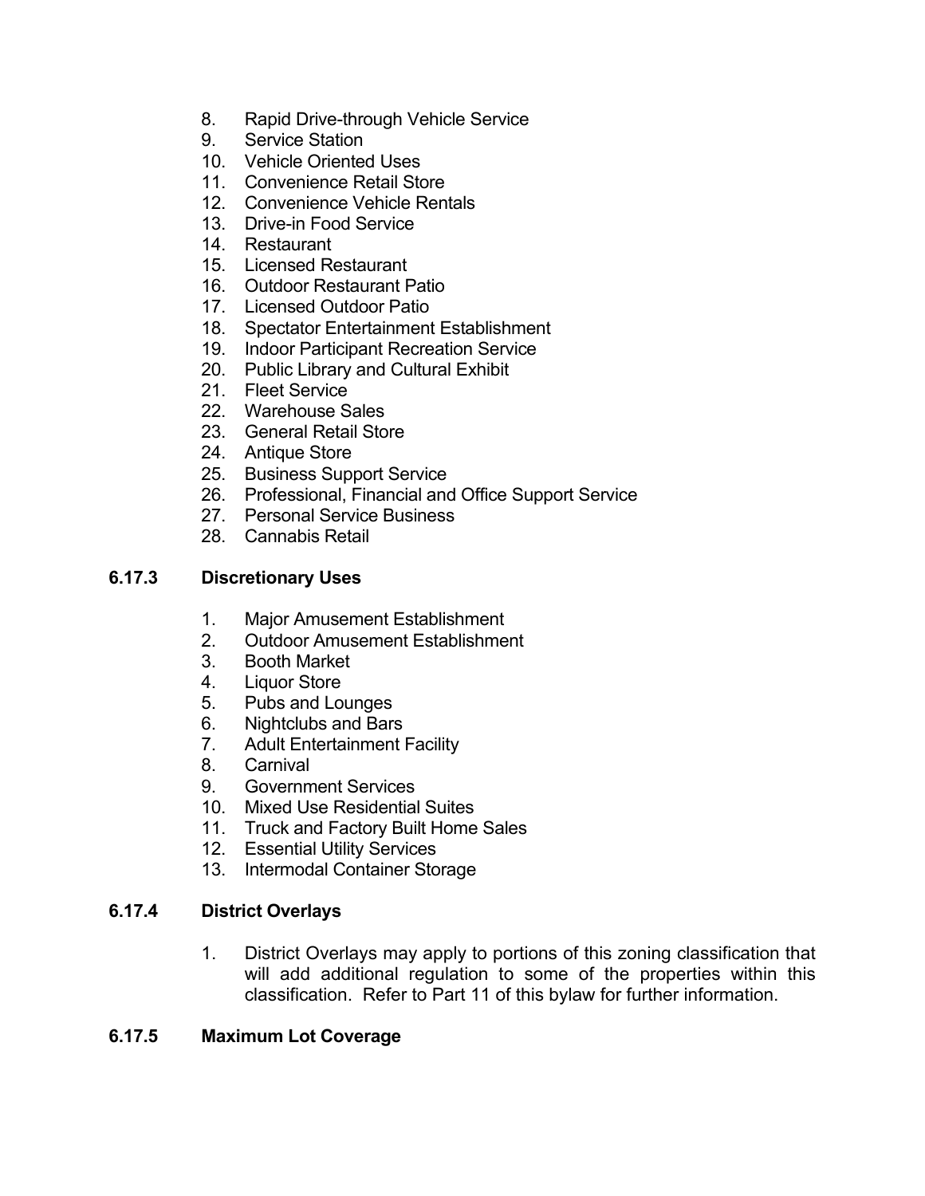8. Rapid Drive-through Vehicle Service
9. Service Station
10. Vehicle Oriented Uses
11. Convenience Retail Store
12. Convenience Vehicle Rentals
13. Drive-in Food Service
14. Restaurant
15. Licensed Restaurant
16. Outdoor Restaurant Patio
17. Licensed Outdoor Patio
18. Spectator Entertainment Establishment
19. Indoor Participant Recreation Service
20. Public Library and Cultural Exhibit
21. Fleet Service
22. Warehouse Sales
23. General Retail Store
24. Antique Store
25. Business Support Service
26. Professional, Financial and Office Support Service
27. Personal Service Business
28. Cannabis Retail

### 6.17.3 Discretionary Uses

1. Major Amusement Establishment
2. Outdoor Amusement Establishment
3. Booth Market
4. Liquor Store
5. Pubs and Lounges
6. Nightclubs and Bars
7. Adult Entertainment Facility
8. Carnival
9. Government Services
10. Mixed Use Residential Suites
11. Truck and Factory Built Home Sales
12. Essential Utility Services
13. Intermodal Container Storage

### 6.17.4 District Overlays

1. District Overlays may apply to portions of this zoning classification that will add additional regulation to some of the properties within this classification. Refer to Part 11 of this bylaw for further information.

### 6.17.5 Maximum Lot Coverage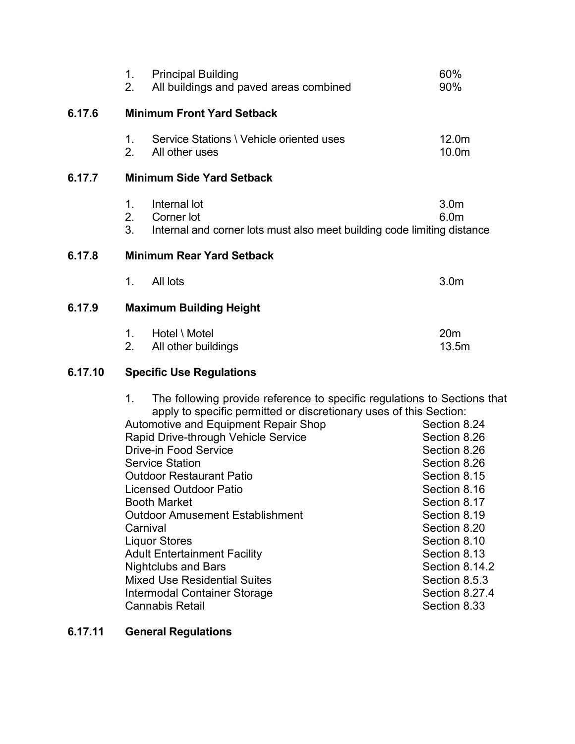1. Principal Building 60%
2. All buildings and paved areas combined 90%

### 6.17.6 Minimum Front Yard Setback

1. Service Stations \ Vehicle oriented uses 12.0m
2. All other uses 10.0m

### 6.17.7 Minimum Side Yard Setback

1. Internal lot 3.0m
2. Corner lot 6.0m
3. Internal and corner lots must also meet building code limiting distance

### 6.17.8 Minimum Rear Yard Setback

1. All lots 3.0m

### 6.17.9 Maximum Building Height

1. Hotel \ Motel 20m
2. All other buildings 13.5m

### 6.17.10 Specific Use Regulations

1. The following provide reference to specific regulations to Sections that apply to specific permitted or discretionary uses of this Section:

| | |
|---|---|
| Automotive and Equipment Repair Shop | Section 8.24 |
| Rapid Drive-through Vehicle Service | Section 8.26 |
| Drive-in Food Service | Section 8.26 |
| Service Station | Section 8.26 |
| Outdoor Restaurant Patio | Section 8.15 |
| Licensed Outdoor Patio | Section 8.16 |
| Booth Market | Section 8.17 |
| Outdoor Amusement Establishment | Section 8.19 |
| Carnival | Section 8.20 |
| Liquor Stores | Section 8.10 |
| Adult Entertainment Facility | Section 8.13 |
| Nightclubs and Bars | Section 8.14.2 |
| Mixed Use Residential Suites | Section 8.5.3 |
| Intermodal Container Storage | Section 8.27.4 |
| Cannabis Retail | Section 8.33 |

### 6.17.11 General Regulations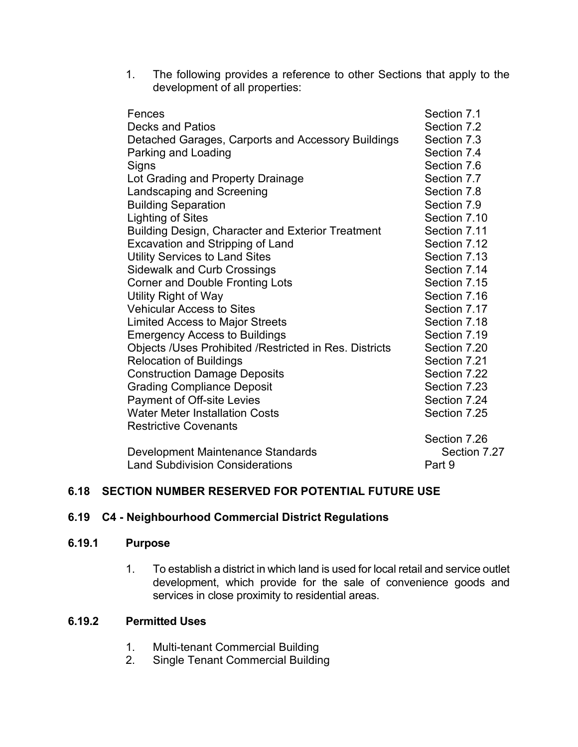1. The following provides a reference to other Sections that apply to the development of all properties:

| | |
|---|---|
| Fences | Section 7.1 |
| Decks and Patios | Section 7.2 |
| Detached Garages, Carports and Accessory Buildings | Section 7.3 |
| Parking and Loading | Section 7.4 |
| Signs | Section 7.6 |
| Lot Grading and Property Drainage | Section 7.7 |
| Landscaping and Screening | Section 7.8 |
| Building Separation | Section 7.9 |
| Lighting of Sites | Section 7.10 |
| Building Design, Character and Exterior Treatment | Section 7.11 |
| Excavation and Stripping of Land | Section 7.12 |
| Utility Services to Land Sites | Section 7.13 |
| Sidewalk and Curb Crossings | Section 7.14 |
| Corner and Double Fronting Lots | Section 7.15 |
| Utility Right of Way | Section 7.16 |
| Vehicular Access to Sites | Section 7.17 |
| Limited Access to Major Streets | Section 7.18 |
| Emergency Access to Buildings | Section 7.19 |
| Objects /Uses Prohibited /Restricted in Res. Districts | Section 7.20 |
| Relocation of Buildings | Section 7.21 |
| Construction Damage Deposits | Section 7.22 |
| Grading Compliance Deposit | Section 7.23 |
| Payment of Off-site Levies | Section 7.24 |
| Water Meter Installation Costs | Section 7.25 |
| Restrictive Covenants | Section 7.26 |
| Development Maintenance Standards | Section 7.27 |
| Land Subdivision Considerations | Part 9 |

## 6.18 SECTION NUMBER RESERVED FOR POTENTIAL FUTURE USE

## 6.19 C4 - Neighbourhood Commercial District Regulations

### 6.19.1 Purpose

1. To establish a district in which land is used for local retail and service outlet development, which provide for the sale of convenience goods and services in close proximity to residential areas.

### 6.19.2 Permitted Uses

1. Multi-tenant Commercial Building
2. Single Tenant Commercial Building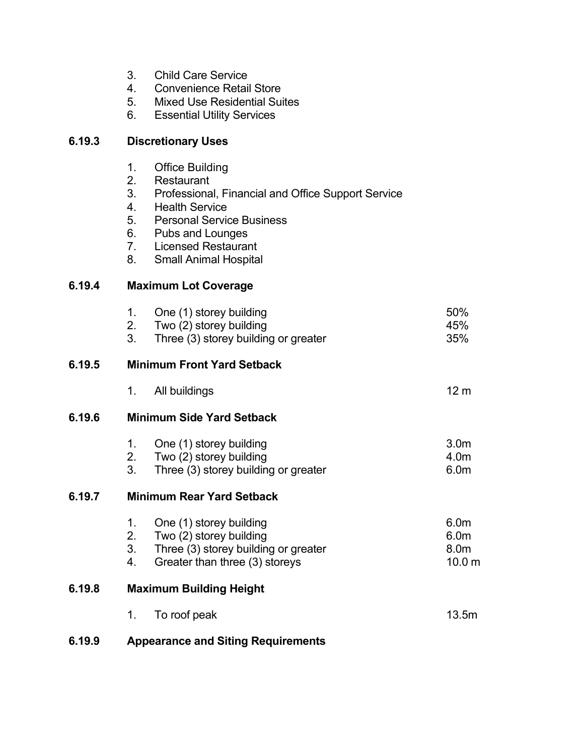3. Child Care Service
4. Convenience Retail Store
5. Mixed Use Residential Suites
6. Essential Utility Services

### 6.19.3 Discretionary Uses

1. Office Building
2. Restaurant
3. Professional, Financial and Office Support Service
4. Health Service
5. Personal Service Business
6. Pubs and Lounges
7. Licensed Restaurant
8. Small Animal Hospital

### 6.19.4 Maximum Lot Coverage

| | | |
|---|---|---|
| 1. | One (1) storey building | 50% |
| 2. | Two (2) storey building | 45% |
| 3. | Three (3) storey building or greater | 35% |

### 6.19.5 Minimum Front Yard Setback

| | | |
|---|---|---|
| 1. | All buildings | 12 m |

### 6.19.6 Minimum Side Yard Setback

| | | |
|---|---|---|
| 1. | One (1) storey building | 3.0m |
| 2. | Two (2) storey building | 4.0m |
| 3. | Three (3) storey building or greater | 6.0m |

### 6.19.7 Minimum Rear Yard Setback

| | | |
|---|---|---|
| 1. | One (1) storey building | 6.0m |
| 2. | Two (2) storey building | 6.0m |
| 3. | Three (3) storey building or greater | 8.0m |
| 4. | Greater than three (3) storeys | 10.0 m |

### 6.19.8 Maximum Building Height

| | | |
|---|---|---|
| 1. | To roof peak | 13.5m |

### 6.19.9 Appearance and Siting Requirements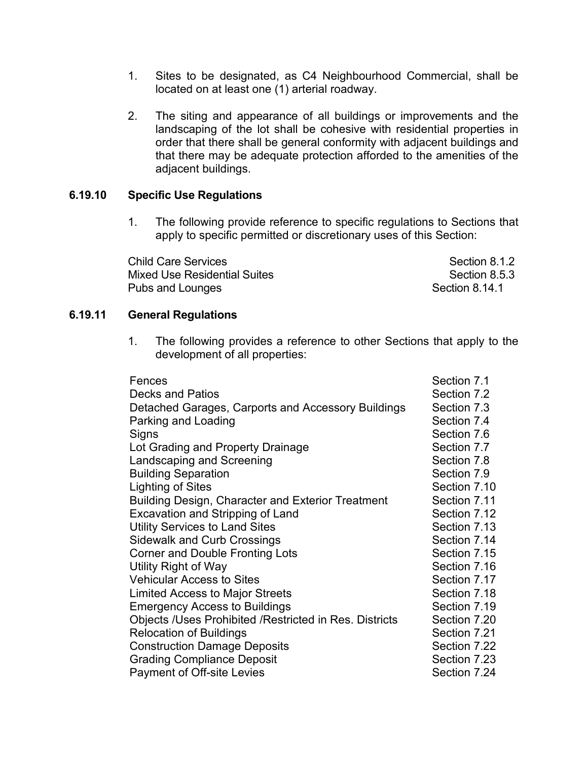1. Sites to be designated, as C4 Neighbourhood Commercial, shall be located on at least one (1) arterial roadway.

2. The siting and appearance of all buildings or improvements and the landscaping of the lot shall be cohesive with residential properties in order that there shall be general conformity with adjacent buildings and that there may be adequate protection afforded to the amenities of the adjacent buildings.

### 6.19.10 Specific Use Regulations

1. The following provide reference to specific regulations to Sections that apply to specific permitted or discretionary uses of this Section:

| | |
|---|---|
| Child Care Services | Section 8.1.2 |
| Mixed Use Residential Suites | Section 8.5.3 |
| Pubs and Lounges | Section 8.14.1 |

### 6.19.11 General Regulations

1. The following provides a reference to other Sections that apply to the development of all properties:

| | |
|---|---|
| Fences | Section 7.1 |
| Decks and Patios | Section 7.2 |
| Detached Garages, Carports and Accessory Buildings | Section 7.3 |
| Parking and Loading | Section 7.4 |
| Signs | Section 7.6 |
| Lot Grading and Property Drainage | Section 7.7 |
| Landscaping and Screening | Section 7.8 |
| Building Separation | Section 7.9 |
| Lighting of Sites | Section 7.10 |
| Building Design, Character and Exterior Treatment | Section 7.11 |
| Excavation and Stripping of Land | Section 7.12 |
| Utility Services to Land Sites | Section 7.13 |
| Sidewalk and Curb Crossings | Section 7.14 |
| Corner and Double Fronting Lots | Section 7.15 |
| Utility Right of Way | Section 7.16 |
| Vehicular Access to Sites | Section 7.17 |
| Limited Access to Major Streets | Section 7.18 |
| Emergency Access to Buildings | Section 7.19 |
| Objects /Uses Prohibited /Restricted in Res. Districts | Section 7.20 |
| Relocation of Buildings | Section 7.21 |
| Construction Damage Deposits | Section 7.22 |
| Grading Compliance Deposit | Section 7.23 |
| Payment of Off-site Levies | Section 7.24 |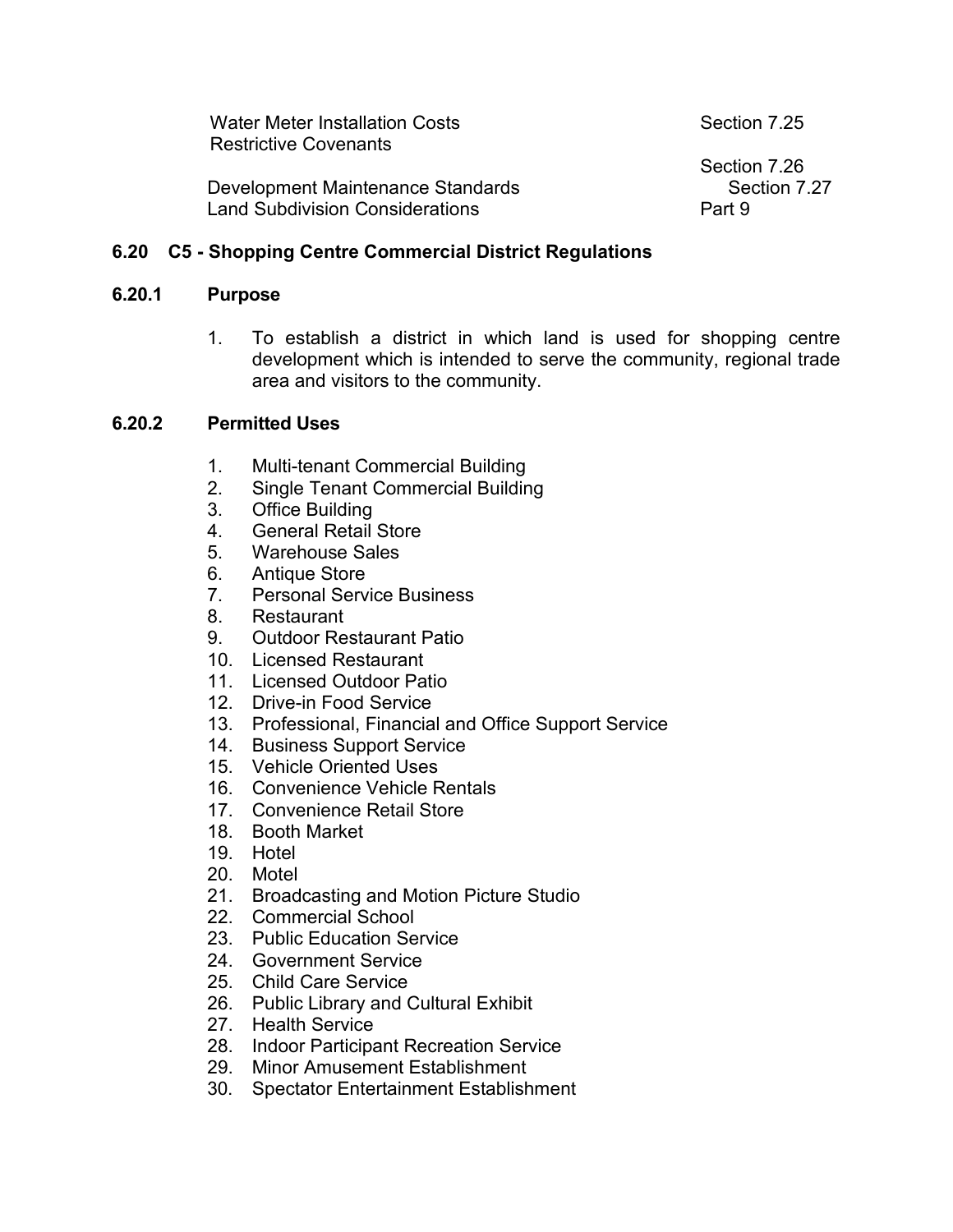| | |
|---|---|
| Water Meter Installation Costs | Section 7.25 |
| Restrictive Covenants | Section 7.26 |
| Development Maintenance Standards | Section 7.27 |
| Land Subdivision Considerations | Part 9 |

## 6.20 C5 - Shopping Centre Commercial District Regulations

### 6.20.1 Purpose

1. To establish a district in which land is used for shopping centre development which is intended to serve the community, regional trade area and visitors to the community.

### 6.20.2 Permitted Uses

1. Multi-tenant Commercial Building
2. Single Tenant Commercial Building
3. Office Building
4. General Retail Store
5. Warehouse Sales
6. Antique Store
7. Personal Service Business
8. Restaurant
9. Outdoor Restaurant Patio
10. Licensed Restaurant
11. Licensed Outdoor Patio
12. Drive-in Food Service
13. Professional, Financial and Office Support Service
14. Business Support Service
15. Vehicle Oriented Uses
16. Convenience Vehicle Rentals
17. Convenience Retail Store
18. Booth Market
19. Hotel
20. Motel
21. Broadcasting and Motion Picture Studio
22. Commercial School
23. Public Education Service
24. Government Service
25. Child Care Service
26. Public Library and Cultural Exhibit
27. Health Service
28. Indoor Participant Recreation Service
29. Minor Amusement Establishment
30. Spectator Entertainment Establishment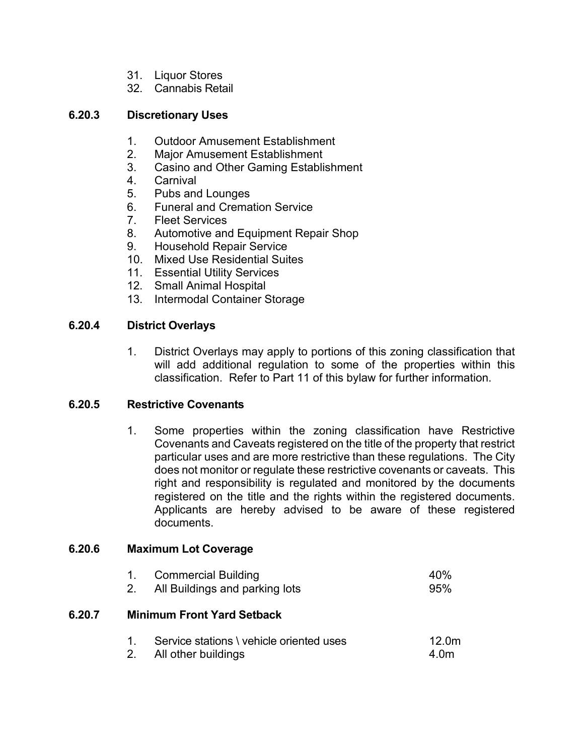31. Liquor Stores
32. Cannabis Retail

### 6.20.3 Discretionary Uses

1. Outdoor Amusement Establishment
2. Major Amusement Establishment
3. Casino and Other Gaming Establishment
4. Carnival
5. Pubs and Lounges
6. Funeral and Cremation Service
7. Fleet Services
8. Automotive and Equipment Repair Shop
9. Household Repair Service
10. Mixed Use Residential Suites
11. Essential Utility Services
12. Small Animal Hospital
13. Intermodal Container Storage

### 6.20.4 District Overlays

1. District Overlays may apply to portions of this zoning classification that will add additional regulation to some of the properties within this classification. Refer to Part 11 of this bylaw for further information.

### 6.20.5 Restrictive Covenants

1. Some properties within the zoning classification have Restrictive Covenants and Caveats registered on the title of the property that restrict particular uses and are more restrictive than these regulations. The City does not monitor or regulate these restrictive covenants or caveats. This right and responsibility is regulated and monitored by the documents registered on the title and the rights within the registered documents. Applicants are hereby advised to be aware of these registered documents.

### 6.20.6 Maximum Lot Coverage

| | | |
|---|---|---|
| 1. | Commercial Building | 40% |
| 2. | All Buildings and parking lots | 95% |

### 6.20.7 Minimum Front Yard Setback

| | | |
|---|---|---|
| 1. | Service stations \ vehicle oriented uses | 12.0m |
| 2. | All other buildings | 4.0m |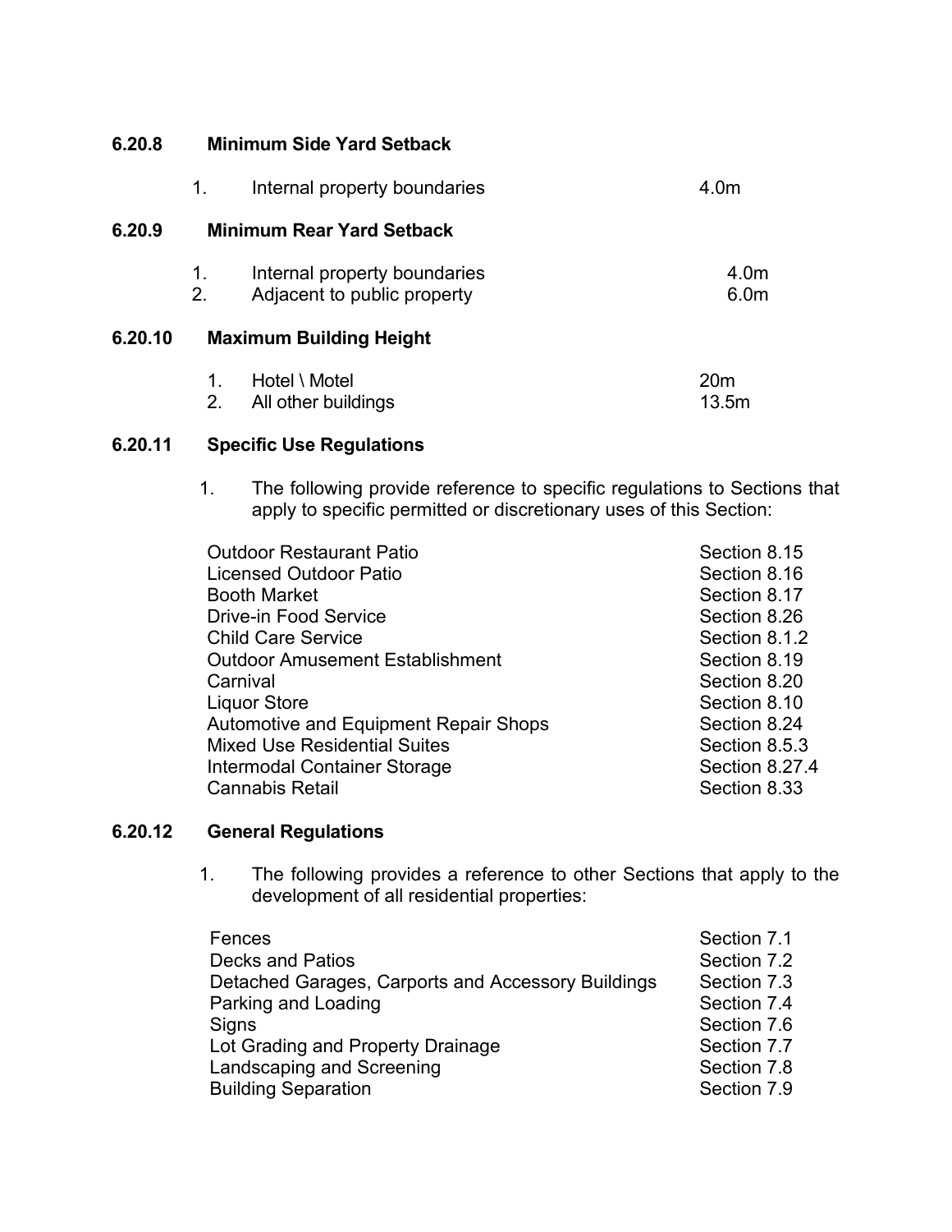### 6.20.8 Minimum Side Yard Setback

| | | |
|---|---|---|
| 1. | Internal property boundaries | 4.0m |

### 6.20.9 Minimum Rear Yard Setback

| | | |
|---|---|---|
| 1. | Internal property boundaries | 4.0m |
| 2. | Adjacent to public property | 6.0m |

### 6.20.10 Maximum Building Height

| | | |
|---|---|---|
| 1. | Hotel \ Motel | 20m |
| 2. | All other buildings | 13.5m |

### 6.20.11 Specific Use Regulations

1. The following provide reference to specific regulations to Sections that apply to specific permitted or discretionary uses of this Section:

| | |
|---|---|
| Outdoor Restaurant Patio | Section 8.15 |
| Licensed Outdoor Patio | Section 8.16 |
| Booth Market | Section 8.17 |
| Drive-in Food Service | Section 8.26 |
| Child Care Service | Section 8.1.2 |
| Outdoor Amusement Establishment | Section 8.19 |
| Carnival | Section 8.20 |
| Liquor Store | Section 8.10 |
| Automotive and Equipment Repair Shops | Section 8.24 |
| Mixed Use Residential Suites | Section 8.5.3 |
| Intermodal Container Storage | Section 8.27.4 |
| Cannabis Retail | Section 8.33 |

### 6.20.12 General Regulations

1. The following provides a reference to other Sections that apply to the development of all residential properties:

| | |
|---|---|
| Fences | Section 7.1 |
| Decks and Patios | Section 7.2 |
| Detached Garages, Carports and Accessory Buildings | Section 7.3 |
| Parking and Loading | Section 7.4 |
| Signs | Section 7.6 |
| Lot Grading and Property Drainage | Section 7.7 |
| Landscaping and Screening | Section 7.8 |
| Building Separation | Section 7.9 |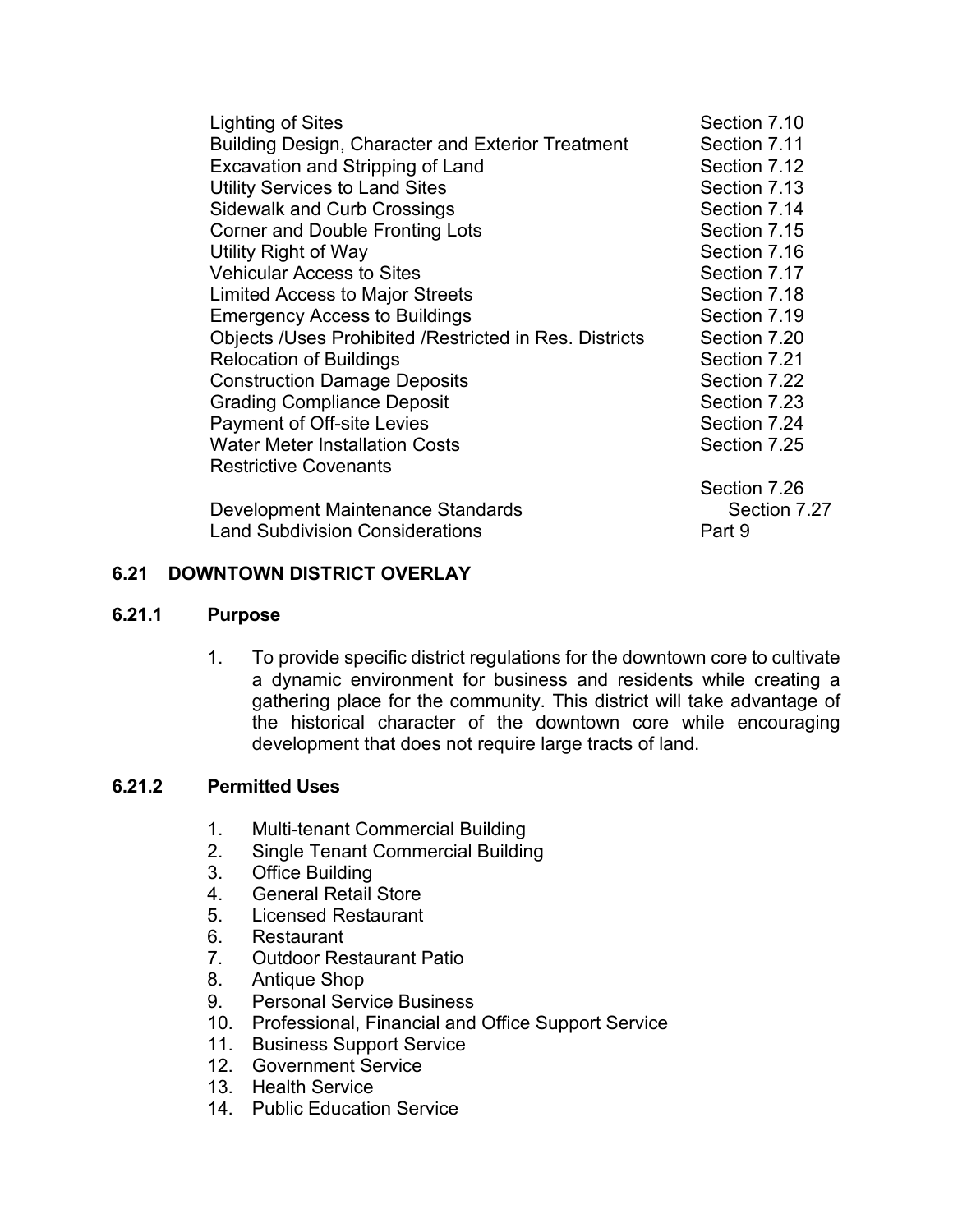| | |
|---|---|
| Lighting of Sites | Section 7.10 |
| Building Design, Character and Exterior Treatment | Section 7.11 |
| Excavation and Stripping of Land | Section 7.12 |
| Utility Services to Land Sites | Section 7.13 |
| Sidewalk and Curb Crossings | Section 7.14 |
| Corner and Double Fronting Lots | Section 7.15 |
| Utility Right of Way | Section 7.16 |
| Vehicular Access to Sites | Section 7.17 |
| Limited Access to Major Streets | Section 7.18 |
| Emergency Access to Buildings | Section 7.19 |
| Objects /Uses Prohibited /Restricted in Res. Districts | Section 7.20 |
| Relocation of Buildings | Section 7.21 |
| Construction Damage Deposits | Section 7.22 |
| Grading Compliance Deposit | Section 7.23 |
| Payment of Off-site Levies | Section 7.24 |
| Water Meter Installation Costs | Section 7.25 |
| Restrictive Covenants | Section 7.26 |
| Development Maintenance Standards | Section 7.27 |
| Land Subdivision Considerations | Part 9 |

## 6.21 DOWNTOWN DISTRICT OVERLAY

### 6.21.1 Purpose

1. To provide specific district regulations for the downtown core to cultivate a dynamic environment for business and residents while creating a gathering place for the community. This district will take advantage of the historical character of the downtown core while encouraging development that does not require large tracts of land.

### 6.21.2 Permitted Uses

1. Multi-tenant Commercial Building
2. Single Tenant Commercial Building
3. Office Building
4. General Retail Store
5. Licensed Restaurant
6. Restaurant
7. Outdoor Restaurant Patio
8. Antique Shop
9. Personal Service Business
10. Professional, Financial and Office Support Service
11. Business Support Service
12. Government Service
13. Health Service
14. Public Education Service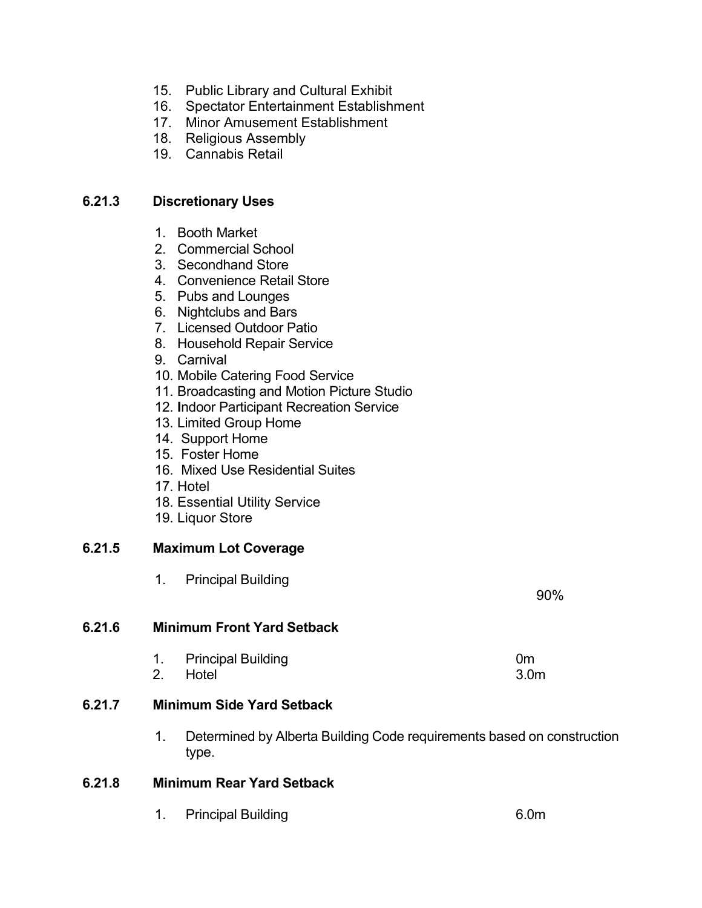15. Public Library and Cultural Exhibit
16. Spectator Entertainment Establishment
17. Minor Amusement Establishment
18. Religious Assembly
19. Cannabis Retail

### 6.21.3 Discretionary Uses

1. Booth Market
2. Commercial School
3. Secondhand Store
4. Convenience Retail Store
5. Pubs and Lounges
6. Nightclubs and Bars
7. Licensed Outdoor Patio
8. Household Repair Service
9. Carnival
10. Mobile Catering Food Service
11. Broadcasting and Motion Picture Studio
12. Indoor Participant Recreation Service
13. Limited Group Home
14. Support Home
15. Foster Home
16. Mixed Use Residential Suites
17. Hotel
18. Essential Utility Service
19. Liquor Store

### 6.21.5 Maximum Lot Coverage

1. Principal Building — 90%

### 6.21.6 Minimum Front Yard Setback

1. Principal Building — 0m
2. Hotel — 3.0m

### 6.21.7 Minimum Side Yard Setback

1. Determined by Alberta Building Code requirements based on construction type.

### 6.21.8 Minimum Rear Yard Setback

1. Principal Building — 6.0m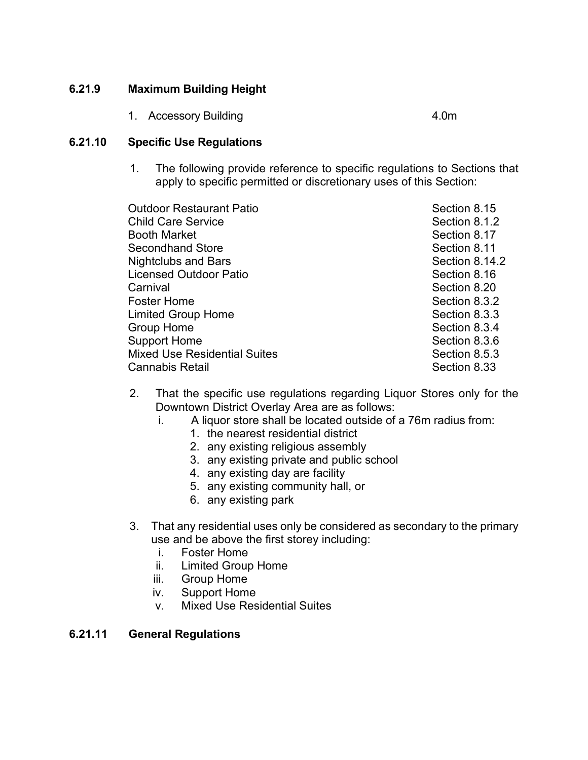### 6.21.9 Maximum Building Height

1. Accessory Building 4.0m

### 6.21.10 Specific Use Regulations

1. The following provide reference to specific regulations to Sections that apply to specific permitted or discretionary uses of this Section:

| Use | Section |
|---|---|
| Outdoor Restaurant Patio | Section 8.15 |
| Child Care Service | Section 8.1.2 |
| Booth Market | Section 8.17 |
| Secondhand Store | Section 8.11 |
| Nightclubs and Bars | Section 8.14.2 |
| Licensed Outdoor Patio | Section 8.16 |
| Carnival | Section 8.20 |
| Foster Home | Section 8.3.2 |
| Limited Group Home | Section 8.3.3 |
| Group Home | Section 8.3.4 |
| Support Home | Section 8.3.6 |
| Mixed Use Residential Suites | Section 8.5.3 |
| Cannabis Retail | Section 8.33 |

2. That the specific use regulations regarding Liquor Stores only for the Downtown District Overlay Area are as follows:
   i. A liquor store shall be located outside of a 76m radius from:
      1. the nearest residential district
      2. any existing religious assembly
      3. any existing private and public school
      4. any existing day are facility
      5. any existing community hall, or
      6. any existing park

3. That any residential uses only be considered as secondary to the primary use and be above the first storey including:
   i. Foster Home
   ii. Limited Group Home
   iii. Group Home
   iv. Support Home
   v. Mixed Use Residential Suites

### 6.21.11 General Regulations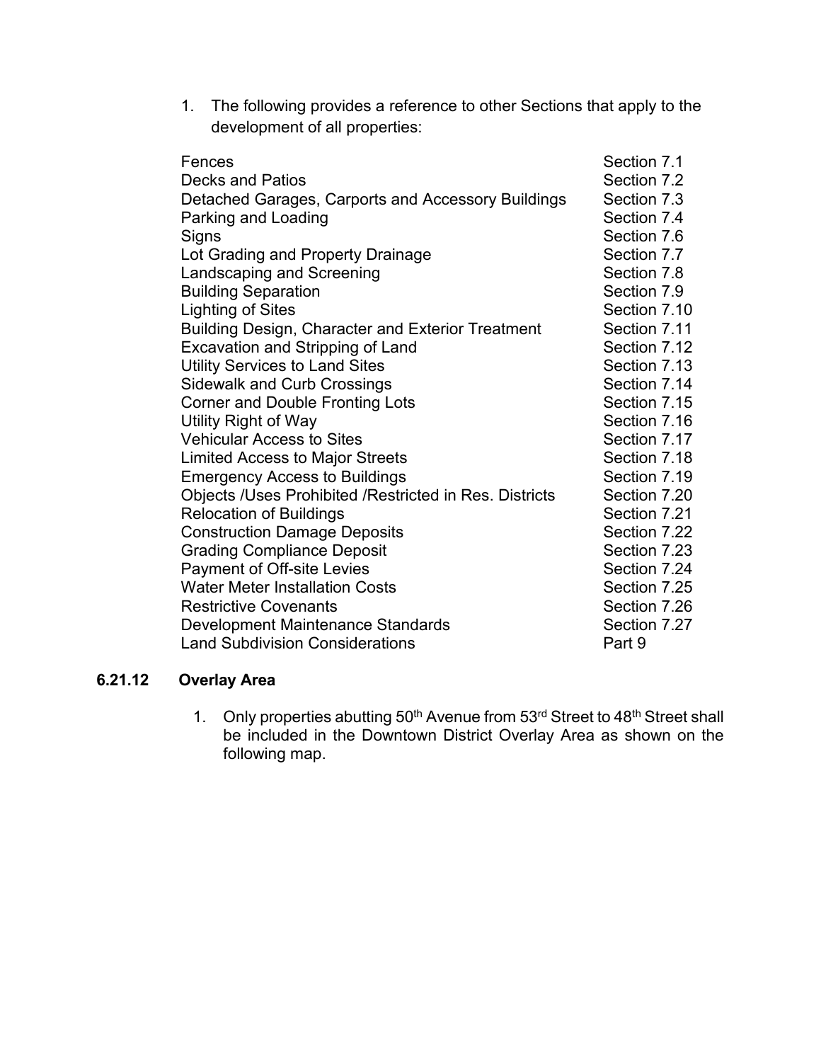1. The following provides a reference to other Sections that apply to the development of all properties:

| | |
|---|---|
| Fences | Section 7.1 |
| Decks and Patios | Section 7.2 |
| Detached Garages, Carports and Accessory Buildings | Section 7.3 |
| Parking and Loading | Section 7.4 |
| Signs | Section 7.6 |
| Lot Grading and Property Drainage | Section 7.7 |
| Landscaping and Screening | Section 7.8 |
| Building Separation | Section 7.9 |
| Lighting of Sites | Section 7.10 |
| Building Design, Character and Exterior Treatment | Section 7.11 |
| Excavation and Stripping of Land | Section 7.12 |
| Utility Services to Land Sites | Section 7.13 |
| Sidewalk and Curb Crossings | Section 7.14 |
| Corner and Double Fronting Lots | Section 7.15 |
| Utility Right of Way | Section 7.16 |
| Vehicular Access to Sites | Section 7.17 |
| Limited Access to Major Streets | Section 7.18 |
| Emergency Access to Buildings | Section 7.19 |
| Objects /Uses Prohibited /Restricted in Res. Districts | Section 7.20 |
| Relocation of Buildings | Section 7.21 |
| Construction Damage Deposits | Section 7.22 |
| Grading Compliance Deposit | Section 7.23 |
| Payment of Off-site Levies | Section 7.24 |
| Water Meter Installation Costs | Section 7.25 |
| Restrictive Covenants | Section 7.26 |
| Development Maintenance Standards | Section 7.27 |
| Land Subdivision Considerations | Part 9 |

### 6.21.12 Overlay Area

1. Only properties abutting 50th Avenue from 53rd Street to 48th Street shall be included in the Downtown District Overlay Area as shown on the following map.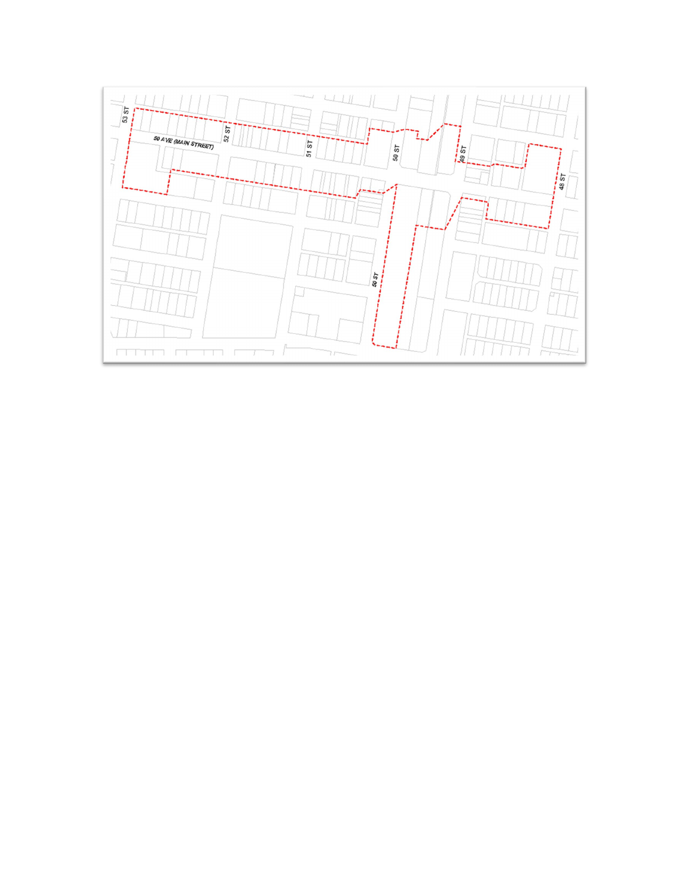53 ST

50 AVE (MAIN STREET)

52 ST

51 ST

50 ST

49 ST

48 ST

50 ST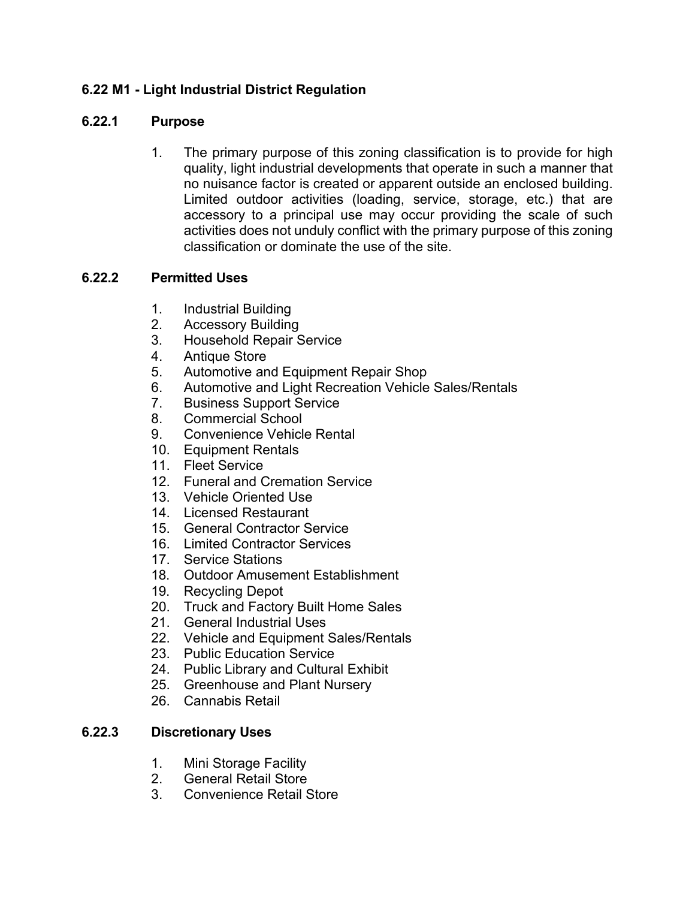## 6.22 M1 - Light Industrial District Regulation

### 6.22.1 Purpose

1. The primary purpose of this zoning classification is to provide for high quality, light industrial developments that operate in such a manner that no nuisance factor is created or apparent outside an enclosed building. Limited outdoor activities (loading, service, storage, etc.) that are accessory to a principal use may occur providing the scale of such activities does not unduly conflict with the primary purpose of this zoning classification or dominate the use of the site.

### 6.22.2 Permitted Uses

1. Industrial Building
2. Accessory Building
3. Household Repair Service
4. Antique Store
5. Automotive and Equipment Repair Shop
6. Automotive and Light Recreation Vehicle Sales/Rentals
7. Business Support Service
8. Commercial School
9. Convenience Vehicle Rental
10. Equipment Rentals
11. Fleet Service
12. Funeral and Cremation Service
13. Vehicle Oriented Use
14. Licensed Restaurant
15. General Contractor Service
16. Limited Contractor Services
17. Service Stations
18. Outdoor Amusement Establishment
19. Recycling Depot
20. Truck and Factory Built Home Sales
21. General Industrial Uses
22. Vehicle and Equipment Sales/Rentals
23. Public Education Service
24. Public Library and Cultural Exhibit
25. Greenhouse and Plant Nursery
26. Cannabis Retail

### 6.22.3 Discretionary Uses

1. Mini Storage Facility
2. General Retail Store
3. Convenience Retail Store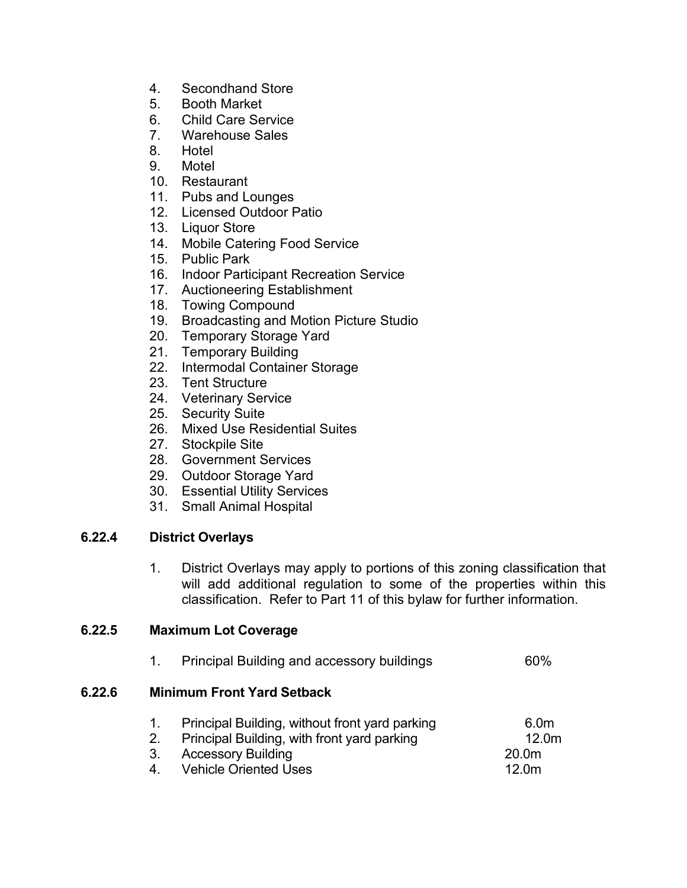4. Secondhand Store
5. Booth Market
6. Child Care Service
7. Warehouse Sales
8. Hotel
9. Motel
10. Restaurant
11. Pubs and Lounges
12. Licensed Outdoor Patio
13. Liquor Store
14. Mobile Catering Food Service
15. Public Park
16. Indoor Participant Recreation Service
17. Auctioneering Establishment
18. Towing Compound
19. Broadcasting and Motion Picture Studio
20. Temporary Storage Yard
21. Temporary Building
22. Intermodal Container Storage
23. Tent Structure
24. Veterinary Service
25. Security Suite
26. Mixed Use Residential Suites
27. Stockpile Site
28. Government Services
29. Outdoor Storage Yard
30. Essential Utility Services
31. Small Animal Hospital

### 6.22.4 District Overlays

1. District Overlays may apply to portions of this zoning classification that will add additional regulation to some of the properties within this classification. Refer to Part 11 of this bylaw for further information.

### 6.22.5 Maximum Lot Coverage

| | | |
|---|---|---|
| 1. | Principal Building and accessory buildings | 60% |

### 6.22.6 Minimum Front Yard Setback

| | | |
|---|---|---|
| 1. | Principal Building, without front yard parking | 6.0m |
| 2. | Principal Building, with front yard parking | 12.0m |
| 3. | Accessory Building | 20.0m |
| 4. | Vehicle Oriented Uses | 12.0m |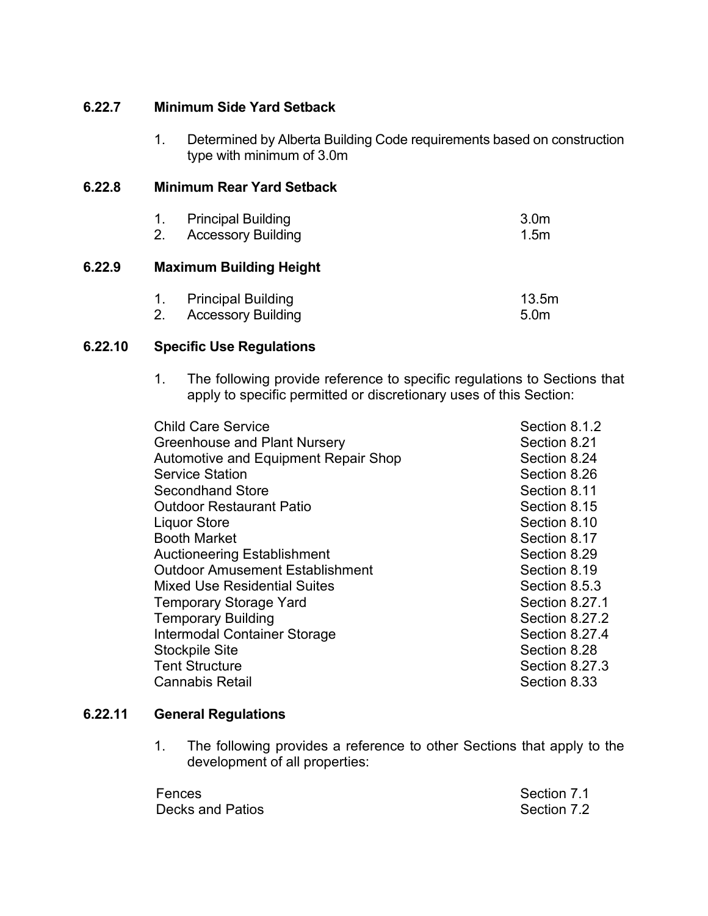### 6.22.7 Minimum Side Yard Setback

1. Determined by Alberta Building Code requirements based on construction type with minimum of 3.0m

### 6.22.8 Minimum Rear Yard Setback

| | |
|---|---|
| 1. Principal Building | 3.0m |
| 2. Accessory Building | 1.5m |

### 6.22.9 Maximum Building Height

| | |
|---|---|
| 1. Principal Building | 13.5m |
| 2. Accessory Building | 5.0m |

### 6.22.10 Specific Use Regulations

1. The following provide reference to specific regulations to Sections that apply to specific permitted or discretionary uses of this Section:

| | |
|---|---|
| Child Care Service | Section 8.1.2 |
| Greenhouse and Plant Nursery | Section 8.21 |
| Automotive and Equipment Repair Shop | Section 8.24 |
| Service Station | Section 8.26 |
| Secondhand Store | Section 8.11 |
| Outdoor Restaurant Patio | Section 8.15 |
| Liquor Store | Section 8.10 |
| Booth Market | Section 8.17 |
| Auctioneering Establishment | Section 8.29 |
| Outdoor Amusement Establishment | Section 8.19 |
| Mixed Use Residential Suites | Section 8.5.3 |
| Temporary Storage Yard | Section 8.27.1 |
| Temporary Building | Section 8.27.2 |
| Intermodal Container Storage | Section 8.27.4 |
| Stockpile Site | Section 8.28 |
| Tent Structure | Section 8.27.3 |
| Cannabis Retail | Section 8.33 |

### 6.22.11 General Regulations

1. The following provides a reference to other Sections that apply to the development of all properties:

| | |
|---|---|
| Fences | Section 7.1 |
| Decks and Patios | Section 7.2 |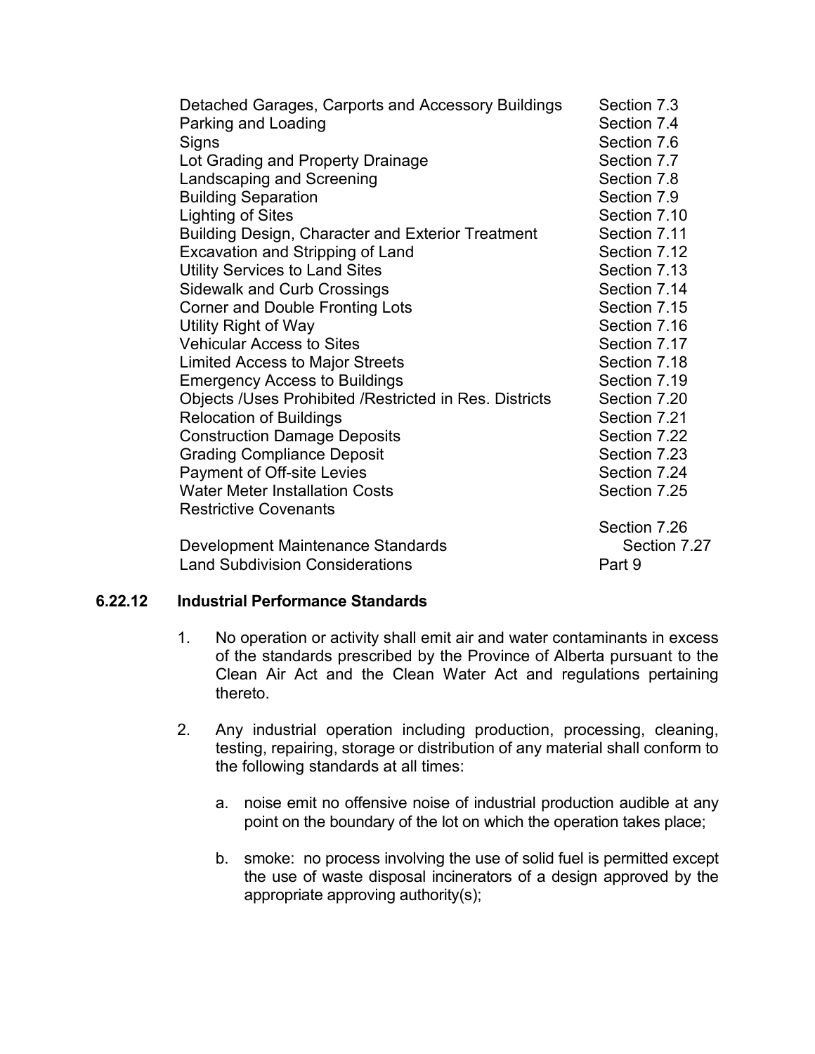| | |
|---|---|
| Detached Garages, Carports and Accessory Buildings | Section 7.3 |
| Parking and Loading | Section 7.4 |
| Signs | Section 7.6 |
| Lot Grading and Property Drainage | Section 7.7 |
| Landscaping and Screening | Section 7.8 |
| Building Separation | Section 7.9 |
| Lighting of Sites | Section 7.10 |
| Building Design, Character and Exterior Treatment | Section 7.11 |
| Excavation and Stripping of Land | Section 7.12 |
| Utility Services to Land Sites | Section 7.13 |
| Sidewalk and Curb Crossings | Section 7.14 |
| Corner and Double Fronting Lots | Section 7.15 |
| Utility Right of Way | Section 7.16 |
| Vehicular Access to Sites | Section 7.17 |
| Limited Access to Major Streets | Section 7.18 |
| Emergency Access to Buildings | Section 7.19 |
| Objects /Uses Prohibited /Restricted in Res. Districts | Section 7.20 |
| Relocation of Buildings | Section 7.21 |
| Construction Damage Deposits | Section 7.22 |
| Grading Compliance Deposit | Section 7.23 |
| Payment of Off-site Levies | Section 7.24 |
| Water Meter Installation Costs | Section 7.25 |
| Restrictive Covenants | Section 7.26 |
| Development Maintenance Standards | Section 7.27 |
| Land Subdivision Considerations | Part 9 |

### 6.22.12 Industrial Performance Standards

1. No operation or activity shall emit air and water contaminants in excess of the standards prescribed by the Province of Alberta pursuant to the Clean Air Act and the Clean Water Act and regulations pertaining thereto.

2. Any industrial operation including production, processing, cleaning, testing, repairing, storage or distribution of any material shall conform to the following standards at all times:

   a. noise emit no offensive noise of industrial production audible at any point on the boundary of the lot on which the operation takes place;

   b. smoke: no process involving the use of solid fuel is permitted except the use of waste disposal incinerators of a design approved by the appropriate approving authority(s);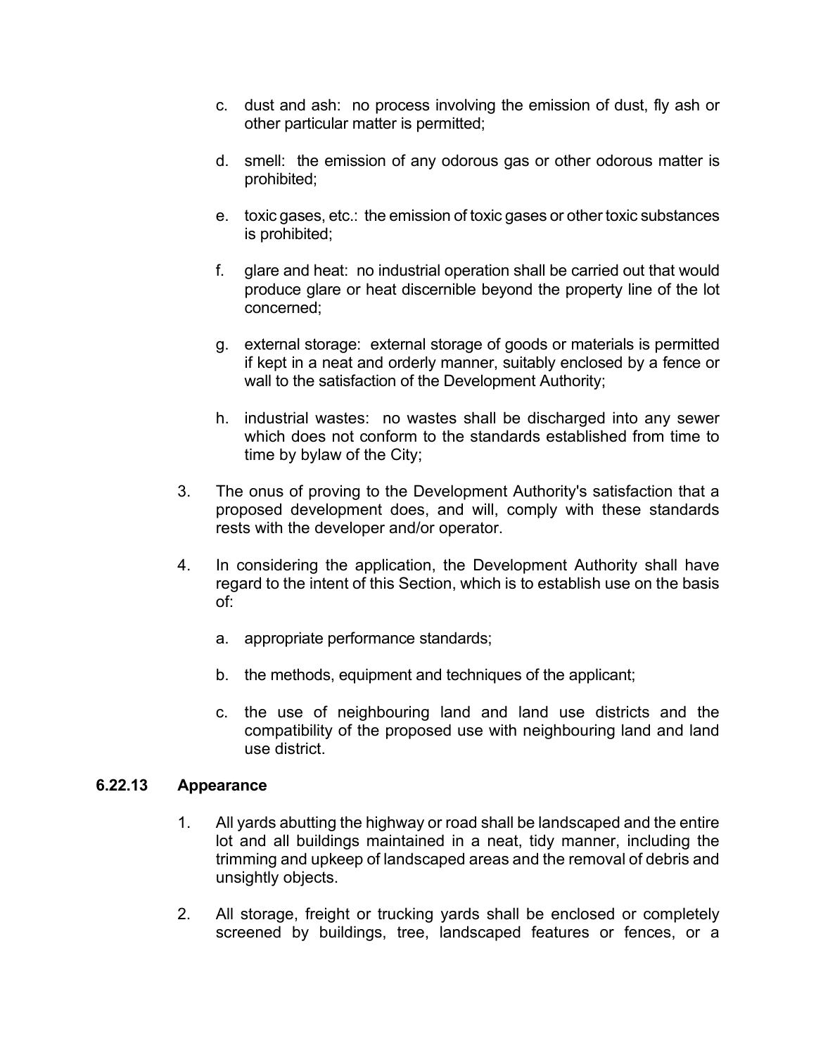c. dust and ash: no process involving the emission of dust, fly ash or other particular matter is permitted;

d. smell: the emission of any odorous gas or other odorous matter is prohibited;

e. toxic gases, etc.: the emission of toxic gases or other toxic substances is prohibited;

f. glare and heat: no industrial operation shall be carried out that would produce glare or heat discernible beyond the property line of the lot concerned;

g. external storage: external storage of goods or materials is permitted if kept in a neat and orderly manner, suitably enclosed by a fence or wall to the satisfaction of the Development Authority;

h. industrial wastes: no wastes shall be discharged into any sewer which does not conform to the standards established from time to time by bylaw of the City;

3. The onus of proving to the Development Authority's satisfaction that a proposed development does, and will, comply with these standards rests with the developer and/or operator.

4. In considering the application, the Development Authority shall have regard to the intent of this Section, which is to establish use on the basis of:

   a. appropriate performance standards;

   b. the methods, equipment and techniques of the applicant;

   c. the use of neighbouring land and land use districts and the compatibility of the proposed use with neighbouring land and land use district.

### 6.22.13 Appearance

1. All yards abutting the highway or road shall be landscaped and the entire lot and all buildings maintained in a neat, tidy manner, including the trimming and upkeep of landscaped areas and the removal of debris and unsightly objects.

2. All storage, freight or trucking yards shall be enclosed or completely screened by buildings, tree, landscaped features or fences, or a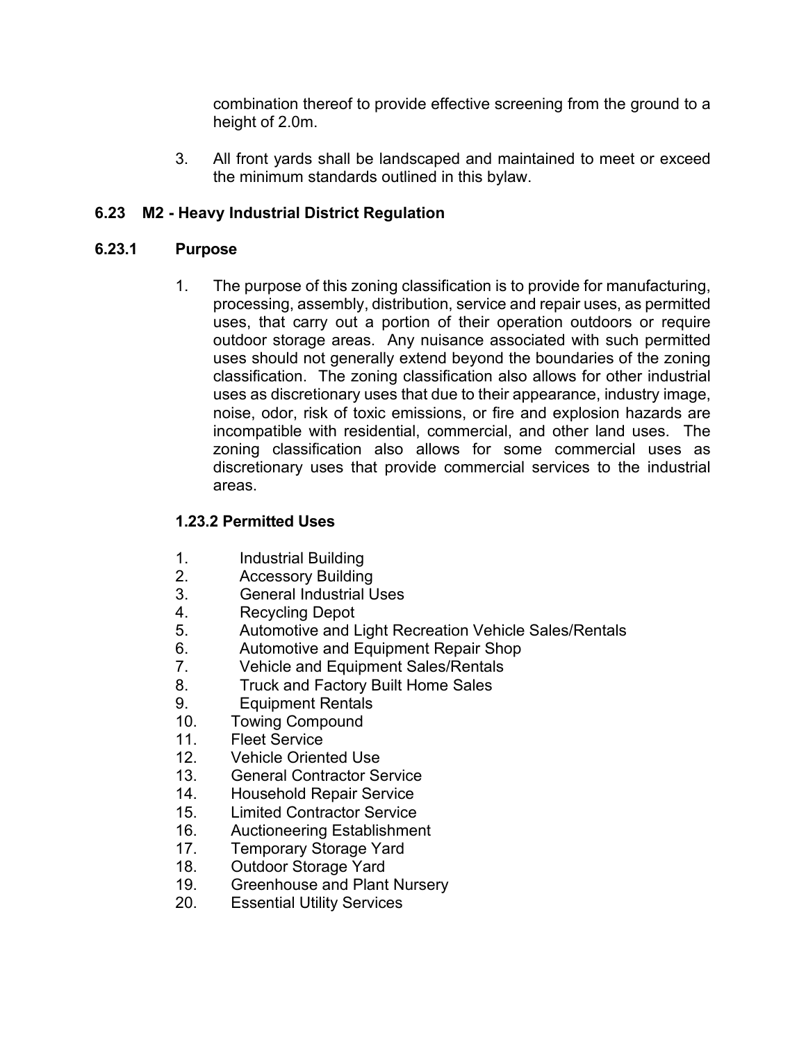combination thereof to provide effective screening from the ground to a height of 2.0m.

3. All front yards shall be landscaped and maintained to meet or exceed the minimum standards outlined in this bylaw.

## 6.23 M2 - Heavy Industrial District Regulation

### 6.23.1 Purpose

1. The purpose of this zoning classification is to provide for manufacturing, processing, assembly, distribution, service and repair uses, as permitted uses, that carry out a portion of their operation outdoors or require outdoor storage areas. Any nuisance associated with such permitted uses should not generally extend beyond the boundaries of the zoning classification. The zoning classification also allows for other industrial uses as discretionary uses that due to their appearance, industry image, noise, odor, risk of toxic emissions, or fire and explosion hazards are incompatible with residential, commercial, and other land uses. The zoning classification also allows for some commercial uses as discretionary uses that provide commercial services to the industrial areas.

### 1.23.2 Permitted Uses

1. Industrial Building
2. Accessory Building
3. General Industrial Uses
4. Recycling Depot
5. Automotive and Light Recreation Vehicle Sales/Rentals
6. Automotive and Equipment Repair Shop
7. Vehicle and Equipment Sales/Rentals
8. Truck and Factory Built Home Sales
9. Equipment Rentals
10. Towing Compound
11. Fleet Service
12. Vehicle Oriented Use
13. General Contractor Service
14. Household Repair Service
15. Limited Contractor Service
16. Auctioneering Establishment
17. Temporary Storage Yard
18. Outdoor Storage Yard
19. Greenhouse and Plant Nursery
20. Essential Utility Services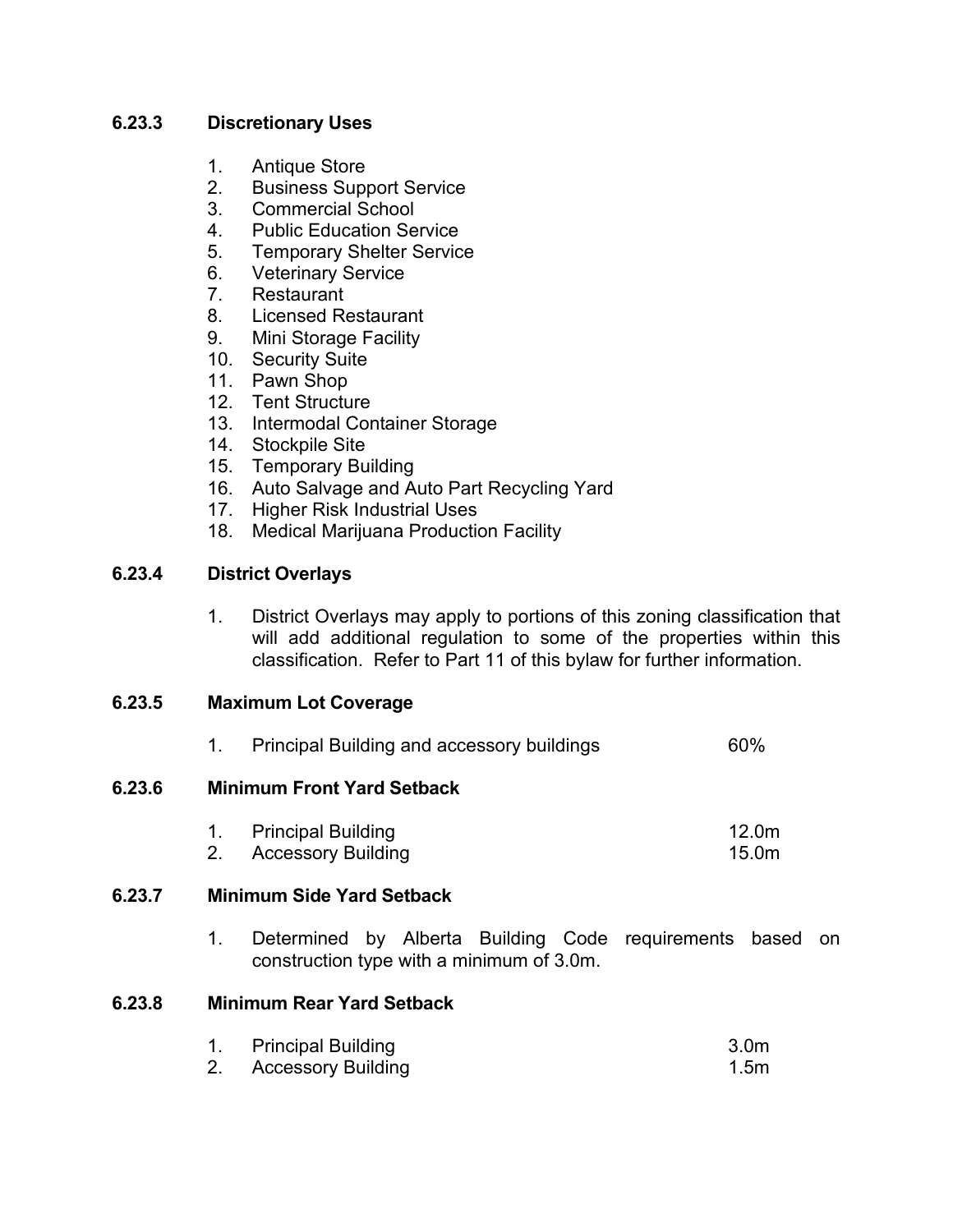#### 6.23.3 Discretionary Uses

1. Antique Store
2. Business Support Service
3. Commercial School
4. Public Education Service
5. Temporary Shelter Service
6. Veterinary Service
7. Restaurant
8. Licensed Restaurant
9. Mini Storage Facility
10. Security Suite
11. Pawn Shop
12. Tent Structure
13. Intermodal Container Storage
14. Stockpile Site
15. Temporary Building
16. Auto Salvage and Auto Part Recycling Yard
17. Higher Risk Industrial Uses
18. Medical Marijuana Production Facility

#### 6.23.4 District Overlays

1. District Overlays may apply to portions of this zoning classification that will add additional regulation to some of the properties within this classification. Refer to Part 11 of this bylaw for further information.

#### 6.23.5 Maximum Lot Coverage

| | | |
|---|---|---|
| 1. | Principal Building and accessory buildings | 60% |

#### 6.23.6 Minimum Front Yard Setback

| | | |
|---|---|---|
| 1. | Principal Building | 12.0m |
| 2. | Accessory Building | 15.0m |

#### 6.23.7 Minimum Side Yard Setback

1. Determined by Alberta Building Code requirements based on construction type with a minimum of 3.0m.

#### 6.23.8 Minimum Rear Yard Setback

| | | |
|---|---|---|
| 1. | Principal Building | 3.0m |
| 2. | Accessory Building | 1.5m |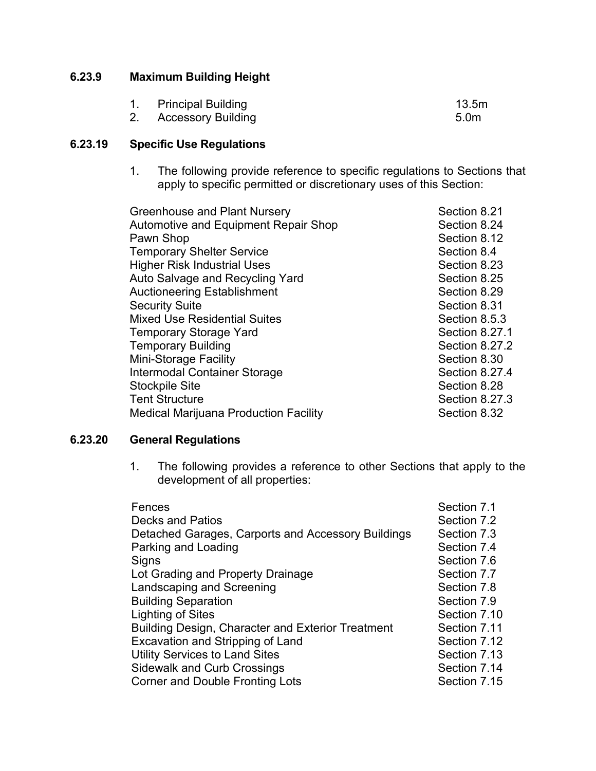### 6.23.9 Maximum Building Height

| | | |
|---|---|---|
| 1. | Principal Building | 13.5m |
| 2. | Accessory Building | 5.0m |

### 6.23.19 Specific Use Regulations

1. The following provide reference to specific regulations to Sections that apply to specific permitted or discretionary uses of this Section:

| | |
|---|---|
| Greenhouse and Plant Nursery | Section 8.21 |
| Automotive and Equipment Repair Shop | Section 8.24 |
| Pawn Shop | Section 8.12 |
| Temporary Shelter Service | Section 8.4 |
| Higher Risk Industrial Uses | Section 8.23 |
| Auto Salvage and Recycling Yard | Section 8.25 |
| Auctioneering Establishment | Section 8.29 |
| Security Suite | Section 8.31 |
| Mixed Use Residential Suites | Section 8.5.3 |
| Temporary Storage Yard | Section 8.27.1 |
| Temporary Building | Section 8.27.2 |
| Mini-Storage Facility | Section 8.30 |
| Intermodal Container Storage | Section 8.27.4 |
| Stockpile Site | Section 8.28 |
| Tent Structure | Section 8.27.3 |
| Medical Marijuana Production Facility | Section 8.32 |

### 6.23.20 General Regulations

1. The following provides a reference to other Sections that apply to the development of all properties:

| | |
|---|---|
| Fences | Section 7.1 |
| Decks and Patios | Section 7.2 |
| Detached Garages, Carports and Accessory Buildings | Section 7.3 |
| Parking and Loading | Section 7.4 |
| Signs | Section 7.6 |
| Lot Grading and Property Drainage | Section 7.7 |
| Landscaping and Screening | Section 7.8 |
| Building Separation | Section 7.9 |
| Lighting of Sites | Section 7.10 |
| Building Design, Character and Exterior Treatment | Section 7.11 |
| Excavation and Stripping of Land | Section 7.12 |
| Utility Services to Land Sites | Section 7.13 |
| Sidewalk and Curb Crossings | Section 7.14 |
| Corner and Double Fronting Lots | Section 7.15 |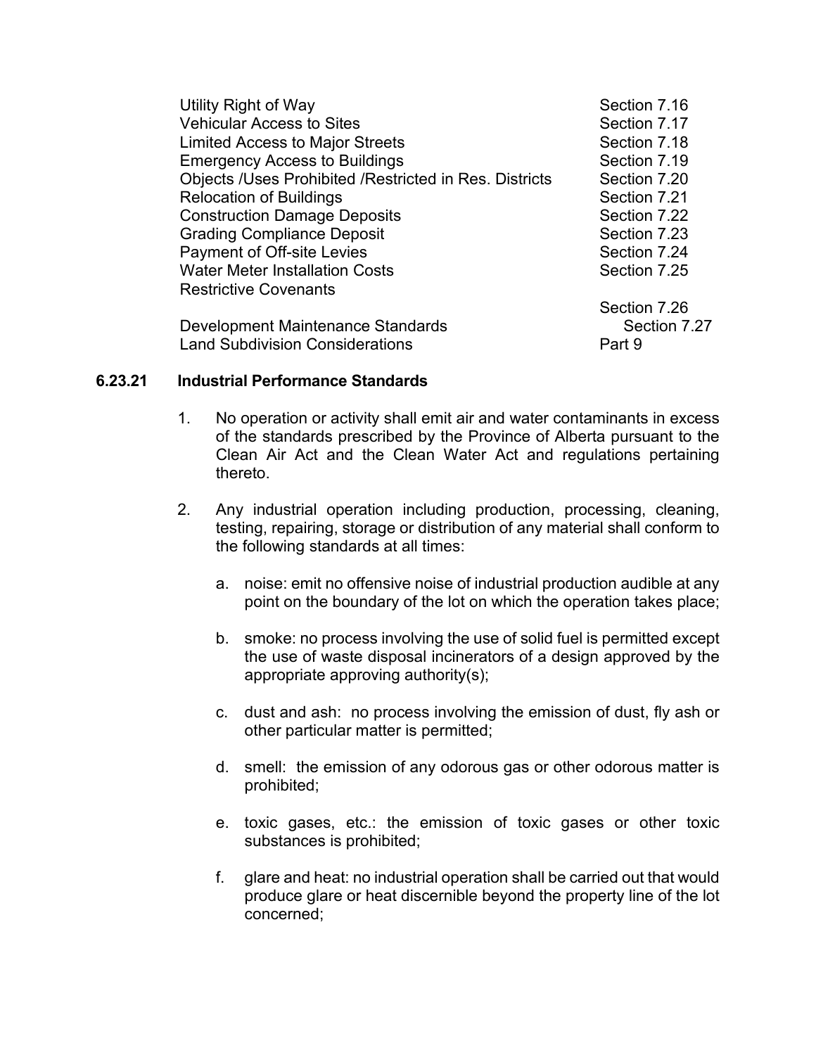| | |
|---|---|
| Utility Right of Way | Section 7.16 |
| Vehicular Access to Sites | Section 7.17 |
| Limited Access to Major Streets | Section 7.18 |
| Emergency Access to Buildings | Section 7.19 |
| Objects /Uses Prohibited /Restricted in Res. Districts | Section 7.20 |
| Relocation of Buildings | Section 7.21 |
| Construction Damage Deposits | Section 7.22 |
| Grading Compliance Deposit | Section 7.23 |
| Payment of Off-site Levies | Section 7.24 |
| Water Meter Installation Costs | Section 7.25 |
| Restrictive Covenants | Section 7.26 |
| Development Maintenance Standards | Section 7.27 |
| Land Subdivision Considerations | Part 9 |

### 6.23.21 Industrial Performance Standards

1. No operation or activity shall emit air and water contaminants in excess of the standards prescribed by the Province of Alberta pursuant to the Clean Air Act and the Clean Water Act and regulations pertaining thereto.

2. Any industrial operation including production, processing, cleaning, testing, repairing, storage or distribution of any material shall conform to the following standards at all times:

   a. noise: emit no offensive noise of industrial production audible at any point on the boundary of the lot on which the operation takes place;

   b. smoke: no process involving the use of solid fuel is permitted except the use of waste disposal incinerators of a design approved by the appropriate approving authority(s);

   c. dust and ash: no process involving the emission of dust, fly ash or other particular matter is permitted;

   d. smell: the emission of any odorous gas or other odorous matter is prohibited;

   e. toxic gases, etc.: the emission of toxic gases or other toxic substances is prohibited;

   f. glare and heat: no industrial operation shall be carried out that would produce glare or heat discernible beyond the property line of the lot concerned;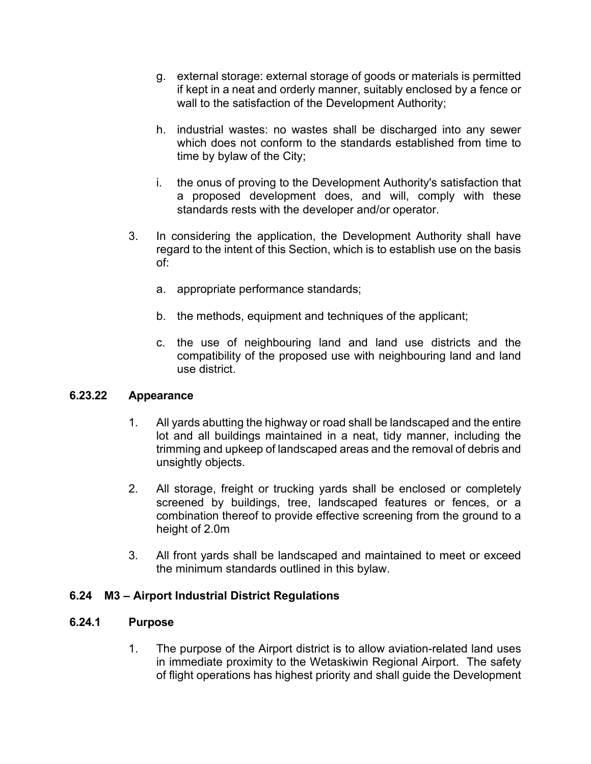g. external storage: external storage of goods or materials is permitted if kept in a neat and orderly manner, suitably enclosed by a fence or wall to the satisfaction of the Development Authority;

h. industrial wastes: no wastes shall be discharged into any sewer which does not conform to the standards established from time to time by bylaw of the City;

i. the onus of proving to the Development Authority's satisfaction that a proposed development does, and will, comply with these standards rests with the developer and/or operator.

3. In considering the application, the Development Authority shall have regard to the intent of this Section, which is to establish use on the basis of:

   a. appropriate performance standards;

   b. the methods, equipment and techniques of the applicant;

   c. the use of neighbouring land and land use districts and the compatibility of the proposed use with neighbouring land and land use district.

#### 6.23.22 Appearance

1. All yards abutting the highway or road shall be landscaped and the entire lot and all buildings maintained in a neat, tidy manner, including the trimming and upkeep of landscaped areas and the removal of debris and unsightly objects.

2. All storage, freight or trucking yards shall be enclosed or completely screened by buildings, tree, landscaped features or fences, or a combination thereof to provide effective screening from the ground to a height of 2.0m

3. All front yards shall be landscaped and maintained to meet or exceed the minimum standards outlined in this bylaw.

### 6.24 M3 – Airport Industrial District Regulations

#### 6.24.1 Purpose

1. The purpose of the Airport district is to allow aviation-related land uses in immediate proximity to the Wetaskiwin Regional Airport. The safety of flight operations has highest priority and shall guide the Development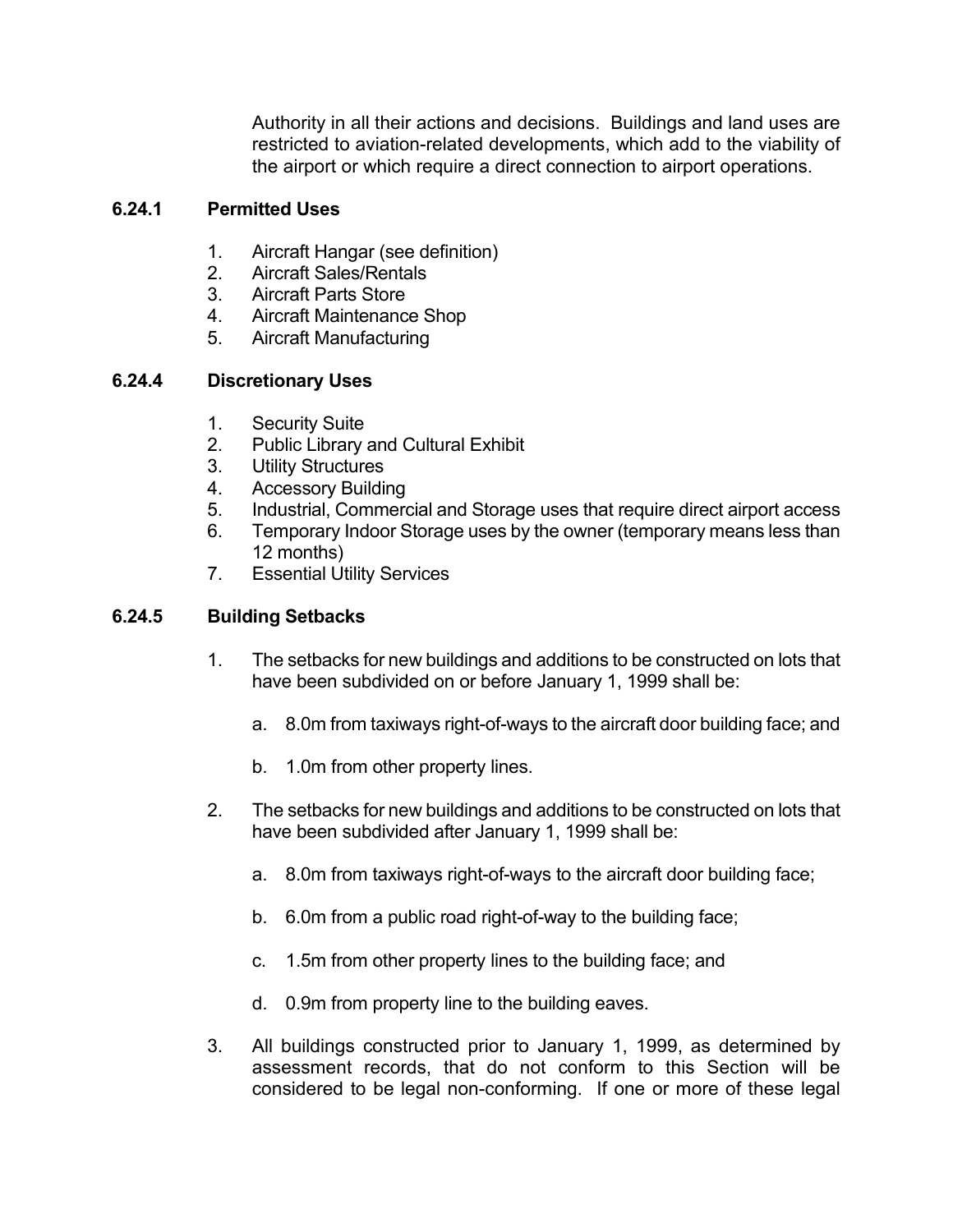Authority in all their actions and decisions. Buildings and land uses are restricted to aviation-related developments, which add to the viability of the airport or which require a direct connection to airport operations.

### 6.24.1 Permitted Uses

1. Aircraft Hangar (see definition)
2. Aircraft Sales/Rentals
3. Aircraft Parts Store
4. Aircraft Maintenance Shop
5. Aircraft Manufacturing

### 6.24.4 Discretionary Uses

1. Security Suite
2. Public Library and Cultural Exhibit
3. Utility Structures
4. Accessory Building
5. Industrial, Commercial and Storage uses that require direct airport access
6. Temporary Indoor Storage uses by the owner (temporary means less than 12 months)
7. Essential Utility Services

### 6.24.5 Building Setbacks

1. The setbacks for new buildings and additions to be constructed on lots that have been subdivided on or before January 1, 1999 shall be:

   a. 8.0m from taxiways right-of-ways to the aircraft door building face; and

   b. 1.0m from other property lines.

2. The setbacks for new buildings and additions to be constructed on lots that have been subdivided after January 1, 1999 shall be:

   a. 8.0m from taxiways right-of-ways to the aircraft door building face;

   b. 6.0m from a public road right-of-way to the building face;

   c. 1.5m from other property lines to the building face; and

   d. 0.9m from property line to the building eaves.

3. All buildings constructed prior to January 1, 1999, as determined by assessment records, that do not conform to this Section will be considered to be legal non-conforming. If one or more of these legal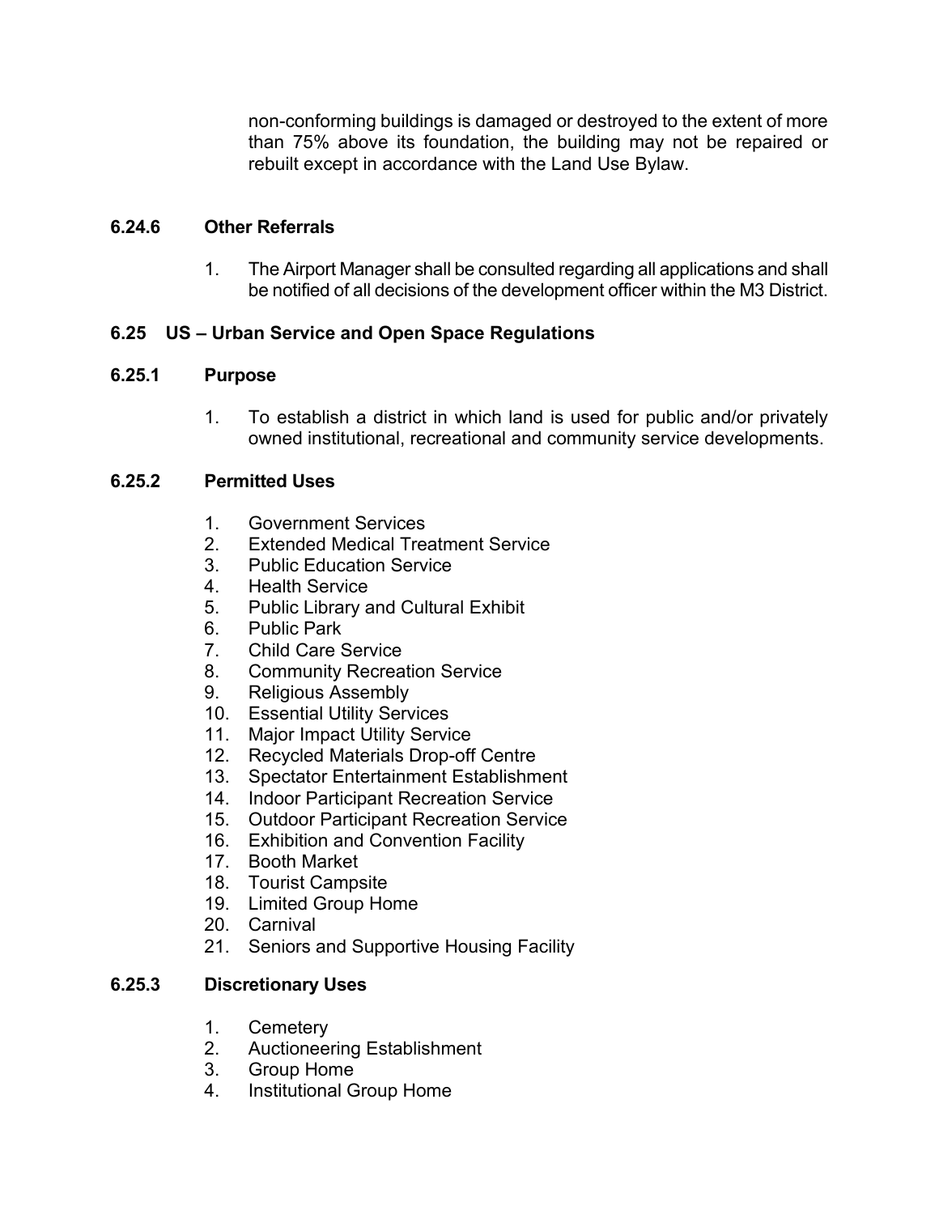non-conforming buildings is damaged or destroyed to the extent of more than 75% above its foundation, the building may not be repaired or rebuilt except in accordance with the Land Use Bylaw.

#### 6.24.6 Other Referrals

1. The Airport Manager shall be consulted regarding all applications and shall be notified of all decisions of the development officer within the M3 District.

### 6.25 US – Urban Service and Open Space Regulations

#### 6.25.1 Purpose

1. To establish a district in which land is used for public and/or privately owned institutional, recreational and community service developments.

#### 6.25.2 Permitted Uses

1. Government Services
2. Extended Medical Treatment Service
3. Public Education Service
4. Health Service
5. Public Library and Cultural Exhibit
6. Public Park
7. Child Care Service
8. Community Recreation Service
9. Religious Assembly
10. Essential Utility Services
11. Major Impact Utility Service
12. Recycled Materials Drop-off Centre
13. Spectator Entertainment Establishment
14. Indoor Participant Recreation Service
15. Outdoor Participant Recreation Service
16. Exhibition and Convention Facility
17. Booth Market
18. Tourist Campsite
19. Limited Group Home
20. Carnival
21. Seniors and Supportive Housing Facility

#### 6.25.3 Discretionary Uses

1. Cemetery
2. Auctioneering Establishment
3. Group Home
4. Institutional Group Home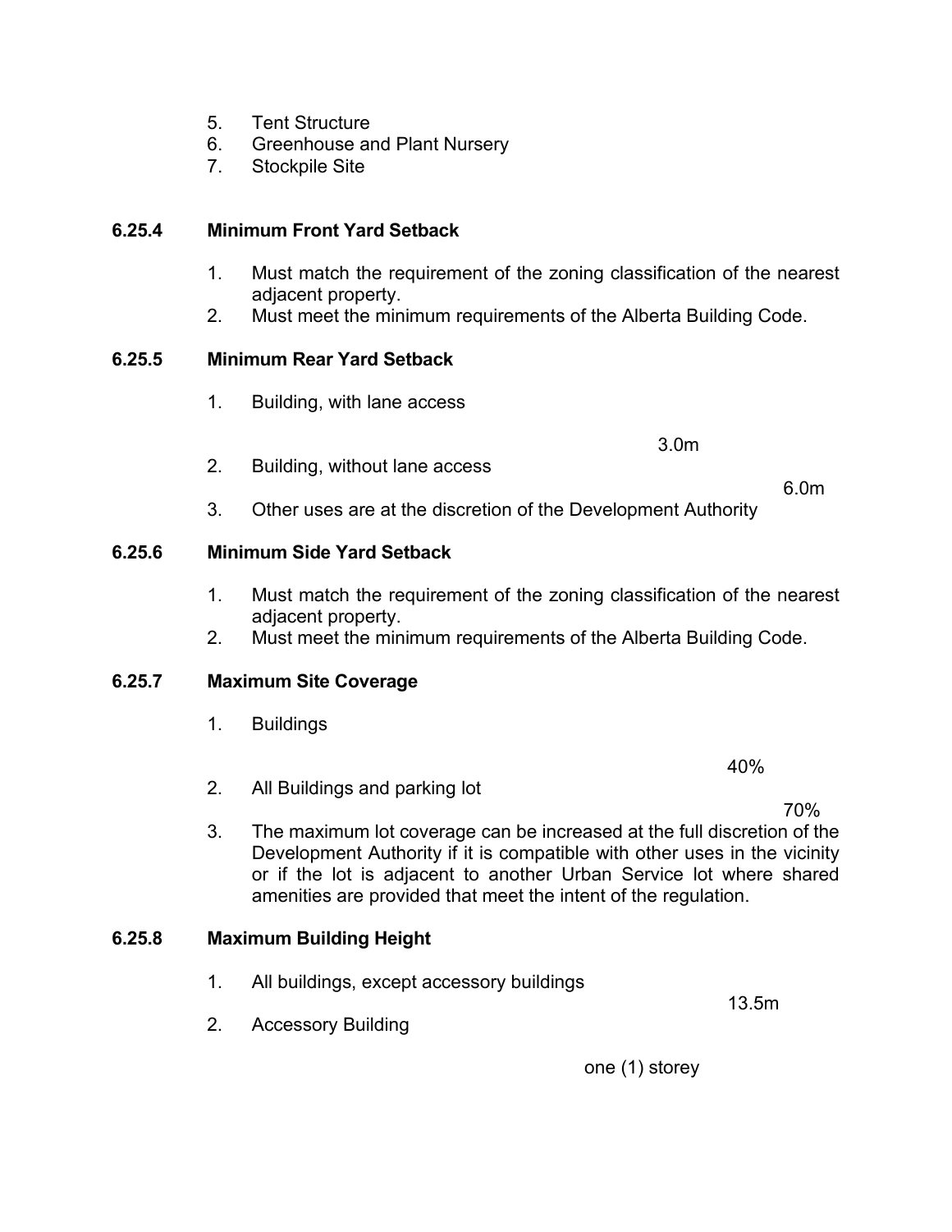5. Tent Structure
6. Greenhouse and Plant Nursery
7. Stockpile Site

**6.25.4 Minimum Front Yard Setback**

1. Must match the requirement of the zoning classification of the nearest adjacent property.
2. Must meet the minimum requirements of the Alberta Building Code.

**6.25.5 Minimum Rear Yard Setback**

1. Building, with lane access — 3.0m
2. Building, without lane access — 6.0m
3. Other uses are at the discretion of the Development Authority

**6.25.6 Minimum Side Yard Setback**

1. Must match the requirement of the zoning classification of the nearest adjacent property.
2. Must meet the minimum requirements of the Alberta Building Code.

**6.25.7 Maximum Site Coverage**

1. Buildings — 40%
2. All Buildings and parking lot — 70%
3. The maximum lot coverage can be increased at the full discretion of the Development Authority if it is compatible with other uses in the vicinity or if the lot is adjacent to another Urban Service lot where shared amenities are provided that meet the intent of the regulation.

**6.25.8 Maximum Building Height**

1. All buildings, except accessory buildings — 13.5m
2. Accessory Building — one (1) storey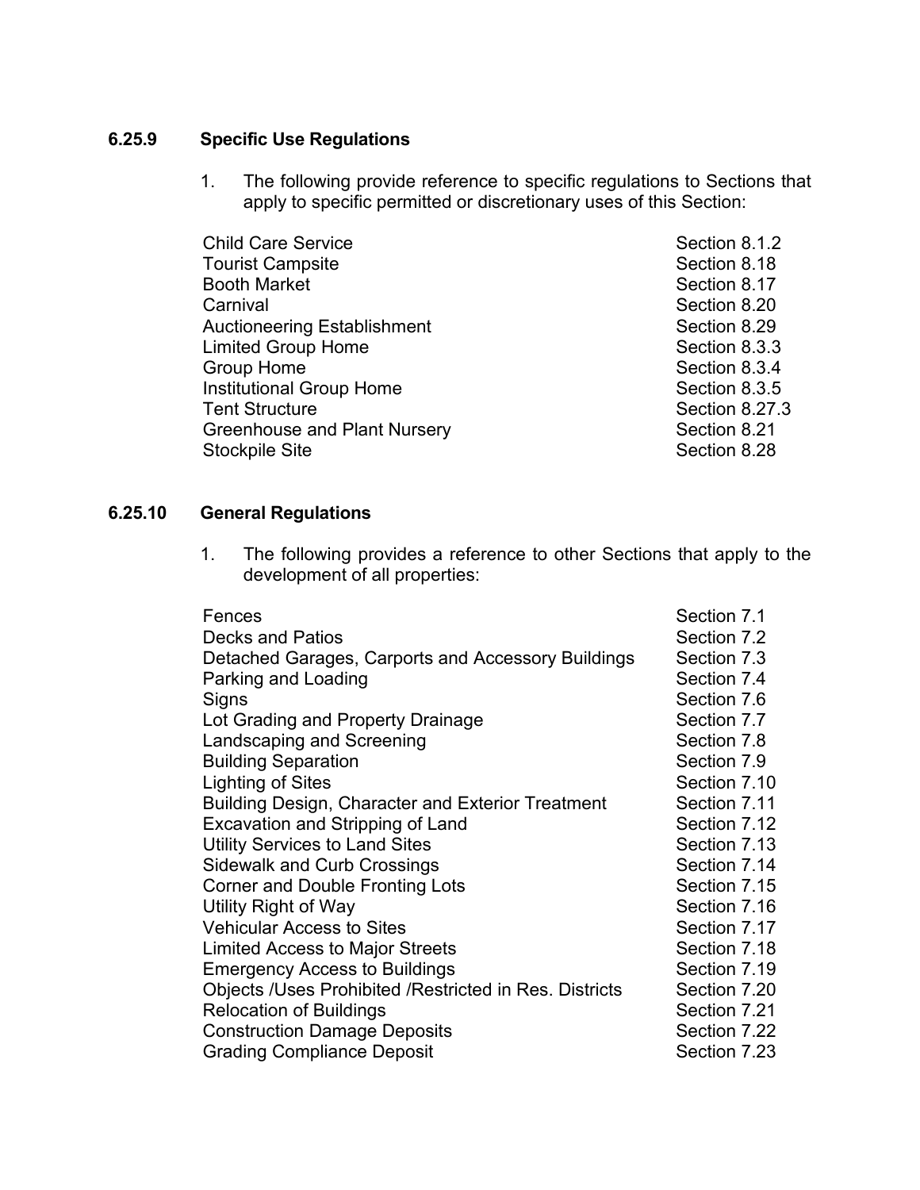### 6.25.9 Specific Use Regulations

1. The following provide reference to specific regulations to Sections that apply to specific permitted or discretionary uses of this Section:

| | |
|---|---|
| Child Care Service | Section 8.1.2 |
| Tourist Campsite | Section 8.18 |
| Booth Market | Section 8.17 |
| Carnival | Section 8.20 |
| Auctioneering Establishment | Section 8.29 |
| Limited Group Home | Section 8.3.3 |
| Group Home | Section 8.3.4 |
| Institutional Group Home | Section 8.3.5 |
| Tent Structure | Section 8.27.3 |
| Greenhouse and Plant Nursery | Section 8.21 |
| Stockpile Site | Section 8.28 |

### 6.25.10 General Regulations

1. The following provides a reference to other Sections that apply to the development of all properties:

| | |
|---|---|
| Fences | Section 7.1 |
| Decks and Patios | Section 7.2 |
| Detached Garages, Carports and Accessory Buildings | Section 7.3 |
| Parking and Loading | Section 7.4 |
| Signs | Section 7.6 |
| Lot Grading and Property Drainage | Section 7.7 |
| Landscaping and Screening | Section 7.8 |
| Building Separation | Section 7.9 |
| Lighting of Sites | Section 7.10 |
| Building Design, Character and Exterior Treatment | Section 7.11 |
| Excavation and Stripping of Land | Section 7.12 |
| Utility Services to Land Sites | Section 7.13 |
| Sidewalk and Curb Crossings | Section 7.14 |
| Corner and Double Fronting Lots | Section 7.15 |
| Utility Right of Way | Section 7.16 |
| Vehicular Access to Sites | Section 7.17 |
| Limited Access to Major Streets | Section 7.18 |
| Emergency Access to Buildings | Section 7.19 |
| Objects /Uses Prohibited /Restricted in Res. Districts | Section 7.20 |
| Relocation of Buildings | Section 7.21 |
| Construction Damage Deposits | Section 7.22 |
| Grading Compliance Deposit | Section 7.23 |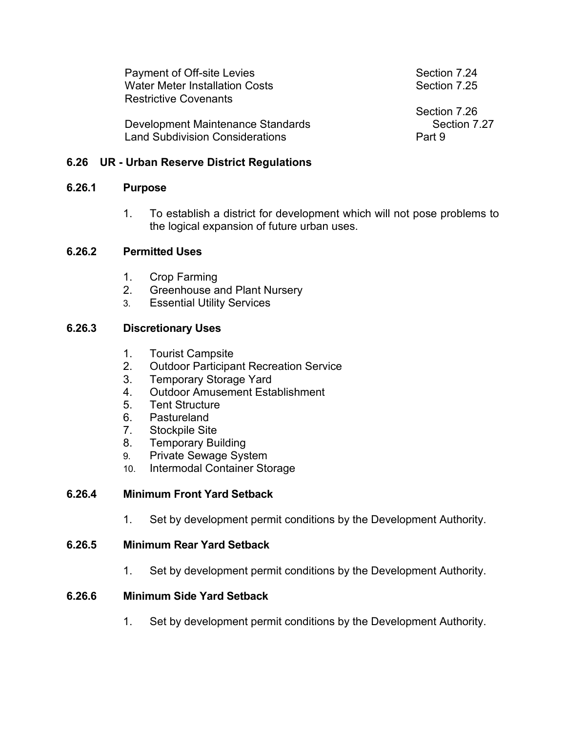| | |
|---|---|
| Payment of Off-site Levies | Section 7.24 |
| Water Meter Installation Costs | Section 7.25 |
| Restrictive Covenants | Section 7.26 |
| Development Maintenance Standards | Section 7.27 |
| Land Subdivision Considerations | Part 9 |

## 6.26 UR - Urban Reserve District Regulations

### 6.26.1 Purpose

1. To establish a district for development which will not pose problems to the logical expansion of future urban uses.

### 6.26.2 Permitted Uses

1. Crop Farming
2. Greenhouse and Plant Nursery
3. Essential Utility Services

### 6.26.3 Discretionary Uses

1. Tourist Campsite
2. Outdoor Participant Recreation Service
3. Temporary Storage Yard
4. Outdoor Amusement Establishment
5. Tent Structure
6. Pastureland
7. Stockpile Site
8. Temporary Building
9. Private Sewage System
10. Intermodal Container Storage

### 6.26.4 Minimum Front Yard Setback

1. Set by development permit conditions by the Development Authority.

### 6.26.5 Minimum Rear Yard Setback

1. Set by development permit conditions by the Development Authority.

### 6.26.6 Minimum Side Yard Setback

1. Set by development permit conditions by the Development Authority.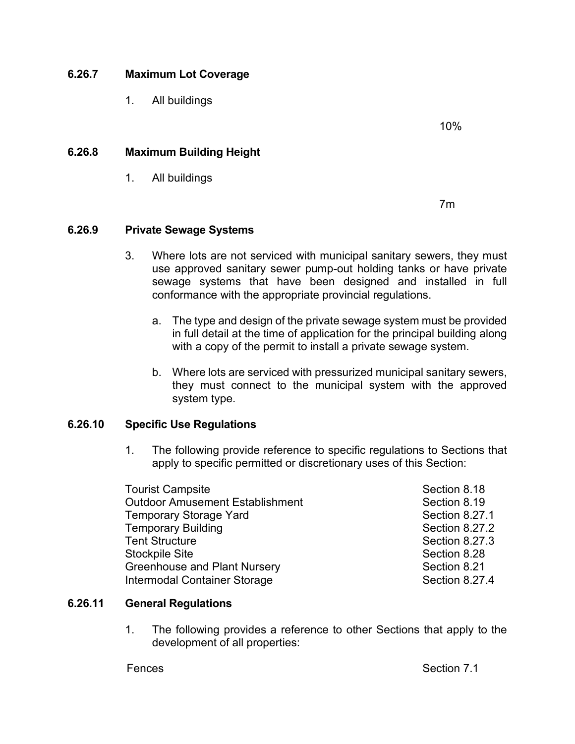### 6.26.7 Maximum Lot Coverage

1. All buildings

10%

### 6.26.8 Maximum Building Height

1. All buildings

7m

### 6.26.9 Private Sewage Systems

3. Where lots are not serviced with municipal sanitary sewers, they must use approved sanitary sewer pump-out holding tanks or have private sewage systems that have been designed and installed in full conformance with the appropriate provincial regulations.

   a. The type and design of the private sewage system must be provided in full detail at the time of application for the principal building along with a copy of the permit to install a private sewage system.

   b. Where lots are serviced with pressurized municipal sanitary sewers, they must connect to the municipal system with the approved system type.

### 6.26.10 Specific Use Regulations

1. The following provide reference to specific regulations to Sections that apply to specific permitted or discretionary uses of this Section:

| | |
|---|---|
| Tourist Campsite | Section 8.18 |
| Outdoor Amusement Establishment | Section 8.19 |
| Temporary Storage Yard | Section 8.27.1 |
| Temporary Building | Section 8.27.2 |
| Tent Structure | Section 8.27.3 |
| Stockpile Site | Section 8.28 |
| Greenhouse and Plant Nursery | Section 8.21 |
| Intermodal Container Storage | Section 8.27.4 |

### 6.26.11 General Regulations

1. The following provides a reference to other Sections that apply to the development of all properties:

| | |
|---|---|
| Fences | Section 7.1 |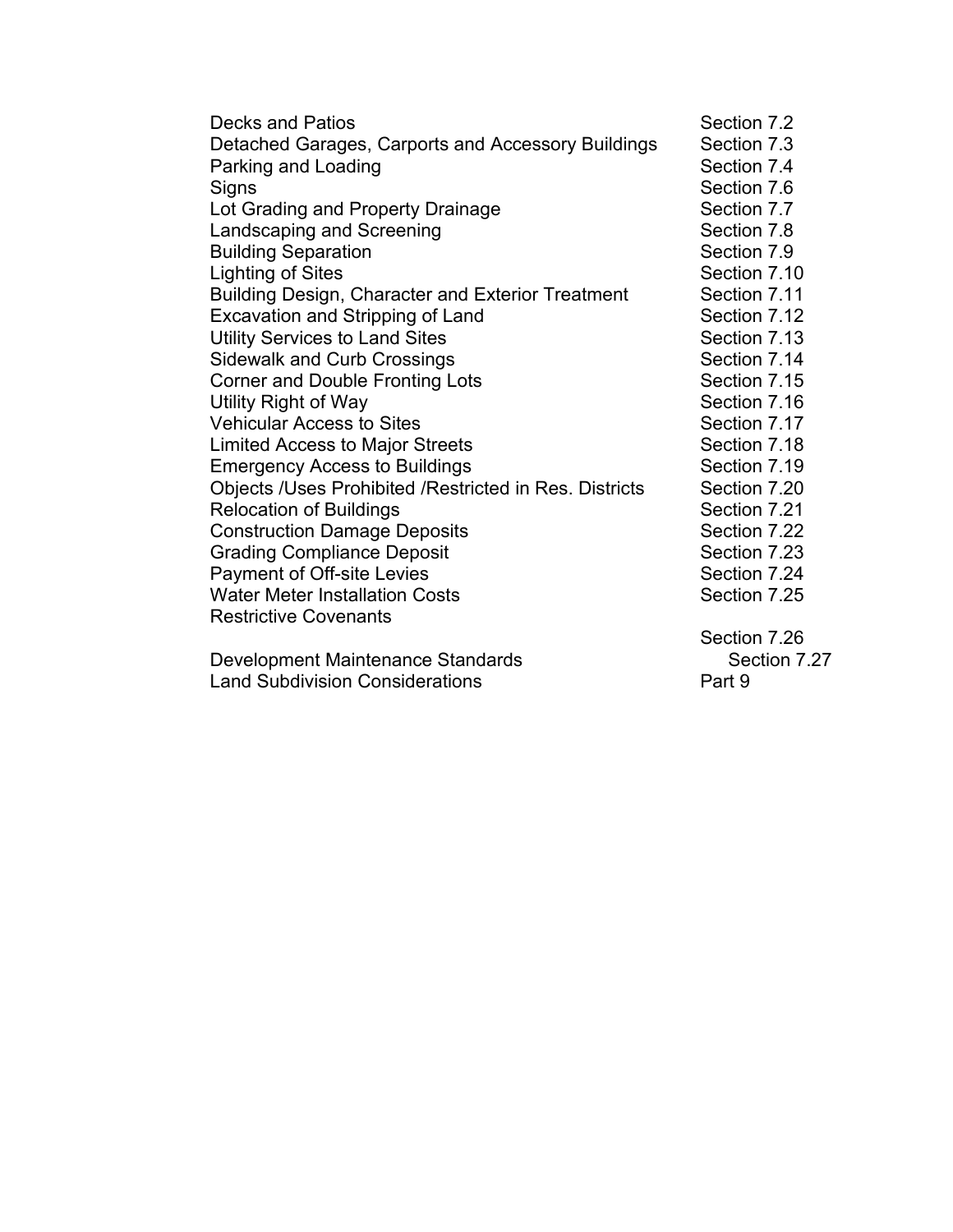| | |
|---|---|
| Decks and Patios | Section 7.2 |
| Detached Garages, Carports and Accessory Buildings | Section 7.3 |
| Parking and Loading | Section 7.4 |
| Signs | Section 7.6 |
| Lot Grading and Property Drainage | Section 7.7 |
| Landscaping and Screening | Section 7.8 |
| Building Separation | Section 7.9 |
| Lighting of Sites | Section 7.10 |
| Building Design, Character and Exterior Treatment | Section 7.11 |
| Excavation and Stripping of Land | Section 7.12 |
| Utility Services to Land Sites | Section 7.13 |
| Sidewalk and Curb Crossings | Section 7.14 |
| Corner and Double Fronting Lots | Section 7.15 |
| Utility Right of Way | Section 7.16 |
| Vehicular Access to Sites | Section 7.17 |
| Limited Access to Major Streets | Section 7.18 |
| Emergency Access to Buildings | Section 7.19 |
| Objects /Uses Prohibited /Restricted in Res. Districts | Section 7.20 |
| Relocation of Buildings | Section 7.21 |
| Construction Damage Deposits | Section 7.22 |
| Grading Compliance Deposit | Section 7.23 |
| Payment of Off-site Levies | Section 7.24 |
| Water Meter Installation Costs | Section 7.25 |
| Restrictive Covenants | Section 7.26 |
| Development Maintenance Standards | Section 7.27 |
| Land Subdivision Considerations | Part 9 |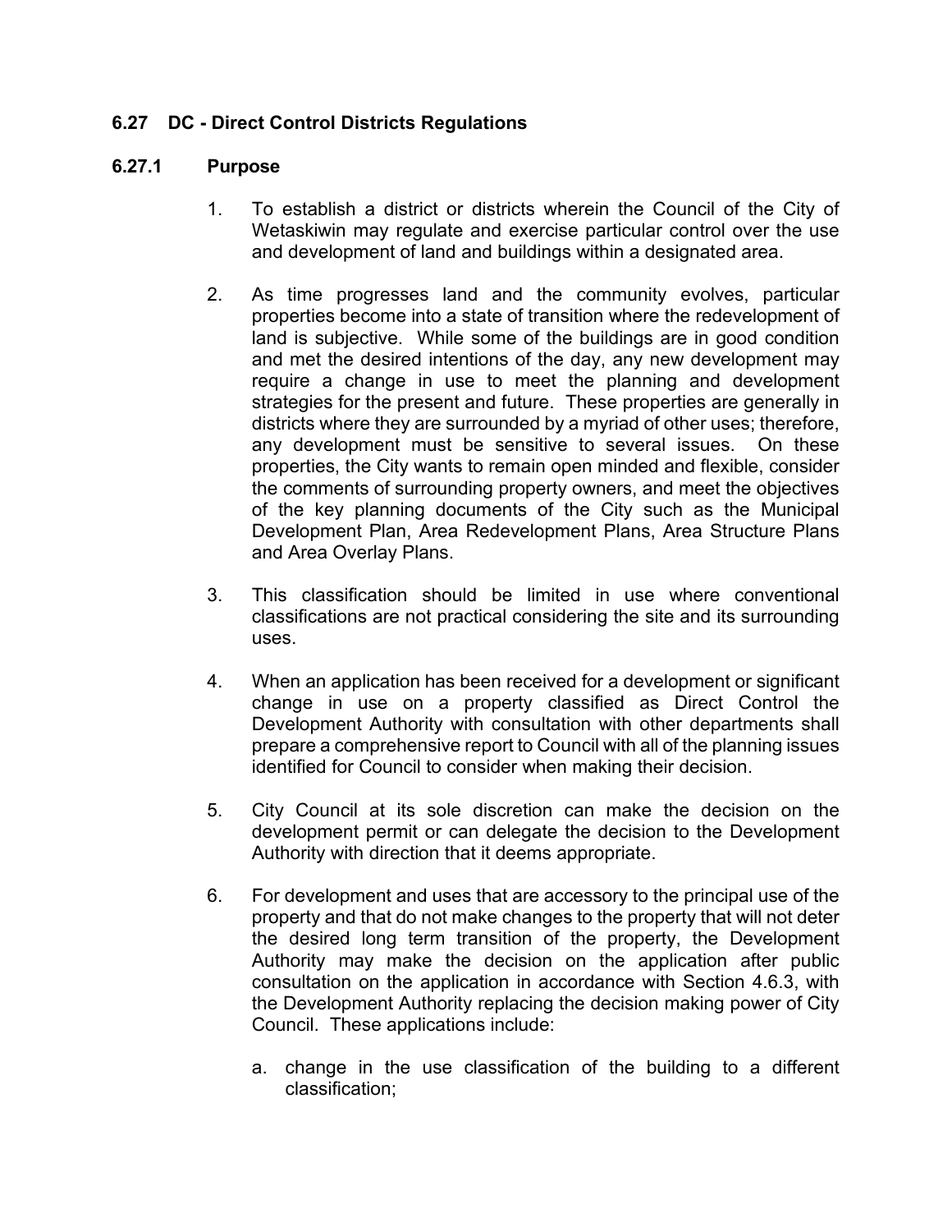## 6.27 DC - Direct Control Districts Regulations

### 6.27.1 Purpose

1. To establish a district or districts wherein the Council of the City of Wetaskiwin may regulate and exercise particular control over the use and development of land and buildings within a designated area.

2. As time progresses land and the community evolves, particular properties become into a state of transition where the redevelopment of land is subjective. While some of the buildings are in good condition and met the desired intentions of the day, any new development may require a change in use to meet the planning and development strategies for the present and future. These properties are generally in districts where they are surrounded by a myriad of other uses; therefore, any development must be sensitive to several issues. On these properties, the City wants to remain open minded and flexible, consider the comments of surrounding property owners, and meet the objectives of the key planning documents of the City such as the Municipal Development Plan, Area Redevelopment Plans, Area Structure Plans and Area Overlay Plans.

3. This classification should be limited in use where conventional classifications are not practical considering the site and its surrounding uses.

4. When an application has been received for a development or significant change in use on a property classified as Direct Control the Development Authority with consultation with other departments shall prepare a comprehensive report to Council with all of the planning issues identified for Council to consider when making their decision.

5. City Council at its sole discretion can make the decision on the development permit or can delegate the decision to the Development Authority with direction that it deems appropriate.

6. For development and uses that are accessory to the principal use of the property and that do not make changes to the property that will not deter the desired long term transition of the property, the Development Authority may make the decision on the application after public consultation on the application in accordance with Section 4.6.3, with the Development Authority replacing the decision making power of City Council. These applications include:

   a. change in the use classification of the building to a different classification;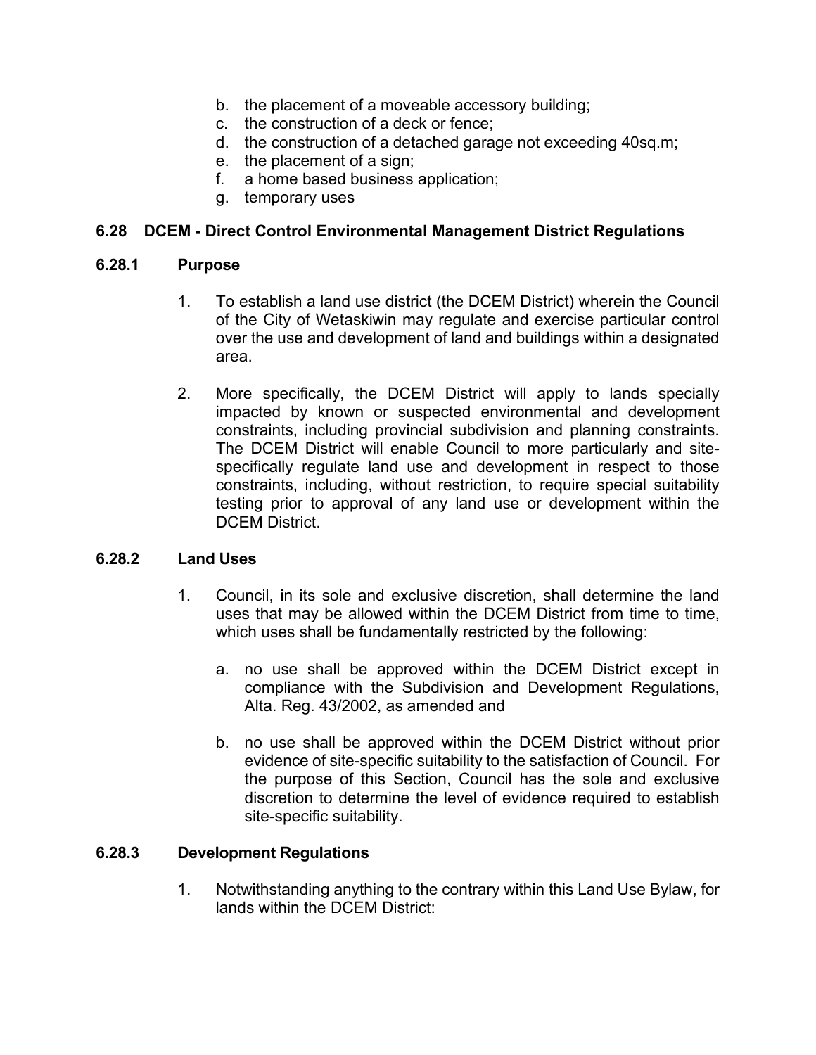b. the placement of a moveable accessory building;
c. the construction of a deck or fence;
d. the construction of a detached garage not exceeding 40sq.m;
e. the placement of a sign;
f. a home based business application;
g. temporary uses

## 6.28 DCEM - Direct Control Environmental Management District Regulations

### 6.28.1 Purpose

1. To establish a land use district (the DCEM District) wherein the Council of the City of Wetaskiwin may regulate and exercise particular control over the use and development of land and buildings within a designated area.

2. More specifically, the DCEM District will apply to lands specially impacted by known or suspected environmental and development constraints, including provincial subdivision and planning constraints. The DCEM District will enable Council to more particularly and site-specifically regulate land use and development in respect to those constraints, including, without restriction, to require special suitability testing prior to approval of any land use or development within the DCEM District.

### 6.28.2 Land Uses

1. Council, in its sole and exclusive discretion, shall determine the land uses that may be allowed within the DCEM District from time to time, which uses shall be fundamentally restricted by the following:

   a. no use shall be approved within the DCEM District except in compliance with the Subdivision and Development Regulations, Alta. Reg. 43/2002, as amended and

   b. no use shall be approved within the DCEM District without prior evidence of site-specific suitability to the satisfaction of Council. For the purpose of this Section, Council has the sole and exclusive discretion to determine the level of evidence required to establish site-specific suitability.

### 6.28.3 Development Regulations

1. Notwithstanding anything to the contrary within this Land Use Bylaw, for lands within the DCEM District: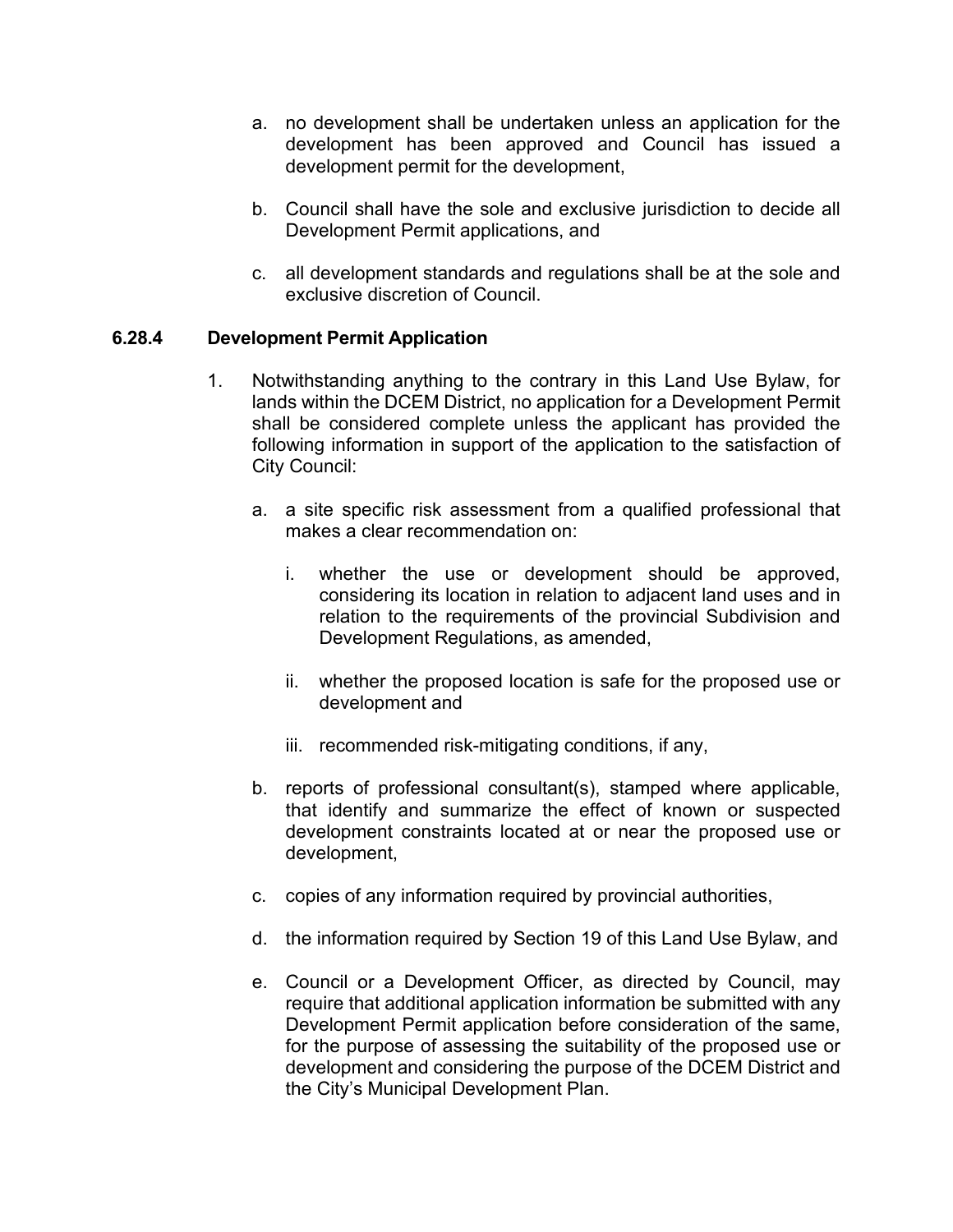a. no development shall be undertaken unless an application for the development has been approved and Council has issued a development permit for the development,

b. Council shall have the sole and exclusive jurisdiction to decide all Development Permit applications, and

c. all development standards and regulations shall be at the sole and exclusive discretion of Council.

### 6.28.4 Development Permit Application

1. Notwithstanding anything to the contrary in this Land Use Bylaw, for lands within the DCEM District, no application for a Development Permit shall be considered complete unless the applicant has provided the following information in support of the application to the satisfaction of City Council:

   a. a site specific risk assessment from a qualified professional that makes a clear recommendation on:

      i. whether the use or development should be approved, considering its location in relation to adjacent land uses and in relation to the requirements of the provincial Subdivision and Development Regulations, as amended,

      ii. whether the proposed location is safe for the proposed use or development and

      iii. recommended risk-mitigating conditions, if any,

   b. reports of professional consultant(s), stamped where applicable, that identify and summarize the effect of known or suspected development constraints located at or near the proposed use or development,

   c. copies of any information required by provincial authorities,

   d. the information required by Section 19 of this Land Use Bylaw, and

   e. Council or a Development Officer, as directed by Council, may require that additional application information be submitted with any Development Permit application before consideration of the same, for the purpose of assessing the suitability of the proposed use or development and considering the purpose of the DCEM District and the City's Municipal Development Plan.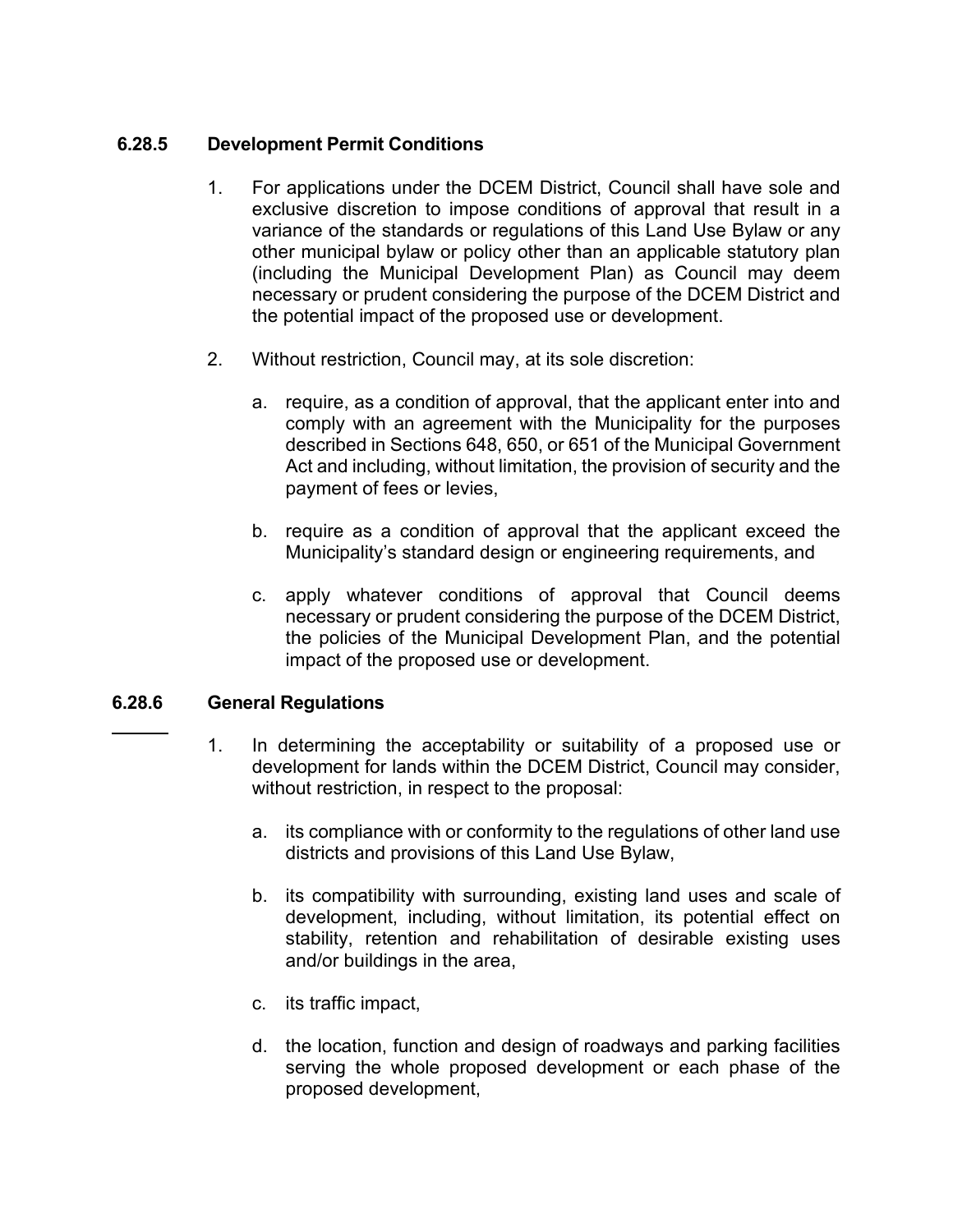### 6.28.5 Development Permit Conditions

1. For applications under the DCEM District, Council shall have sole and exclusive discretion to impose conditions of approval that result in a variance of the standards or regulations of this Land Use Bylaw or any other municipal bylaw or policy other than an applicable statutory plan (including the Municipal Development Plan) as Council may deem necessary or prudent considering the purpose of the DCEM District and the potential impact of the proposed use or development.

2. Without restriction, Council may, at its sole discretion:

   a. require, as a condition of approval, that the applicant enter into and comply with an agreement with the Municipality for the purposes described in Sections 648, 650, or 651 of the Municipal Government Act and including, without limitation, the provision of security and the payment of fees or levies,

   b. require as a condition of approval that the applicant exceed the Municipality's standard design or engineering requirements, and

   c. apply whatever conditions of approval that Council deems necessary or prudent considering the purpose of the DCEM District, the policies of the Municipal Development Plan, and the potential impact of the proposed use or development.

### 6.28.6 General Regulations

1. In determining the acceptability or suitability of a proposed use or development for lands within the DCEM District, Council may consider, without restriction, in respect to the proposal:

   a. its compliance with or conformity to the regulations of other land use districts and provisions of this Land Use Bylaw,

   b. its compatibility with surrounding, existing land uses and scale of development, including, without limitation, its potential effect on stability, retention and rehabilitation of desirable existing uses and/or buildings in the area,

   c. its traffic impact,

   d. the location, function and design of roadways and parking facilities serving the whole proposed development or each phase of the proposed development,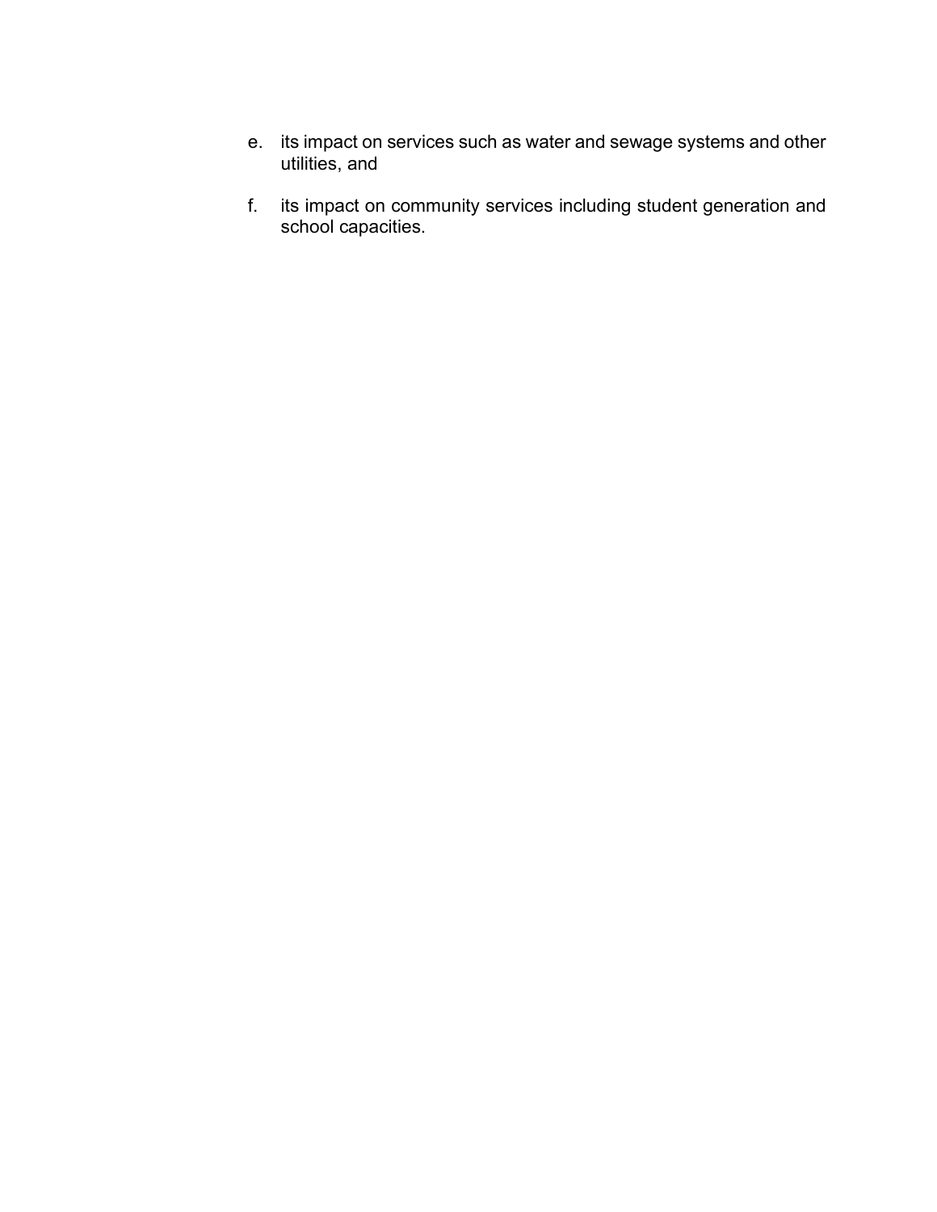e. its impact on services such as water and sewage systems and other utilities, and

f. its impact on community services including student generation and school capacities.